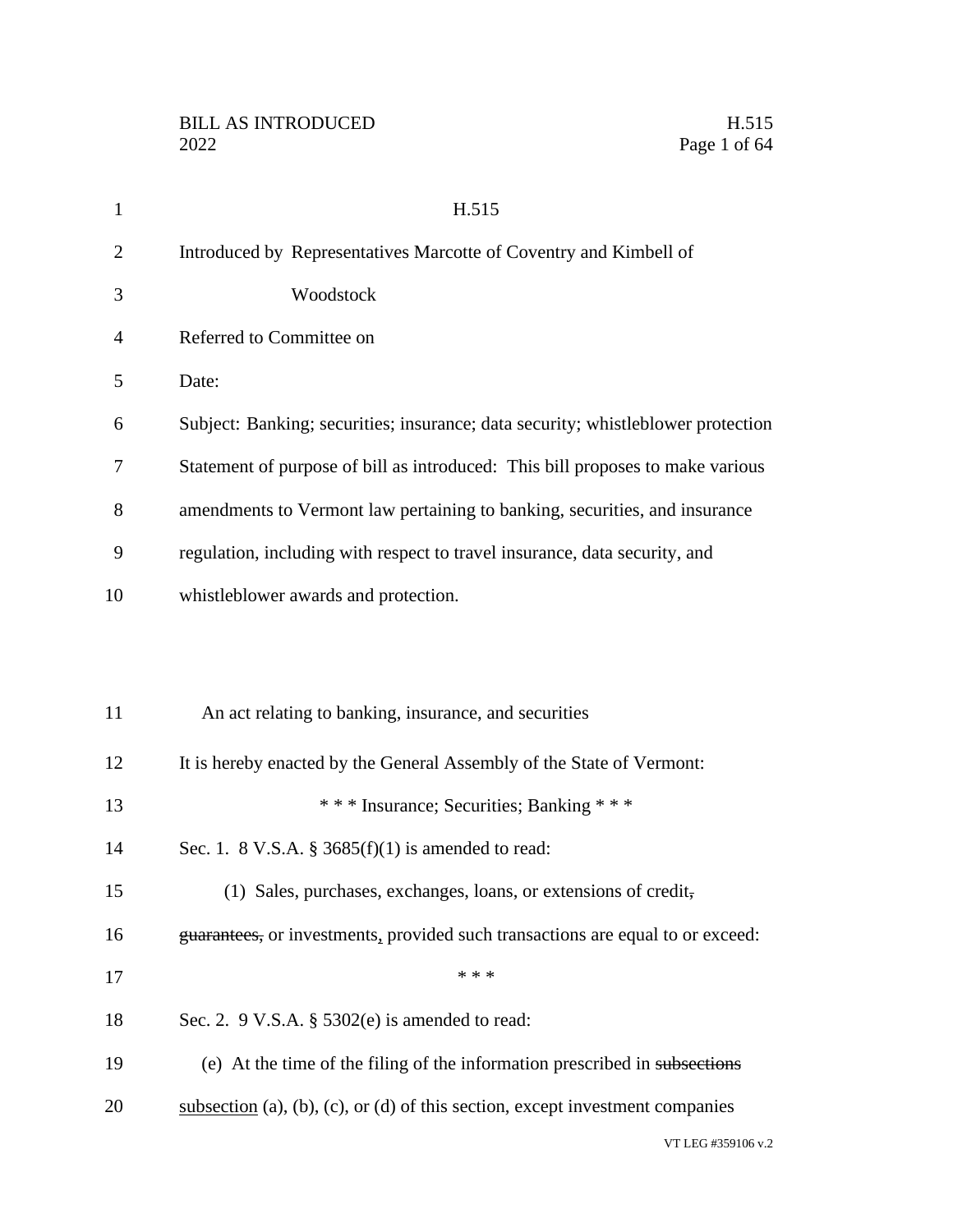H.515

Introduced by Representatives Marcotte of Coventry and Kimbell of Woodstock

Referred to Committee on

Date:

Subject: Banking; securities; insurance; data security; whistleblower protection

Statement of purpose of bill as introduced: This bill proposes to make various amendments to Vermont law pertaining to banking, securities, and insurance regulation, including with respect to travel insurance, data security, and whistleblower awards and protection.

An act relating to banking, insurance, and securities

It is hereby enacted by the General Assembly of the State of Vermont:

\* \* \* Insurance; Securities; Banking \* \* \*

Sec. 1. 8 V.S.A. § 3685(f)(1) is amended to read:

(1) Sales, purchases, exchanges, loans, or extensions of credit, ~~guarantees,~~ or investments, provided such transactions are equal to or exceed:

\* \* \*

Sec. 2. 9 V.S.A. § 5302(e) is amended to read:

(e) At the time of the filing of the information prescribed in ~~subsections~~ subsection (a), (b), (c), or (d) of this section, except investment companies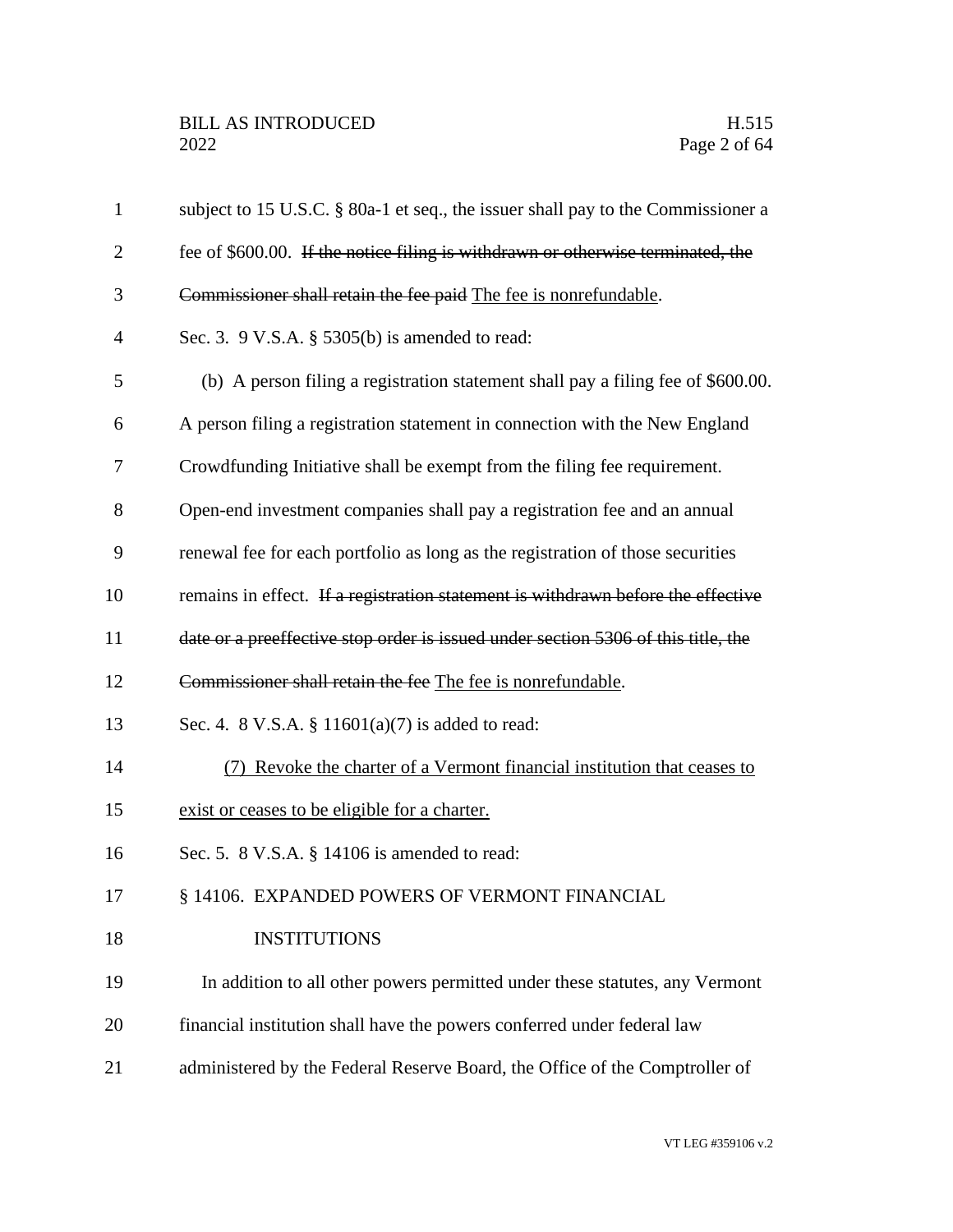subject to 15 U.S.C. § 80a-1 et seq., the issuer shall pay to the Commissioner a fee of $600.00. ~~If the notice filing is withdrawn or otherwise terminated, the Commissioner shall retain the fee paid~~ The fee is nonrefundable.

Sec. 3. 9 V.S.A. § 5305(b) is amended to read:

(b) A person filing a registration statement shall pay a filing fee of $600.00. A person filing a registration statement in connection with the New England Crowdfunding Initiative shall be exempt from the filing fee requirement. Open-end investment companies shall pay a registration fee and an annual renewal fee for each portfolio as long as the registration of those securities remains in effect. ~~If a registration statement is withdrawn before the effective date or a preeffective stop order is issued under section 5306 of this title, the Commissioner shall retain the fee~~ The fee is nonrefundable.

Sec. 4. 8 V.S.A. § 11601(a)(7) is added to read:

(7) Revoke the charter of a Vermont financial institution that ceases to exist or ceases to be eligible for a charter.

Sec. 5. 8 V.S.A. § 14106 is amended to read:

§ 14106. EXPANDED POWERS OF VERMONT FINANCIAL INSTITUTIONS

In addition to all other powers permitted under these statutes, any Vermont financial institution shall have the powers conferred under federal law administered by the Federal Reserve Board, the Office of the Comptroller of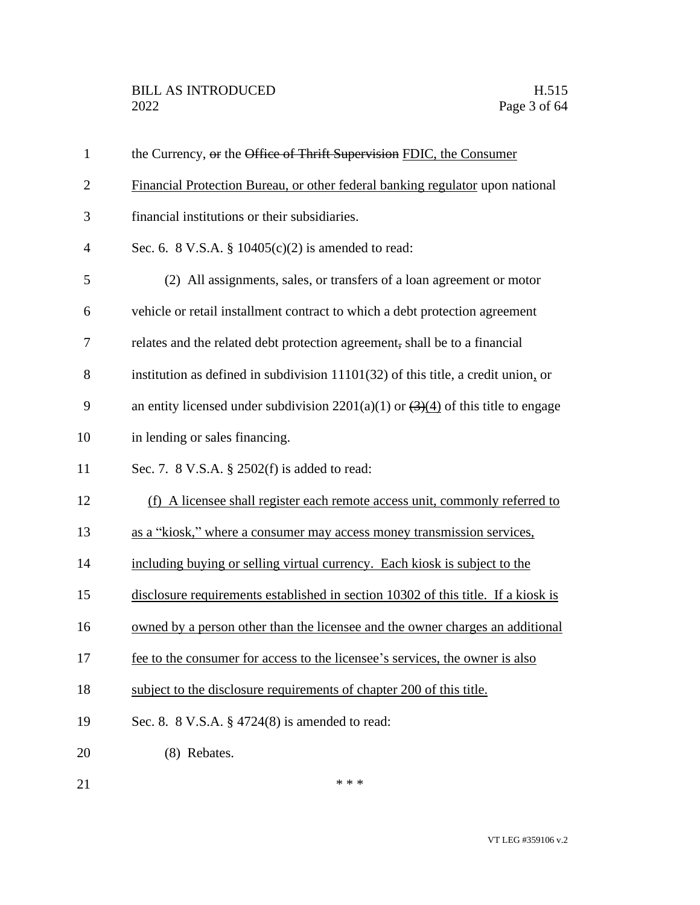the Currency, ~~or~~ the ~~Office of Thrift Supervision~~ <u>FDIC, the Consumer Financial Protection Bureau, or other federal banking regulator</u> upon national financial institutions or their subsidiaries.

Sec. 6. 8 V.S.A. § 10405(c)(2) is amended to read:

(2) All assignments, sales, or transfers of a loan agreement or motor vehicle or retail installment contract to which a debt protection agreement relates and the related debt protection agreement~~,~~ shall be to a financial institution as defined in subdivision 11101(32) of this title, a credit union<u>,</u> or an entity licensed under subdivision 2201(a)(1) or ~~(3)~~<u>(4)</u> of this title to engage in lending or sales financing.

Sec. 7. 8 V.S.A. § 2502(f) is added to read:

<u>(f) A licensee shall register each remote access unit, commonly referred to as a "kiosk," where a consumer may access money transmission services, including buying or selling virtual currency. Each kiosk is subject to the disclosure requirements established in section 10302 of this title. If a kiosk is owned by a person other than the licensee and the owner charges an additional fee to the consumer for access to the licensee's services, the owner is also subject to the disclosure requirements of chapter 200 of this title.</u>

Sec. 8. 8 V.S.A. § 4724(8) is amended to read:

(8) Rebates.

\* \* \*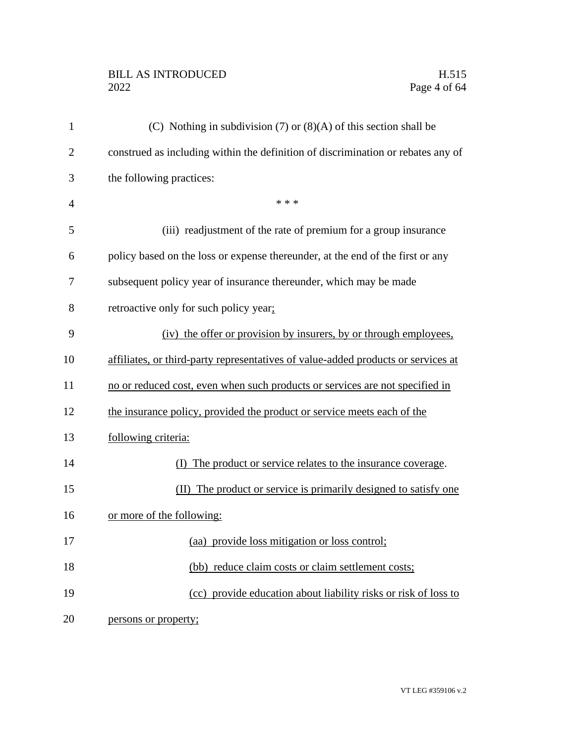(C) Nothing in subdivision (7) or (8)(A) of this section shall be construed as including within the definition of discrimination or rebates any of the following practices:

\* \* \*

(iii) readjustment of the rate of premium for a group insurance policy based on the loss or expense thereunder, at the end of the first or any subsequent policy year of insurance thereunder, which may be made retroactive only for such policy year;

(iv) the offer or provision by insurers, by or through employees, affiliates, or third-party representatives of value-added products or services at no or reduced cost, even when such products or services are not specified in the insurance policy, provided the product or service meets each of the following criteria:

(I) The product or service relates to the insurance coverage.

(II) The product or service is primarily designed to satisfy one or more of the following:

(aa) provide loss mitigation or loss control;

(bb) reduce claim costs or claim settlement costs;

(cc) provide education about liability risks or risk of loss to persons or property;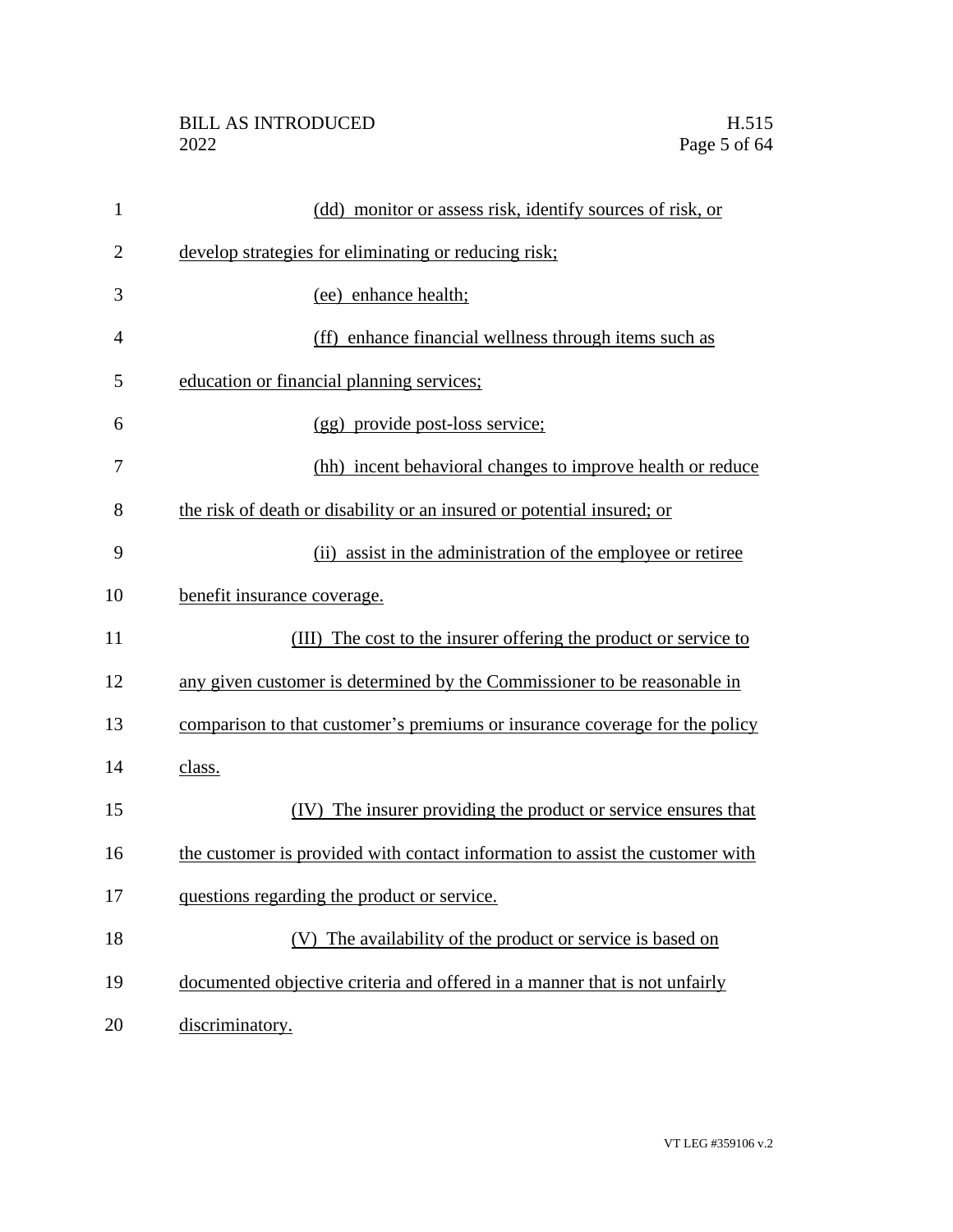(dd) monitor or assess risk, identify sources of risk, or develop strategies for eliminating or reducing risk;

(ee) enhance health;

(ff) enhance financial wellness through items such as education or financial planning services;

(gg) provide post-loss service;

(hh) incent behavioral changes to improve health or reduce the risk of death or disability or an insured or potential insured; or

(ii) assist in the administration of the employee or retiree benefit insurance coverage.

(III) The cost to the insurer offering the product or service to any given customer is determined by the Commissioner to be reasonable in comparison to that customer's premiums or insurance coverage for the policy class.

(IV) The insurer providing the product or service ensures that the customer is provided with contact information to assist the customer with questions regarding the product or service.

(V) The availability of the product or service is based on documented objective criteria and offered in a manner that is not unfairly discriminatory.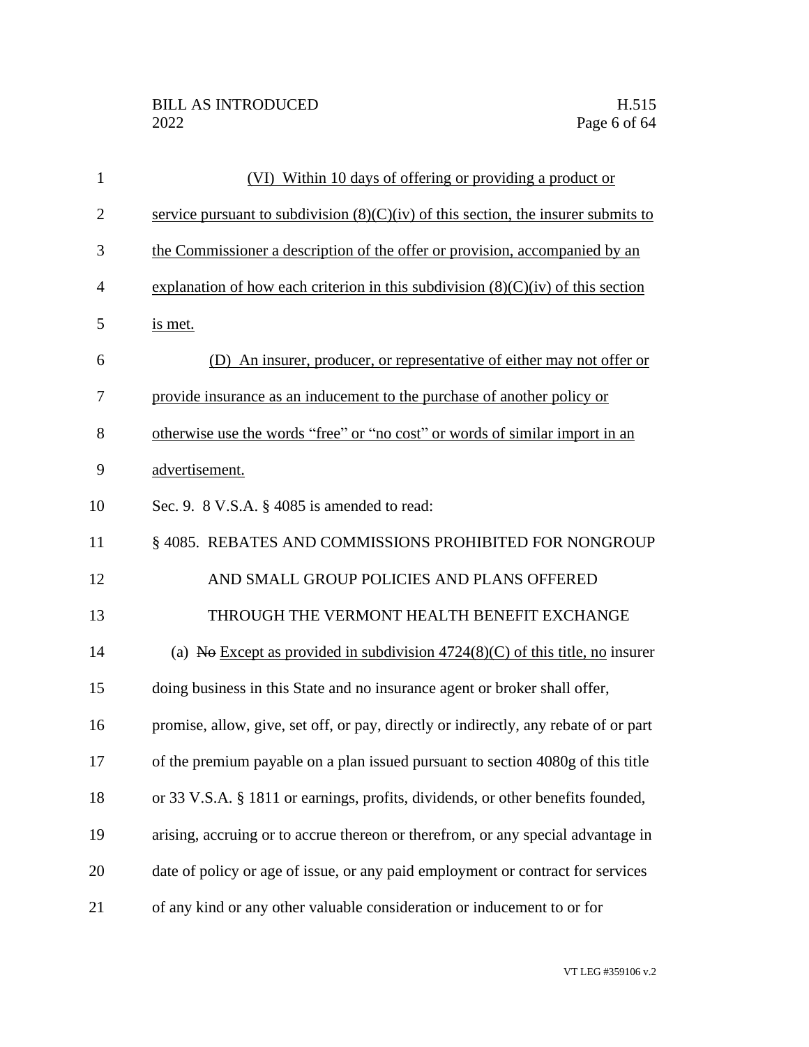(VI) Within 10 days of offering or providing a product or service pursuant to subdivision (8)(C)(iv) of this section, the insurer submits to the Commissioner a description of the offer or provision, accompanied by an explanation of how each criterion in this subdivision (8)(C)(iv) of this section is met.

(D) An insurer, producer, or representative of either may not offer or provide insurance as an inducement to the purchase of another policy or otherwise use the words "free" or "no cost" or words of similar import in an advertisement.

Sec. 9. 8 V.S.A. § 4085 is amended to read:

§ 4085. REBATES AND COMMISSIONS PROHIBITED FOR NONGROUP AND SMALL GROUP POLICIES AND PLANS OFFERED THROUGH THE VERMONT HEALTH BENEFIT EXCHANGE

(a) ~~No~~ Except as provided in subdivision 4724(8)(C) of this title, no insurer doing business in this State and no insurance agent or broker shall offer, promise, allow, give, set off, or pay, directly or indirectly, any rebate of or part of the premium payable on a plan issued pursuant to section 4080g of this title or 33 V.S.A. § 1811 or earnings, profits, dividends, or other benefits founded, arising, accruing or to accrue thereon or therefrom, or any special advantage in date of policy or age of issue, or any paid employment or contract for services of any kind or any other valuable consideration or inducement to or for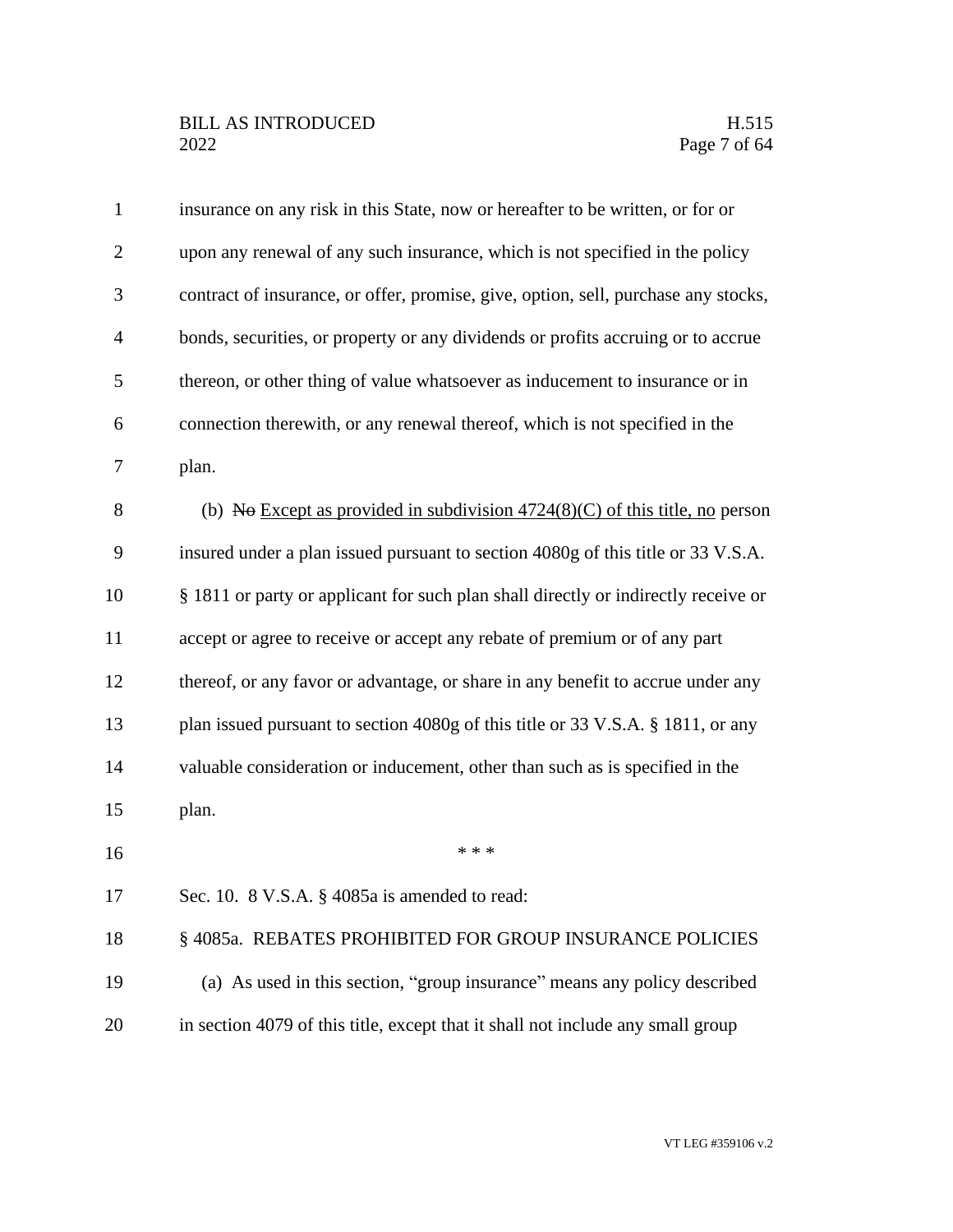insurance on any risk in this State, now or hereafter to be written, or for or upon any renewal of any such insurance, which is not specified in the policy contract of insurance, or offer, promise, give, option, sell, purchase any stocks, bonds, securities, or property or any dividends or profits accruing or to accrue thereon, or other thing of value whatsoever as inducement to insurance or in connection therewith, or any renewal thereof, which is not specified in the plan.

(b) ~~No~~ Except as provided in subdivision 4724(8)(C) of this title, no person insured under a plan issued pursuant to section 4080g of this title or 33 V.S.A. § 1811 or party or applicant for such plan shall directly or indirectly receive or accept or agree to receive or accept any rebate of premium or of any part thereof, or any favor or advantage, or share in any benefit to accrue under any plan issued pursuant to section 4080g of this title or 33 V.S.A. § 1811, or any valuable consideration or inducement, other than such as is specified in the plan.

\* \* \*

Sec. 10. 8 V.S.A. § 4085a is amended to read:

§ 4085a. REBATES PROHIBITED FOR GROUP INSURANCE POLICIES

(a) As used in this section, "group insurance" means any policy described in section 4079 of this title, except that it shall not include any small group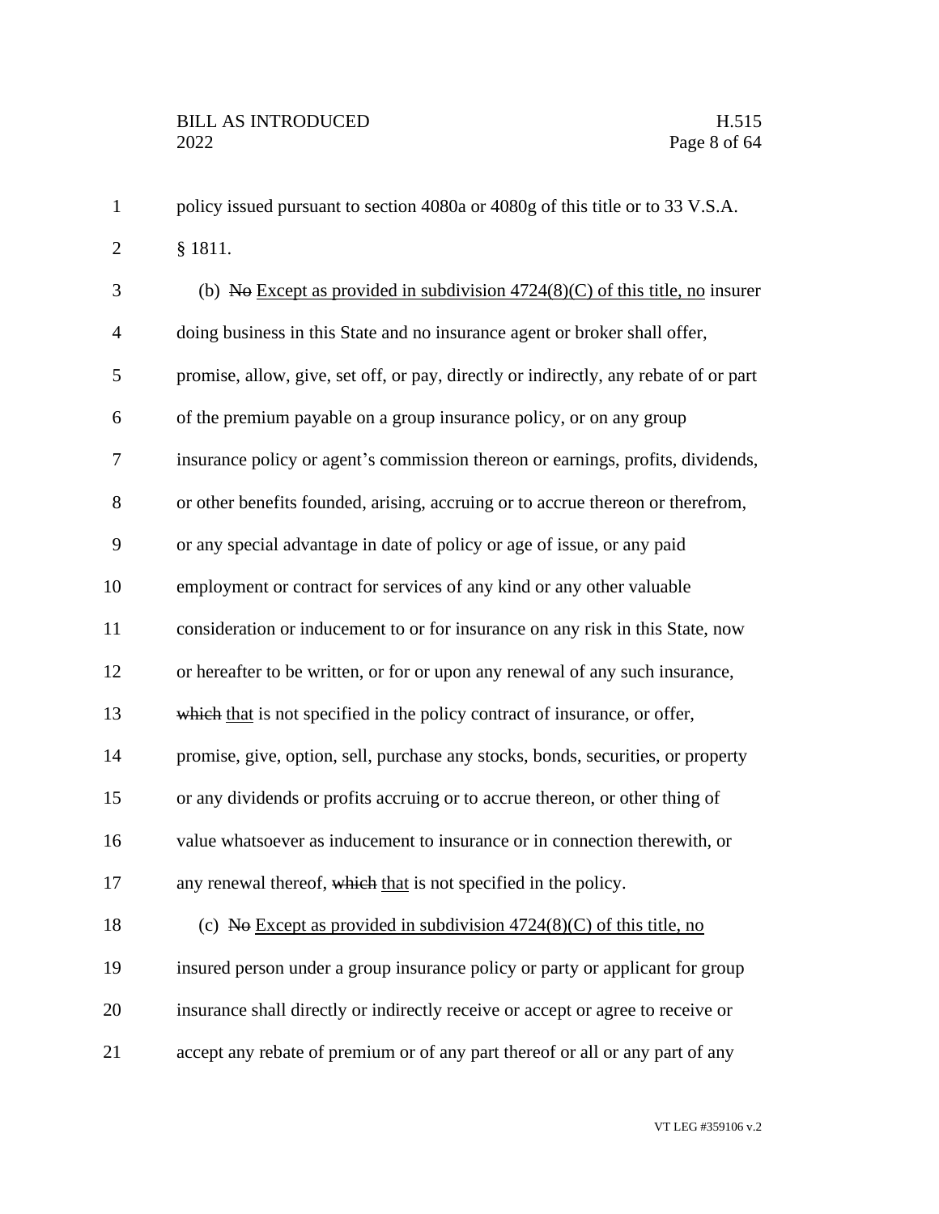policy issued pursuant to section 4080a or 4080g of this title or to 33 V.S.A. § 1811.

(b) ~~No~~ Except as provided in subdivision 4724(8)(C) of this title, no insurer doing business in this State and no insurance agent or broker shall offer, promise, allow, give, set off, or pay, directly or indirectly, any rebate of or part of the premium payable on a group insurance policy, or on any group insurance policy or agent's commission thereon or earnings, profits, dividends, or other benefits founded, arising, accruing or to accrue thereon or therefrom, or any special advantage in date of policy or age of issue, or any paid employment or contract for services of any kind or any other valuable consideration or inducement to or for insurance on any risk in this State, now or hereafter to be written, or for or upon any renewal of any such insurance, ~~which~~ that is not specified in the policy contract of insurance, or offer, promise, give, option, sell, purchase any stocks, bonds, securities, or property or any dividends or profits accruing or to accrue thereon, or other thing of value whatsoever as inducement to insurance or in connection therewith, or any renewal thereof, ~~which~~ that is not specified in the policy.

(c) ~~No~~ Except as provided in subdivision 4724(8)(C) of this title, no insured person under a group insurance policy or party or applicant for group insurance shall directly or indirectly receive or accept or agree to receive or accept any rebate of premium or of any part thereof or all or any part of any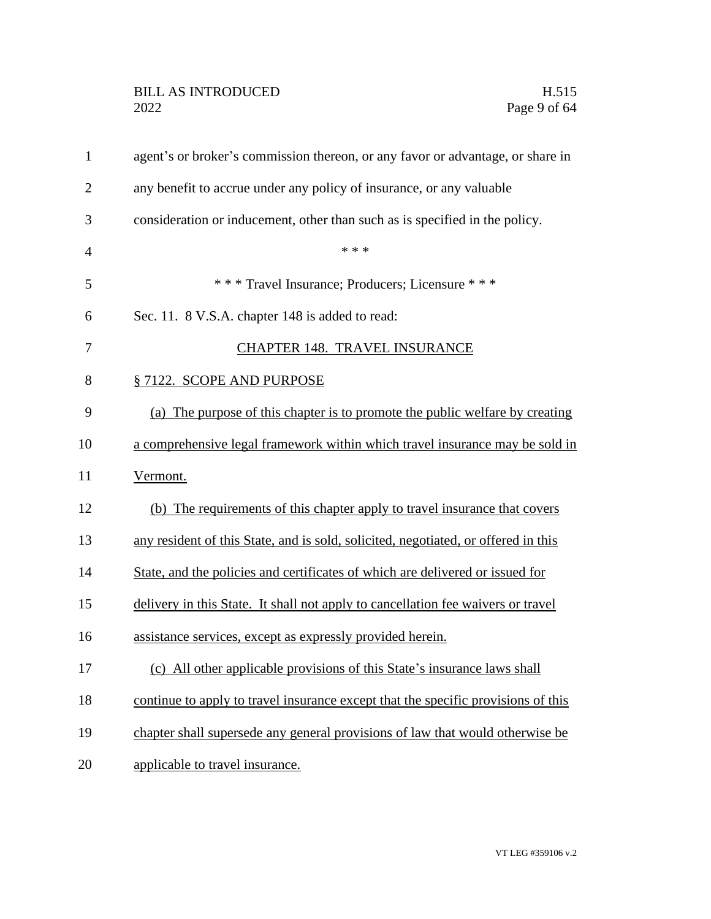agent's or broker's commission thereon, or any favor or advantage, or share in any benefit to accrue under any policy of insurance, or any valuable consideration or inducement, other than such as is specified in the policy.

\* \* \*

\* \* \* Travel Insurance; Producers; Licensure \* \* \*

Sec. 11. 8 V.S.A. chapter 148 is added to read:

CHAPTER 148. TRAVEL INSURANCE

§ 7122. SCOPE AND PURPOSE

(a) The purpose of this chapter is to promote the public welfare by creating a comprehensive legal framework within which travel insurance may be sold in Vermont.

(b) The requirements of this chapter apply to travel insurance that covers any resident of this State, and is sold, solicited, negotiated, or offered in this State, and the policies and certificates of which are delivered or issued for delivery in this State. It shall not apply to cancellation fee waivers or travel assistance services, except as expressly provided herein.

(c) All other applicable provisions of this State's insurance laws shall continue to apply to travel insurance except that the specific provisions of this chapter shall supersede any general provisions of law that would otherwise be applicable to travel insurance.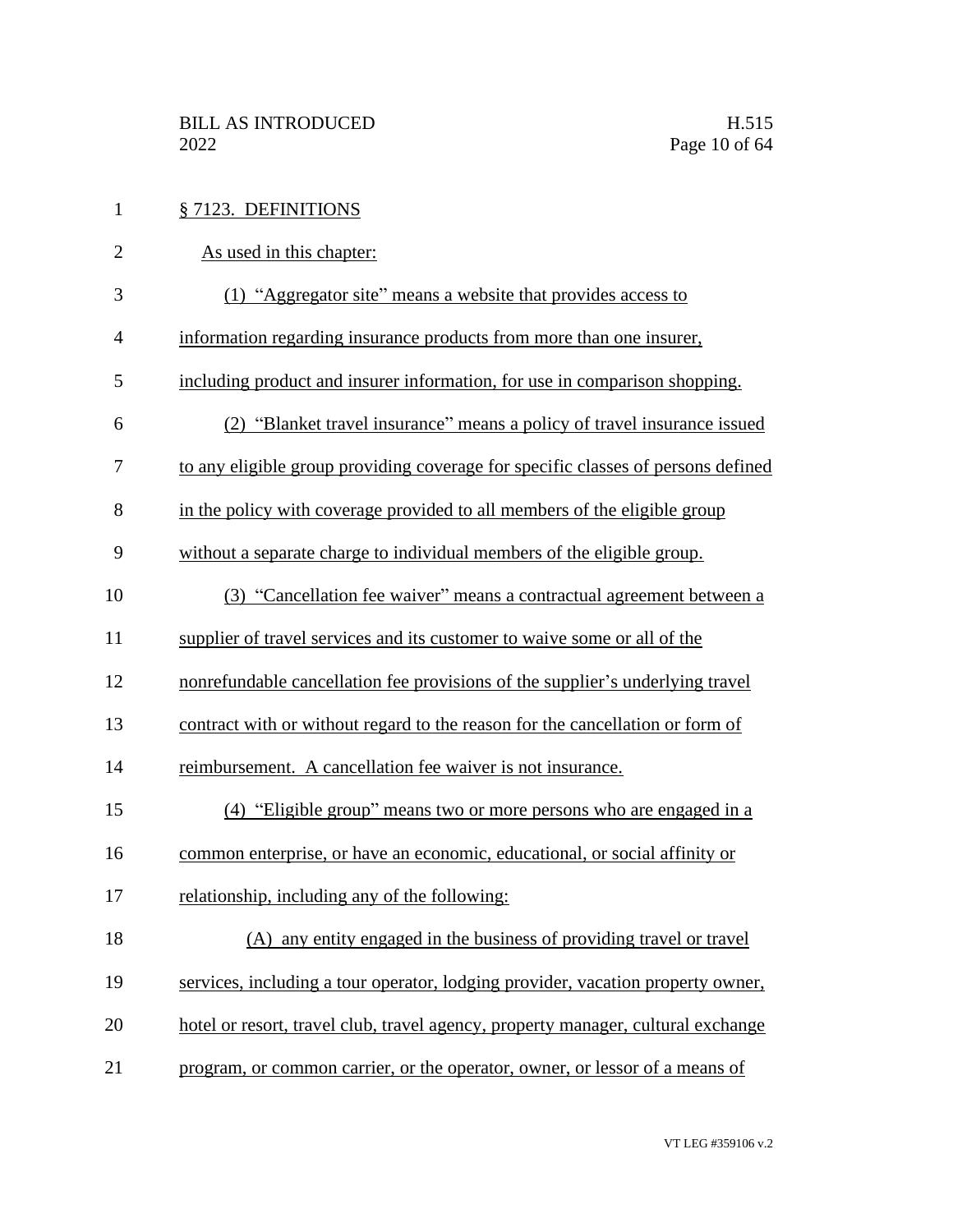§ 7123. DEFINITIONS

As used in this chapter:

(1) "Aggregator site" means a website that provides access to information regarding insurance products from more than one insurer, including product and insurer information, for use in comparison shopping.

(2) "Blanket travel insurance" means a policy of travel insurance issued to any eligible group providing coverage for specific classes of persons defined in the policy with coverage provided to all members of the eligible group without a separate charge to individual members of the eligible group.

(3) "Cancellation fee waiver" means a contractual agreement between a supplier of travel services and its customer to waive some or all of the nonrefundable cancellation fee provisions of the supplier's underlying travel contract with or without regard to the reason for the cancellation or form of reimbursement. A cancellation fee waiver is not insurance.

(4) "Eligible group" means two or more persons who are engaged in a common enterprise, or have an economic, educational, or social affinity or relationship, including any of the following:

(A) any entity engaged in the business of providing travel or travel services, including a tour operator, lodging provider, vacation property owner, hotel or resort, travel club, travel agency, property manager, cultural exchange program, or common carrier, or the operator, owner, or lessor of a means of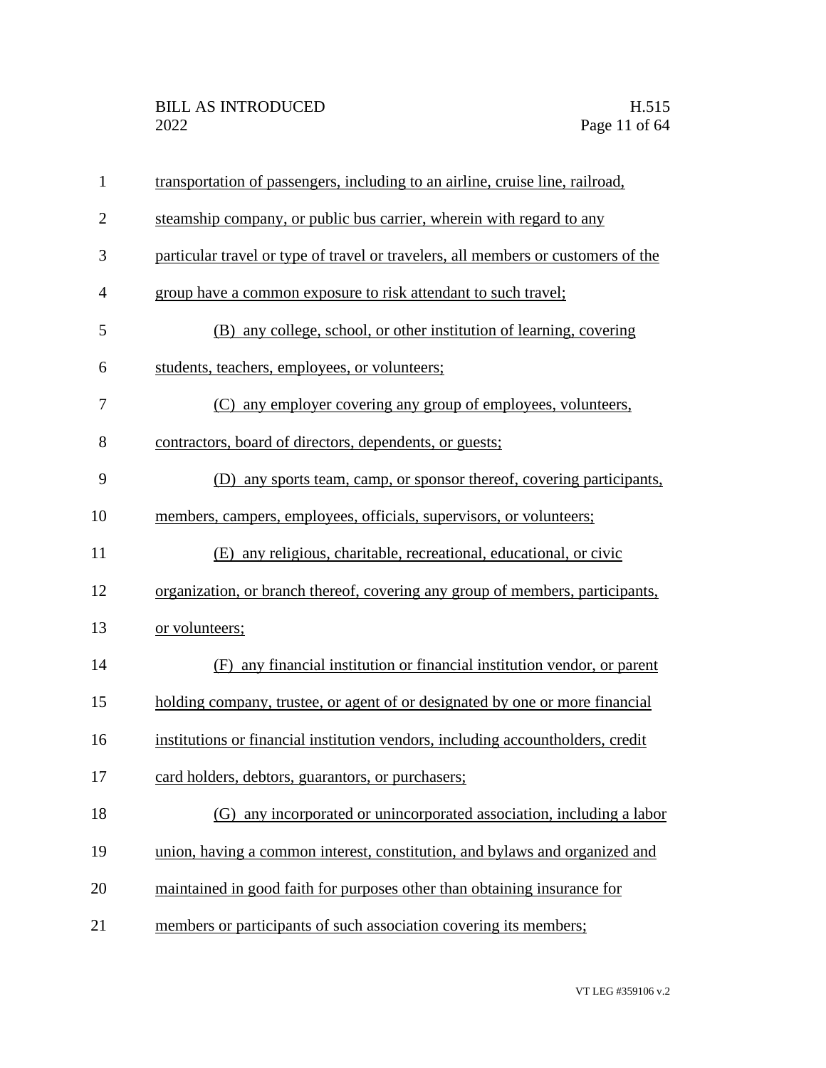transportation of passengers, including to an airline, cruise line, railroad, steamship company, or public bus carrier, wherein with regard to any particular travel or type of travel or travelers, all members or customers of the group have a common exposure to risk attendant to such travel;

(B) any college, school, or other institution of learning, covering students, teachers, employees, or volunteers;

(C) any employer covering any group of employees, volunteers, contractors, board of directors, dependents, or guests;

(D) any sports team, camp, or sponsor thereof, covering participants, members, campers, employees, officials, supervisors, or volunteers;

(E) any religious, charitable, recreational, educational, or civic organization, or branch thereof, covering any group of members, participants, or volunteers;

(F) any financial institution or financial institution vendor, or parent holding company, trustee, or agent of or designated by one or more financial institutions or financial institution vendors, including accountholders, credit card holders, debtors, guarantors, or purchasers;

(G) any incorporated or unincorporated association, including a labor union, having a common interest, constitution, and bylaws and organized and maintained in good faith for purposes other than obtaining insurance for members or participants of such association covering its members;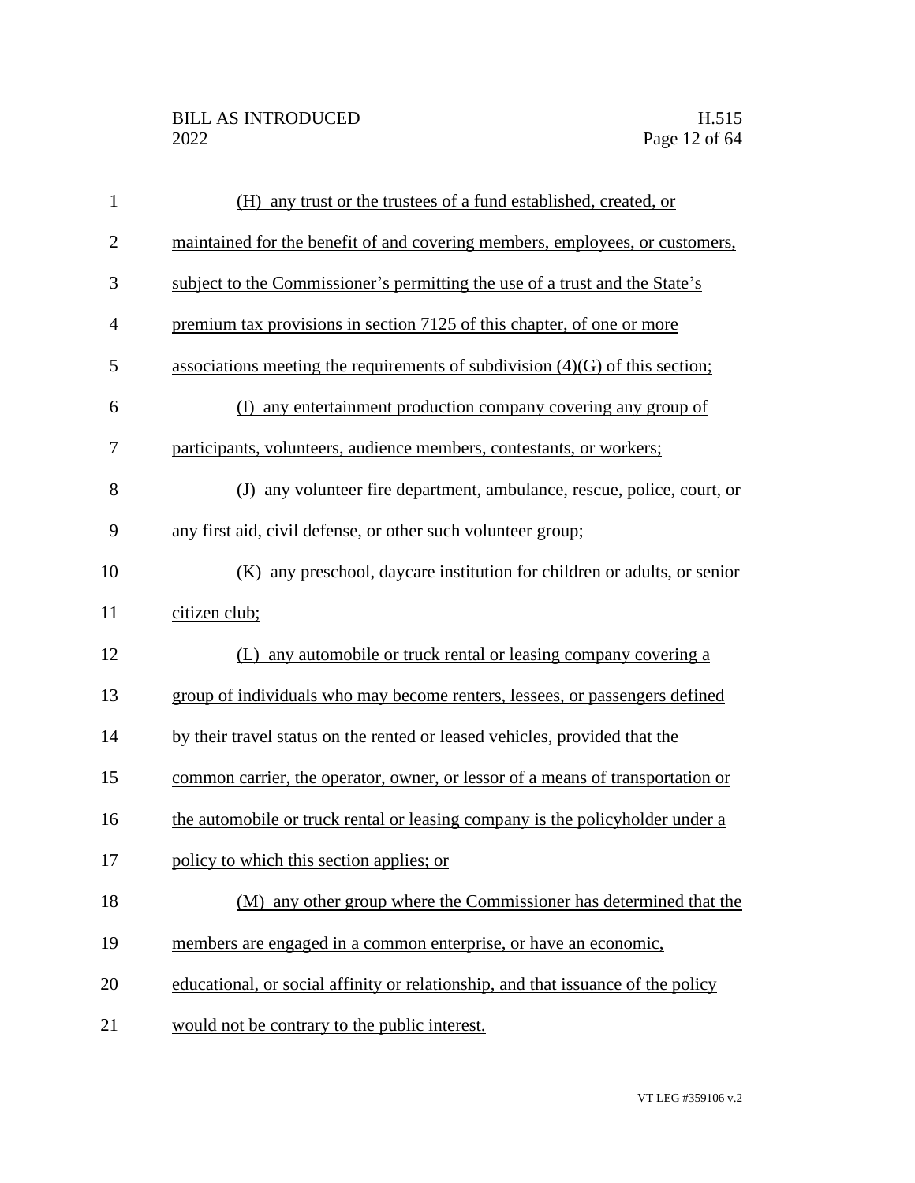(H) any trust or the trustees of a fund established, created, or maintained for the benefit of and covering members, employees, or customers, subject to the Commissioner's permitting the use of a trust and the State's premium tax provisions in section 7125 of this chapter, of one or more associations meeting the requirements of subdivision (4)(G) of this section;

(I) any entertainment production company covering any group of participants, volunteers, audience members, contestants, or workers;

(J) any volunteer fire department, ambulance, rescue, police, court, or any first aid, civil defense, or other such volunteer group;

(K) any preschool, daycare institution for children or adults, or senior citizen club;

(L) any automobile or truck rental or leasing company covering a group of individuals who may become renters, lessees, or passengers defined by their travel status on the rented or leased vehicles, provided that the common carrier, the operator, owner, or lessor of a means of transportation or the automobile or truck rental or leasing company is the policyholder under a policy to which this section applies; or

(M) any other group where the Commissioner has determined that the members are engaged in a common enterprise, or have an economic, educational, or social affinity or relationship, and that issuance of the policy would not be contrary to the public interest.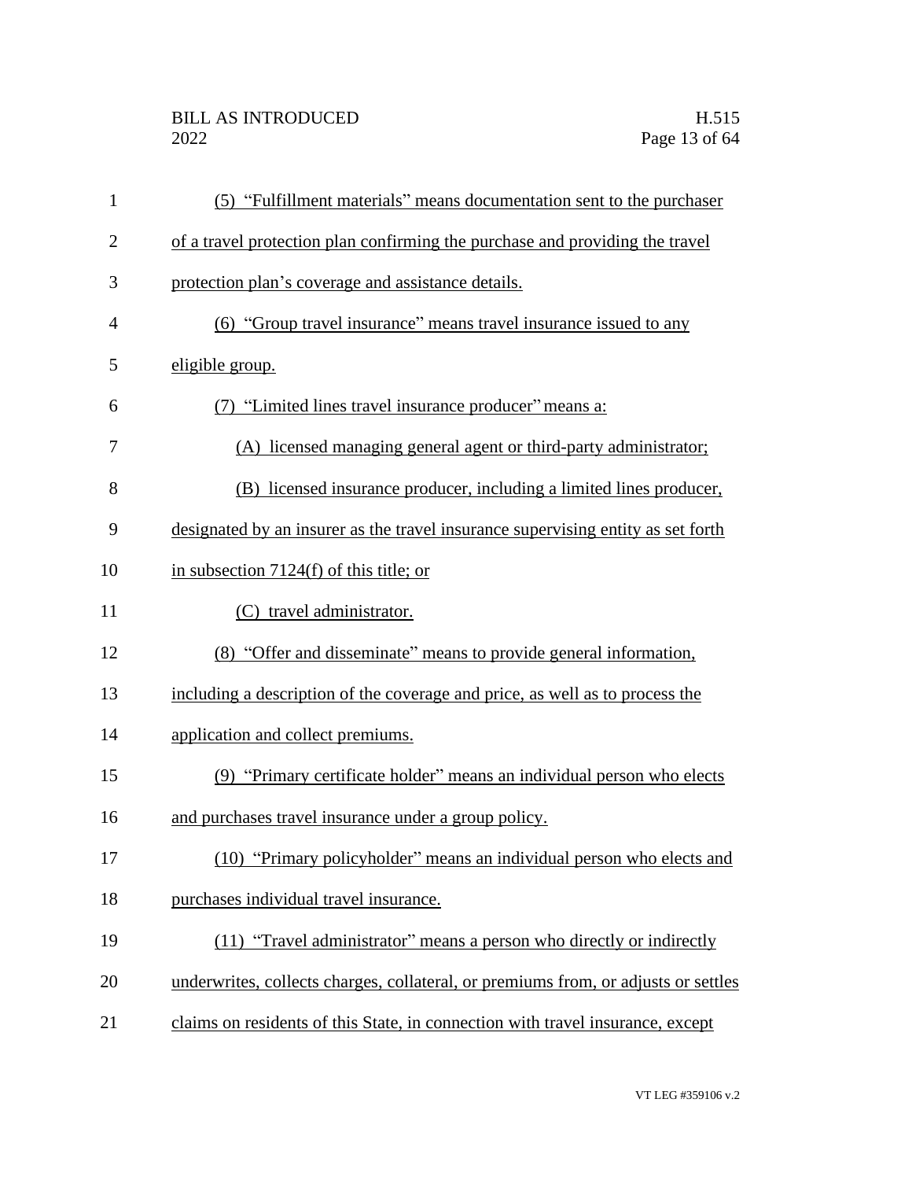(5) "Fulfillment materials" means documentation sent to the purchaser of a travel protection plan confirming the purchase and providing the travel protection plan's coverage and assistance details.

(6) "Group travel insurance" means travel insurance issued to any eligible group.

(7) "Limited lines travel insurance producer" means a:

(A) licensed managing general agent or third-party administrator;

(B) licensed insurance producer, including a limited lines producer, designated by an insurer as the travel insurance supervising entity as set forth in subsection 7124(f) of this title; or

(C) travel administrator.

(8) "Offer and disseminate" means to provide general information, including a description of the coverage and price, as well as to process the application and collect premiums.

(9) "Primary certificate holder" means an individual person who elects and purchases travel insurance under a group policy.

(10) "Primary policyholder" means an individual person who elects and purchases individual travel insurance.

(11) "Travel administrator" means a person who directly or indirectly underwrites, collects charges, collateral, or premiums from, or adjusts or settles claims on residents of this State, in connection with travel insurance, except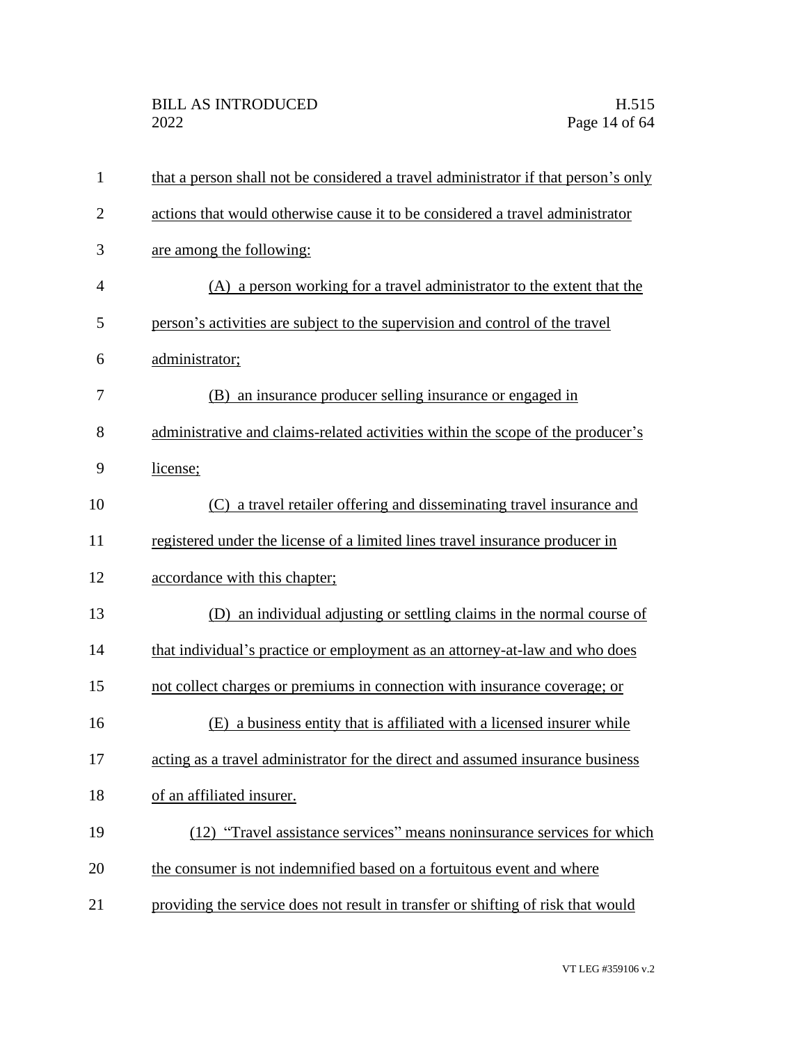that a person shall not be considered a travel administrator if that person's only actions that would otherwise cause it to be considered a travel administrator are among the following:

(A) a person working for a travel administrator to the extent that the person's activities are subject to the supervision and control of the travel administrator;

(B) an insurance producer selling insurance or engaged in administrative and claims-related activities within the scope of the producer's license;

(C) a travel retailer offering and disseminating travel insurance and registered under the license of a limited lines travel insurance producer in accordance with this chapter;

(D) an individual adjusting or settling claims in the normal course of that individual's practice or employment as an attorney-at-law and who does not collect charges or premiums in connection with insurance coverage; or

(E) a business entity that is affiliated with a licensed insurer while acting as a travel administrator for the direct and assumed insurance business of an affiliated insurer.

(12) "Travel assistance services" means noninsurance services for which the consumer is not indemnified based on a fortuitous event and where providing the service does not result in transfer or shifting of risk that would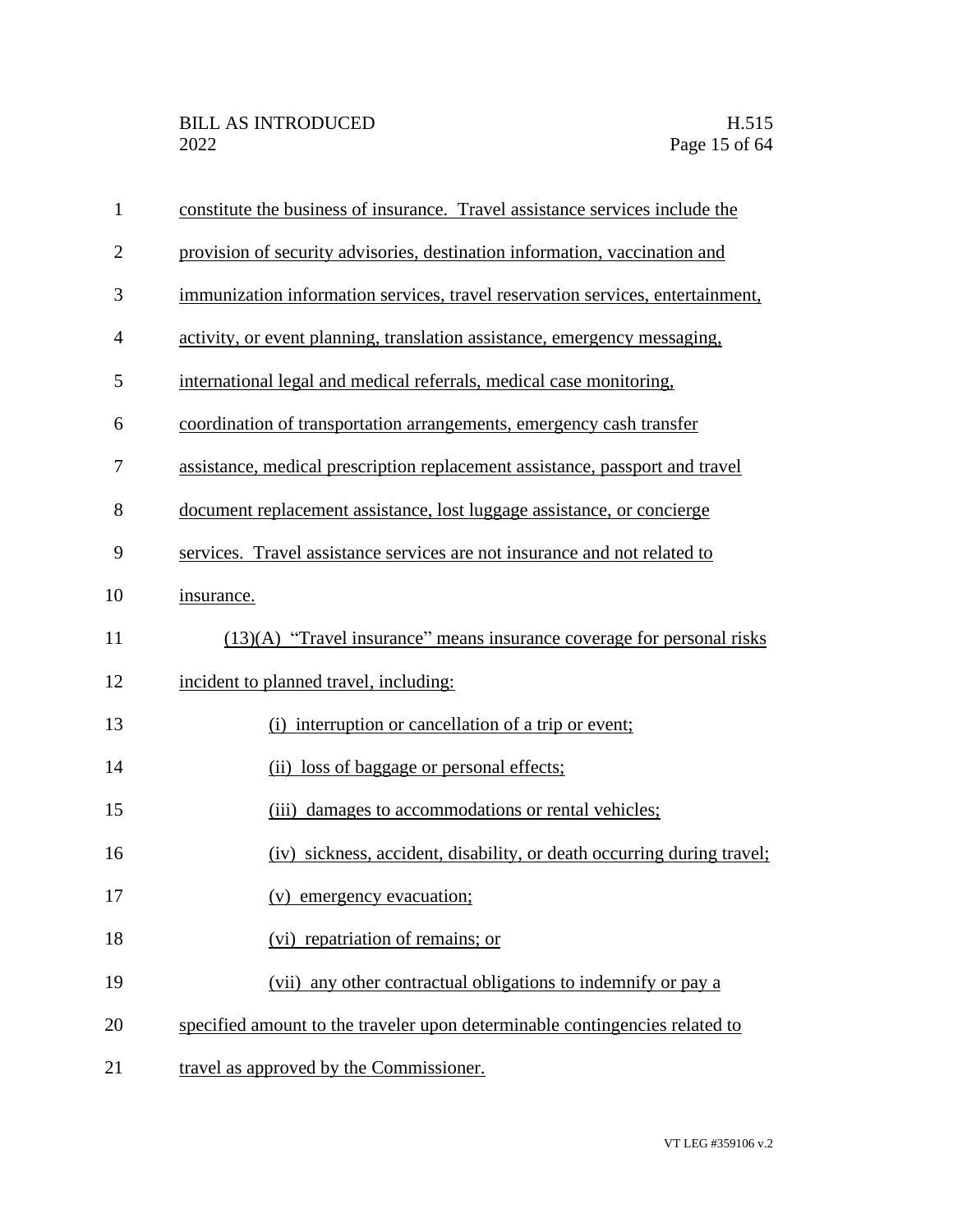constitute the business of insurance. Travel assistance services include the provision of security advisories, destination information, vaccination and immunization information services, travel reservation services, entertainment, activity, or event planning, translation assistance, emergency messaging, international legal and medical referrals, medical case monitoring, coordination of transportation arrangements, emergency cash transfer assistance, medical prescription replacement assistance, passport and travel document replacement assistance, lost luggage assistance, or concierge services. Travel assistance services are not insurance and not related to insurance.

(13)(A) "Travel insurance" means insurance coverage for personal risks incident to planned travel, including:

(i) interruption or cancellation of a trip or event;

(ii) loss of baggage or personal effects;

(iii) damages to accommodations or rental vehicles;

(iv) sickness, accident, disability, or death occurring during travel;

(v) emergency evacuation;

(vi) repatriation of remains; or

(vii) any other contractual obligations to indemnify or pay a specified amount to the traveler upon determinable contingencies related to travel as approved by the Commissioner.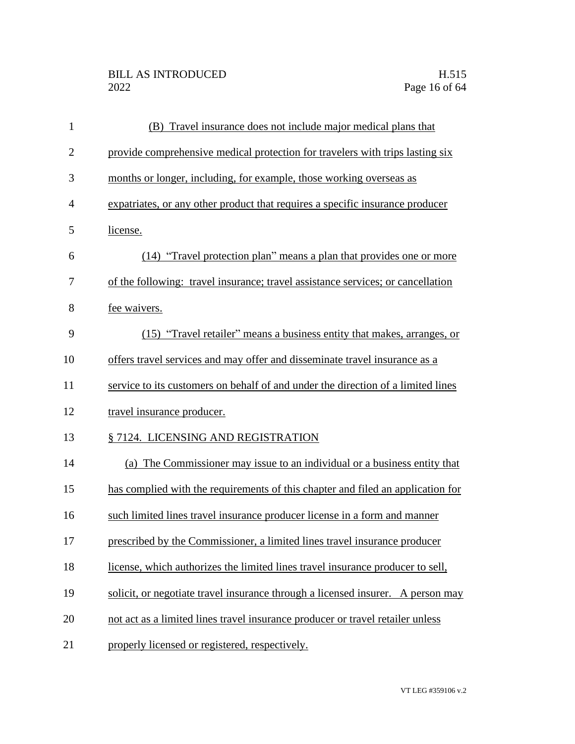(B) Travel insurance does not include major medical plans that provide comprehensive medical protection for travelers with trips lasting six months or longer, including, for example, those working overseas as expatriates, or any other product that requires a specific insurance producer license.

(14) "Travel protection plan" means a plan that provides one or more of the following: travel insurance; travel assistance services; or cancellation fee waivers.

(15) "Travel retailer" means a business entity that makes, arranges, or offers travel services and may offer and disseminate travel insurance as a service to its customers on behalf of and under the direction of a limited lines travel insurance producer.

§ 7124. LICENSING AND REGISTRATION

(a) The Commissioner may issue to an individual or a business entity that has complied with the requirements of this chapter and filed an application for such limited lines travel insurance producer license in a form and manner prescribed by the Commissioner, a limited lines travel insurance producer license, which authorizes the limited lines travel insurance producer to sell, solicit, or negotiate travel insurance through a licensed insurer. A person may not act as a limited lines travel insurance producer or travel retailer unless properly licensed or registered, respectively.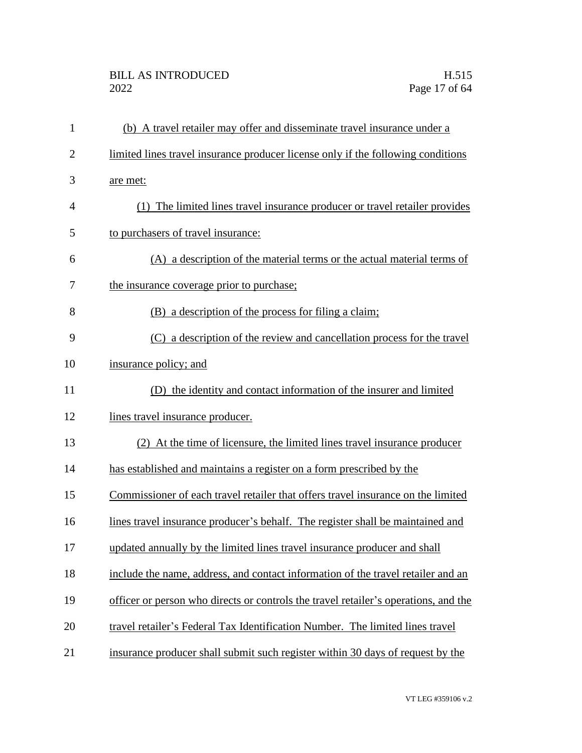(b) A travel retailer may offer and disseminate travel insurance under a limited lines travel insurance producer license only if the following conditions are met:

(1) The limited lines travel insurance producer or travel retailer provides to purchasers of travel insurance:

(A) a description of the material terms or the actual material terms of the insurance coverage prior to purchase;

(B) a description of the process for filing a claim;

(C) a description of the review and cancellation process for the travel insurance policy; and

(D) the identity and contact information of the insurer and limited lines travel insurance producer.

(2) At the time of licensure, the limited lines travel insurance producer has established and maintains a register on a form prescribed by the Commissioner of each travel retailer that offers travel insurance on the limited lines travel insurance producer's behalf. The register shall be maintained and updated annually by the limited lines travel insurance producer and shall include the name, address, and contact information of the travel retailer and an officer or person who directs or controls the travel retailer's operations, and the travel retailer's Federal Tax Identification Number. The limited lines travel insurance producer shall submit such register within 30 days of request by the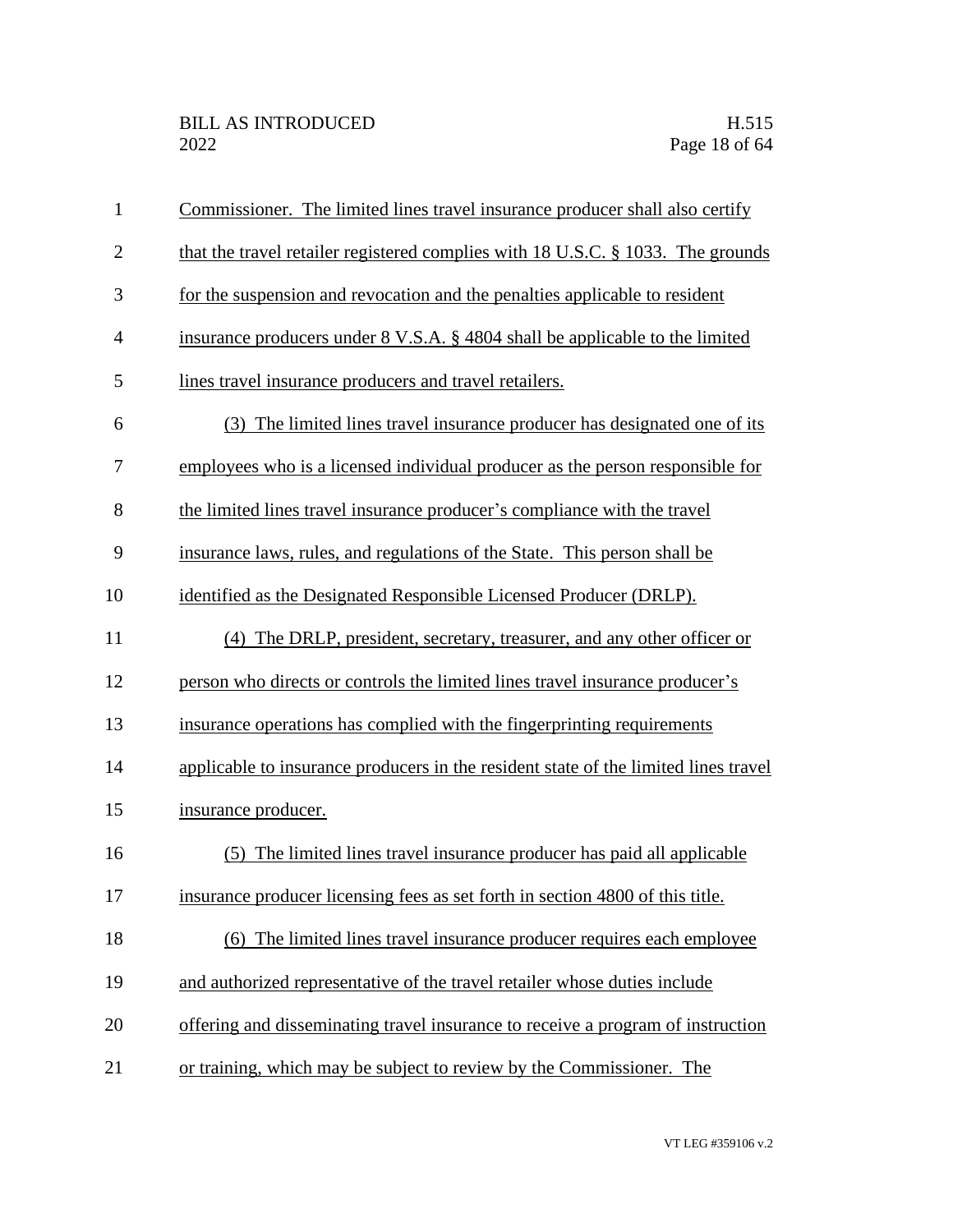Commissioner. The limited lines travel insurance producer shall also certify that the travel retailer registered complies with 18 U.S.C. § 1033. The grounds for the suspension and revocation and the penalties applicable to resident insurance producers under 8 V.S.A. § 4804 shall be applicable to the limited lines travel insurance producers and travel retailers.

(3) The limited lines travel insurance producer has designated one of its employees who is a licensed individual producer as the person responsible for the limited lines travel insurance producer's compliance with the travel insurance laws, rules, and regulations of the State. This person shall be identified as the Designated Responsible Licensed Producer (DRLP).

(4) The DRLP, president, secretary, treasurer, and any other officer or person who directs or controls the limited lines travel insurance producer's insurance operations has complied with the fingerprinting requirements applicable to insurance producers in the resident state of the limited lines travel insurance producer.

(5) The limited lines travel insurance producer has paid all applicable insurance producer licensing fees as set forth in section 4800 of this title.

(6) The limited lines travel insurance producer requires each employee and authorized representative of the travel retailer whose duties include offering and disseminating travel insurance to receive a program of instruction or training, which may be subject to review by the Commissioner. The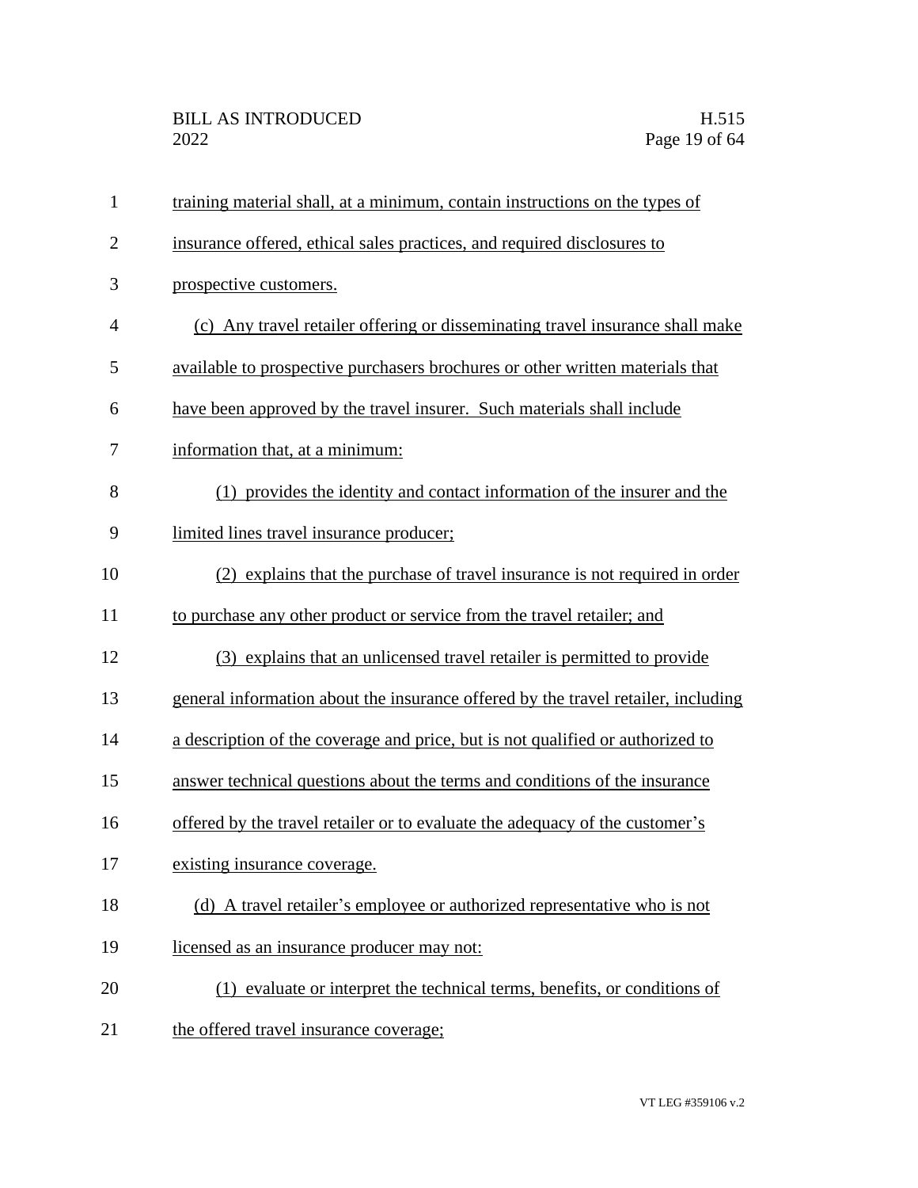training material shall, at a minimum, contain instructions on the types of insurance offered, ethical sales practices, and required disclosures to prospective customers.

(c) Any travel retailer offering or disseminating travel insurance shall make available to prospective purchasers brochures or other written materials that have been approved by the travel insurer. Such materials shall include information that, at a minimum:

(1) provides the identity and contact information of the insurer and the limited lines travel insurance producer;

(2) explains that the purchase of travel insurance is not required in order to purchase any other product or service from the travel retailer; and

(3) explains that an unlicensed travel retailer is permitted to provide general information about the insurance offered by the travel retailer, including a description of the coverage and price, but is not qualified or authorized to answer technical questions about the terms and conditions of the insurance offered by the travel retailer or to evaluate the adequacy of the customer's existing insurance coverage.

(d) A travel retailer's employee or authorized representative who is not licensed as an insurance producer may not:

(1) evaluate or interpret the technical terms, benefits, or conditions of the offered travel insurance coverage;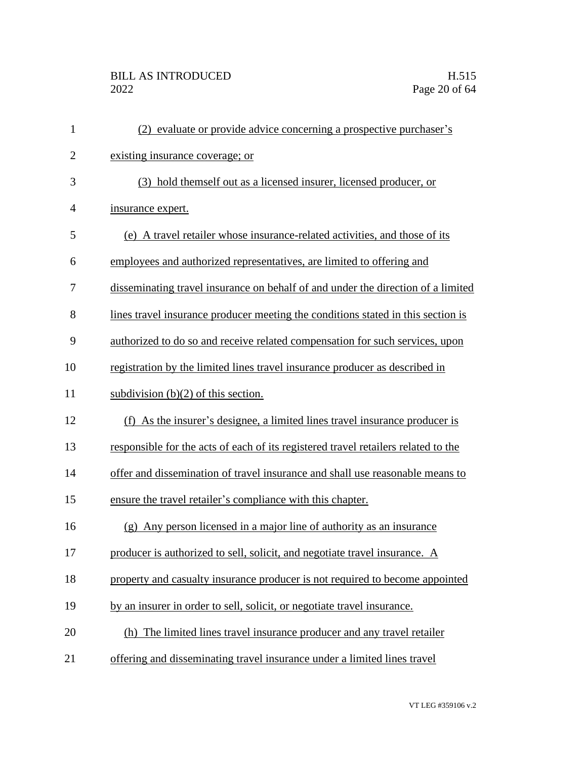(2) evaluate or provide advice concerning a prospective purchaser's existing insurance coverage; or

(3) hold themself out as a licensed insurer, licensed producer, or insurance expert.

(e) A travel retailer whose insurance-related activities, and those of its employees and authorized representatives, are limited to offering and disseminating travel insurance on behalf of and under the direction of a limited lines travel insurance producer meeting the conditions stated in this section is authorized to do so and receive related compensation for such services, upon registration by the limited lines travel insurance producer as described in subdivision (b)(2) of this section.

(f) As the insurer's designee, a limited lines travel insurance producer is responsible for the acts of each of its registered travel retailers related to the offer and dissemination of travel insurance and shall use reasonable means to ensure the travel retailer's compliance with this chapter.

(g) Any person licensed in a major line of authority as an insurance producer is authorized to sell, solicit, and negotiate travel insurance. A property and casualty insurance producer is not required to become appointed by an insurer in order to sell, solicit, or negotiate travel insurance.

(h) The limited lines travel insurance producer and any travel retailer offering and disseminating travel insurance under a limited lines travel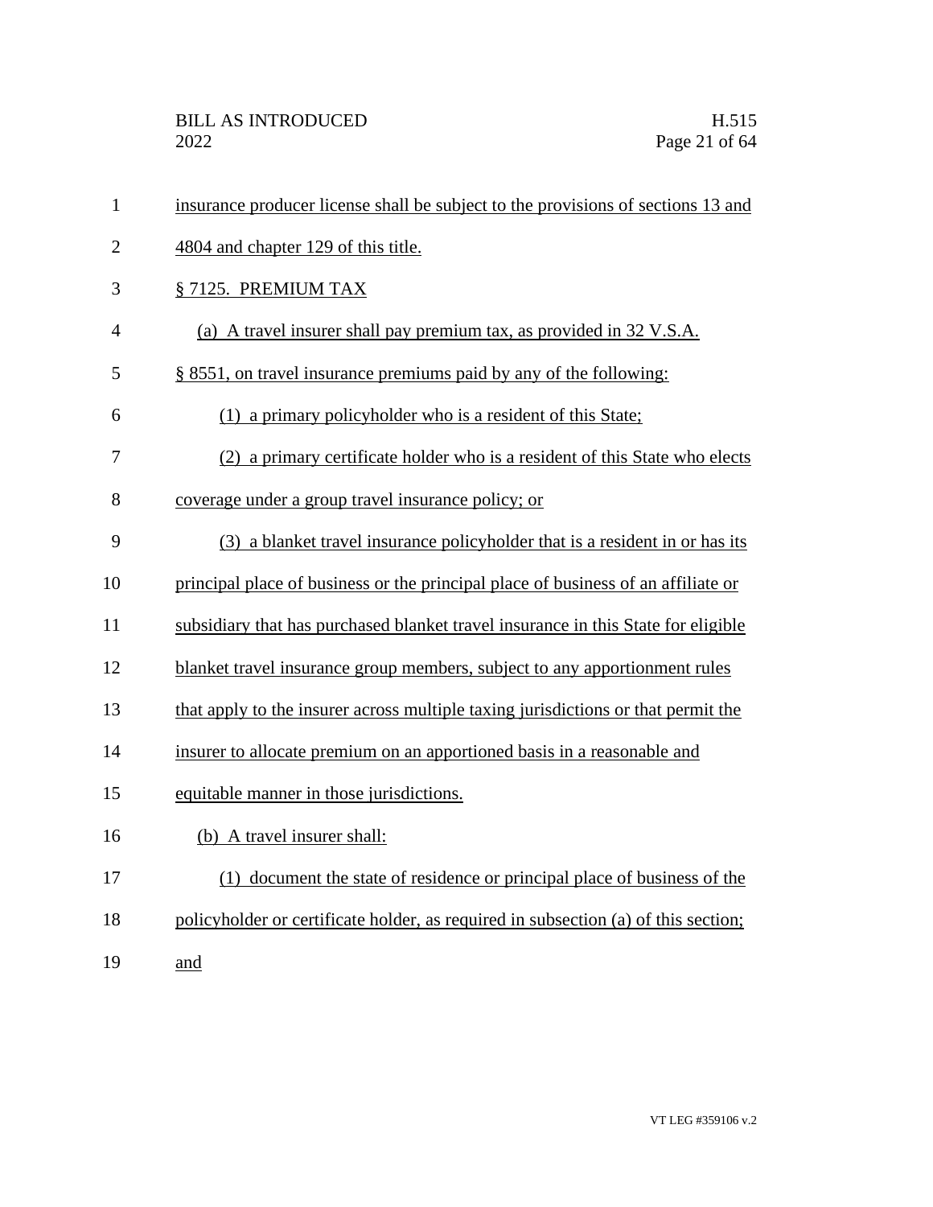insurance producer license shall be subject to the provisions of sections 13 and 4804 and chapter 129 of this title.

§ 7125. PREMIUM TAX

(a) A travel insurer shall pay premium tax, as provided in 32 V.S.A. § 8551, on travel insurance premiums paid by any of the following:

(1) a primary policyholder who is a resident of this State;

(2) a primary certificate holder who is a resident of this State who elects coverage under a group travel insurance policy; or

(3) a blanket travel insurance policyholder that is a resident in or has its principal place of business or the principal place of business of an affiliate or subsidiary that has purchased blanket travel insurance in this State for eligible blanket travel insurance group members, subject to any apportionment rules that apply to the insurer across multiple taxing jurisdictions or that permit the insurer to allocate premium on an apportioned basis in a reasonable and equitable manner in those jurisdictions.

(b) A travel insurer shall:

(1) document the state of residence or principal place of business of the policyholder or certificate holder, as required in subsection (a) of this section; and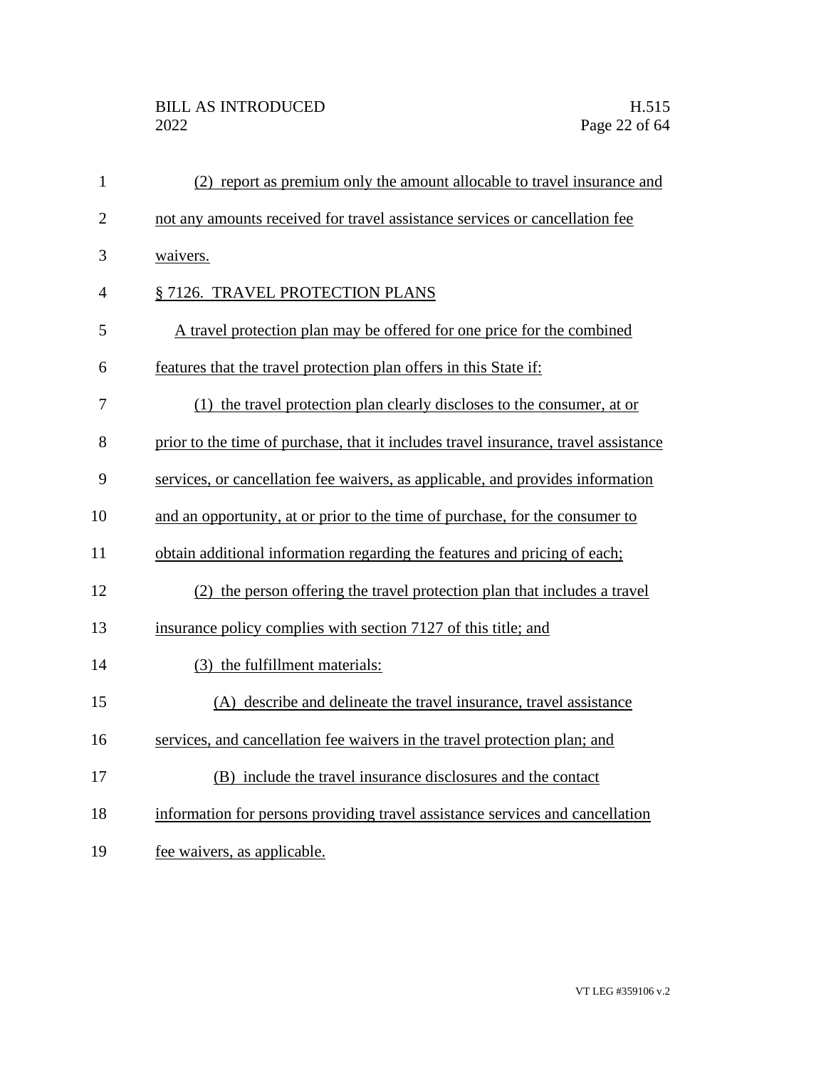(2) report as premium only the amount allocable to travel insurance and not any amounts received for travel assistance services or cancellation fee waivers.

§ 7126. TRAVEL PROTECTION PLANS

A travel protection plan may be offered for one price for the combined features that the travel protection plan offers in this State if:

(1) the travel protection plan clearly discloses to the consumer, at or prior to the time of purchase, that it includes travel insurance, travel assistance services, or cancellation fee waivers, as applicable, and provides information and an opportunity, at or prior to the time of purchase, for the consumer to obtain additional information regarding the features and pricing of each;

(2) the person offering the travel protection plan that includes a travel insurance policy complies with section 7127 of this title; and

(3) the fulfillment materials:

(A) describe and delineate the travel insurance, travel assistance services, and cancellation fee waivers in the travel protection plan; and

(B) include the travel insurance disclosures and the contact information for persons providing travel assistance services and cancellation fee waivers, as applicable.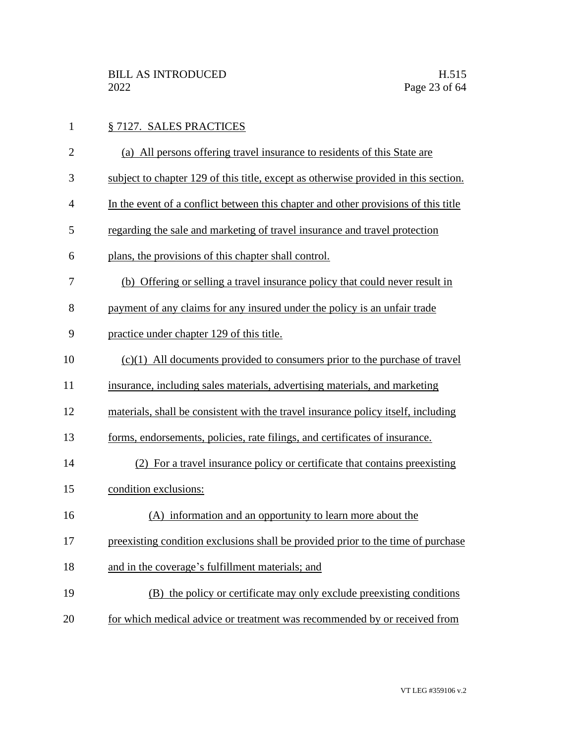§ 7127. SALES PRACTICES

(a) All persons offering travel insurance to residents of this State are subject to chapter 129 of this title, except as otherwise provided in this section. In the event of a conflict between this chapter and other provisions of this title regarding the sale and marketing of travel insurance and travel protection plans, the provisions of this chapter shall control.

(b) Offering or selling a travel insurance policy that could never result in payment of any claims for any insured under the policy is an unfair trade practice under chapter 129 of this title.

(c)(1) All documents provided to consumers prior to the purchase of travel insurance, including sales materials, advertising materials, and marketing materials, shall be consistent with the travel insurance policy itself, including forms, endorsements, policies, rate filings, and certificates of insurance.

(2) For a travel insurance policy or certificate that contains preexisting condition exclusions:

(A) information and an opportunity to learn more about the preexisting condition exclusions shall be provided prior to the time of purchase and in the coverage's fulfillment materials; and

(B) the policy or certificate may only exclude preexisting conditions for which medical advice or treatment was recommended by or received from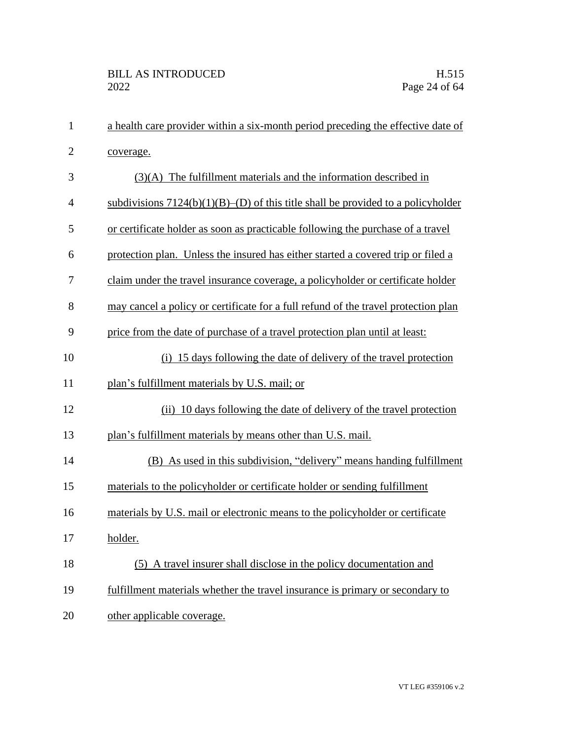a health care provider within a six-month period preceding the effective date of coverage.

(3)(A) The fulfillment materials and the information described in subdivisions 7124(b)(1)(B)–(D) of this title shall be provided to a policyholder or certificate holder as soon as practicable following the purchase of a travel protection plan. Unless the insured has either started a covered trip or filed a claim under the travel insurance coverage, a policyholder or certificate holder may cancel a policy or certificate for a full refund of the travel protection plan price from the date of purchase of a travel protection plan until at least:

(i) 15 days following the date of delivery of the travel protection plan's fulfillment materials by U.S. mail; or

(ii) 10 days following the date of delivery of the travel protection plan's fulfillment materials by means other than U.S. mail.

(B) As used in this subdivision, "delivery" means handing fulfillment materials to the policyholder or certificate holder or sending fulfillment materials by U.S. mail or electronic means to the policyholder or certificate holder.

(5) A travel insurer shall disclose in the policy documentation and fulfillment materials whether the travel insurance is primary or secondary to other applicable coverage.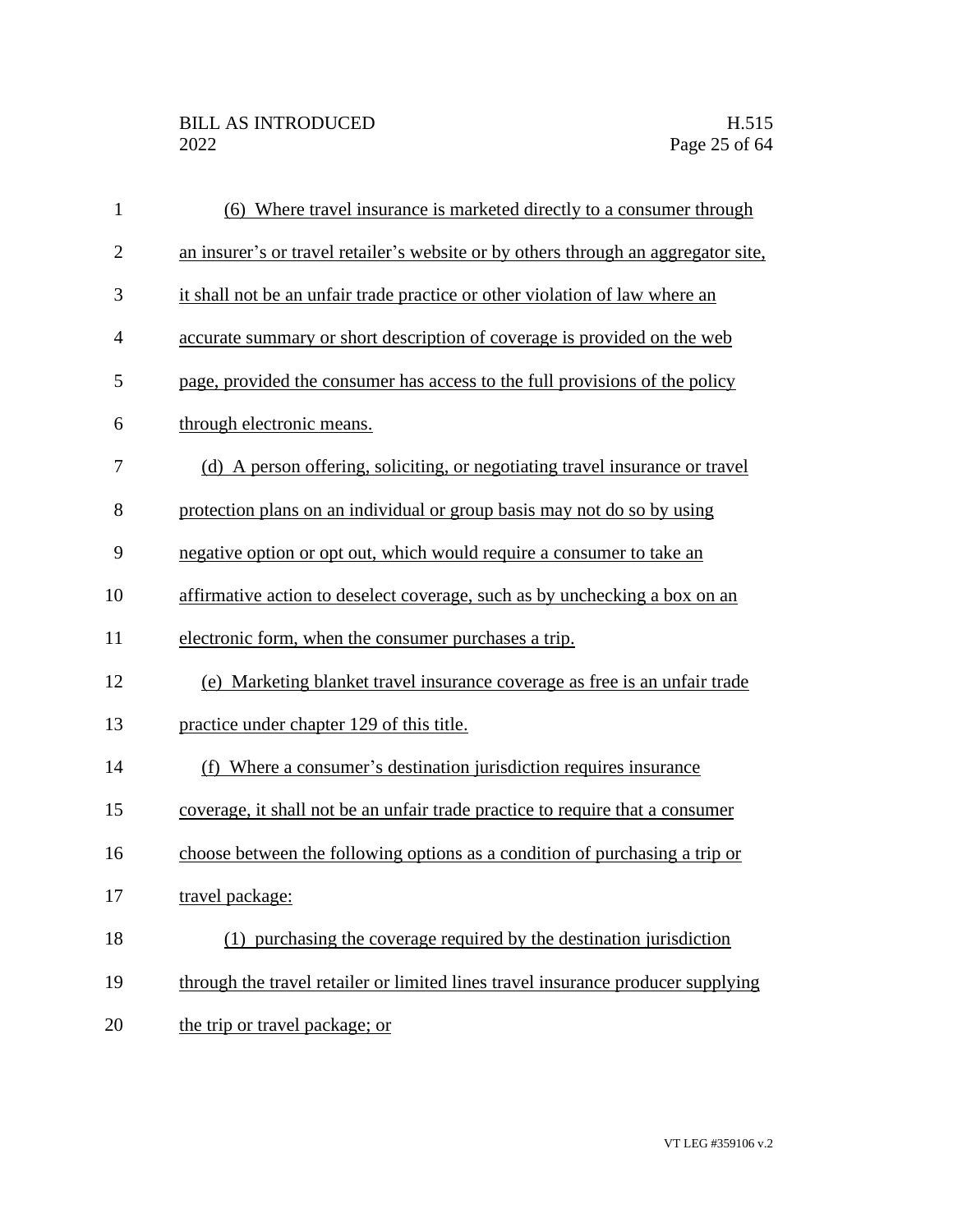(6) Where travel insurance is marketed directly to a consumer through an insurer's or travel retailer's website or by others through an aggregator site, it shall not be an unfair trade practice or other violation of law where an accurate summary or short description of coverage is provided on the web page, provided the consumer has access to the full provisions of the policy through electronic means.

(d) A person offering, soliciting, or negotiating travel insurance or travel protection plans on an individual or group basis may not do so by using negative option or opt out, which would require a consumer to take an affirmative action to deselect coverage, such as by unchecking a box on an electronic form, when the consumer purchases a trip.

(e) Marketing blanket travel insurance coverage as free is an unfair trade practice under chapter 129 of this title.

(f) Where a consumer's destination jurisdiction requires insurance coverage, it shall not be an unfair trade practice to require that a consumer choose between the following options as a condition of purchasing a trip or travel package:

(1) purchasing the coverage required by the destination jurisdiction through the travel retailer or limited lines travel insurance producer supplying the trip or travel package; or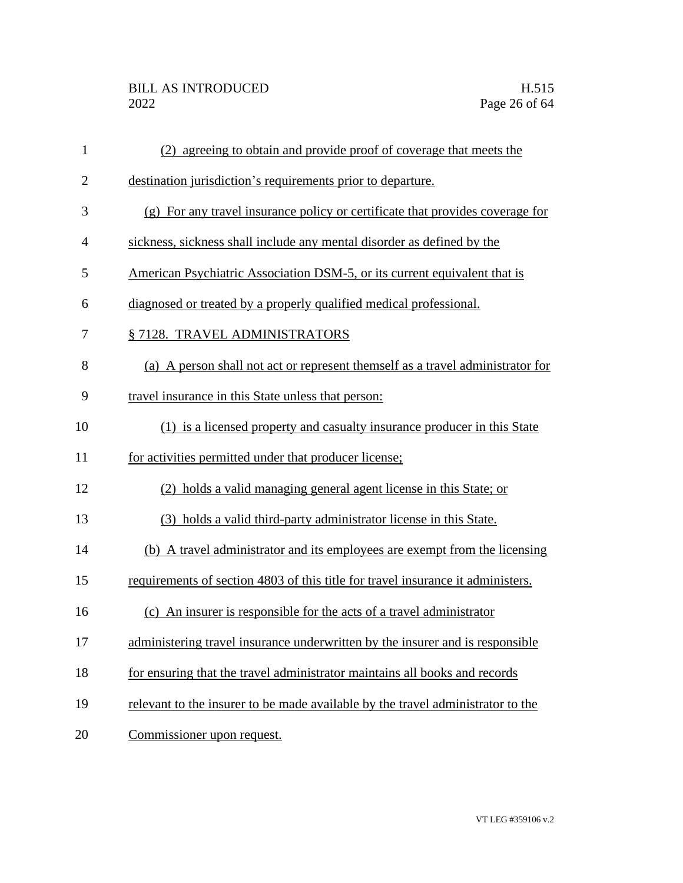(2) agreeing to obtain and provide proof of coverage that meets the destination jurisdiction's requirements prior to departure.

(g) For any travel insurance policy or certificate that provides coverage for sickness, sickness shall include any mental disorder as defined by the American Psychiatric Association DSM-5, or its current equivalent that is diagnosed or treated by a properly qualified medical professional.

§ 7128. TRAVEL ADMINISTRATORS

(a) A person shall not act or represent themself as a travel administrator for travel insurance in this State unless that person:

(1) is a licensed property and casualty insurance producer in this State for activities permitted under that producer license;

(2) holds a valid managing general agent license in this State; or

(3) holds a valid third-party administrator license in this State.

(b) A travel administrator and its employees are exempt from the licensing requirements of section 4803 of this title for travel insurance it administers.

(c) An insurer is responsible for the acts of a travel administrator administering travel insurance underwritten by the insurer and is responsible for ensuring that the travel administrator maintains all books and records relevant to the insurer to be made available by the travel administrator to the Commissioner upon request.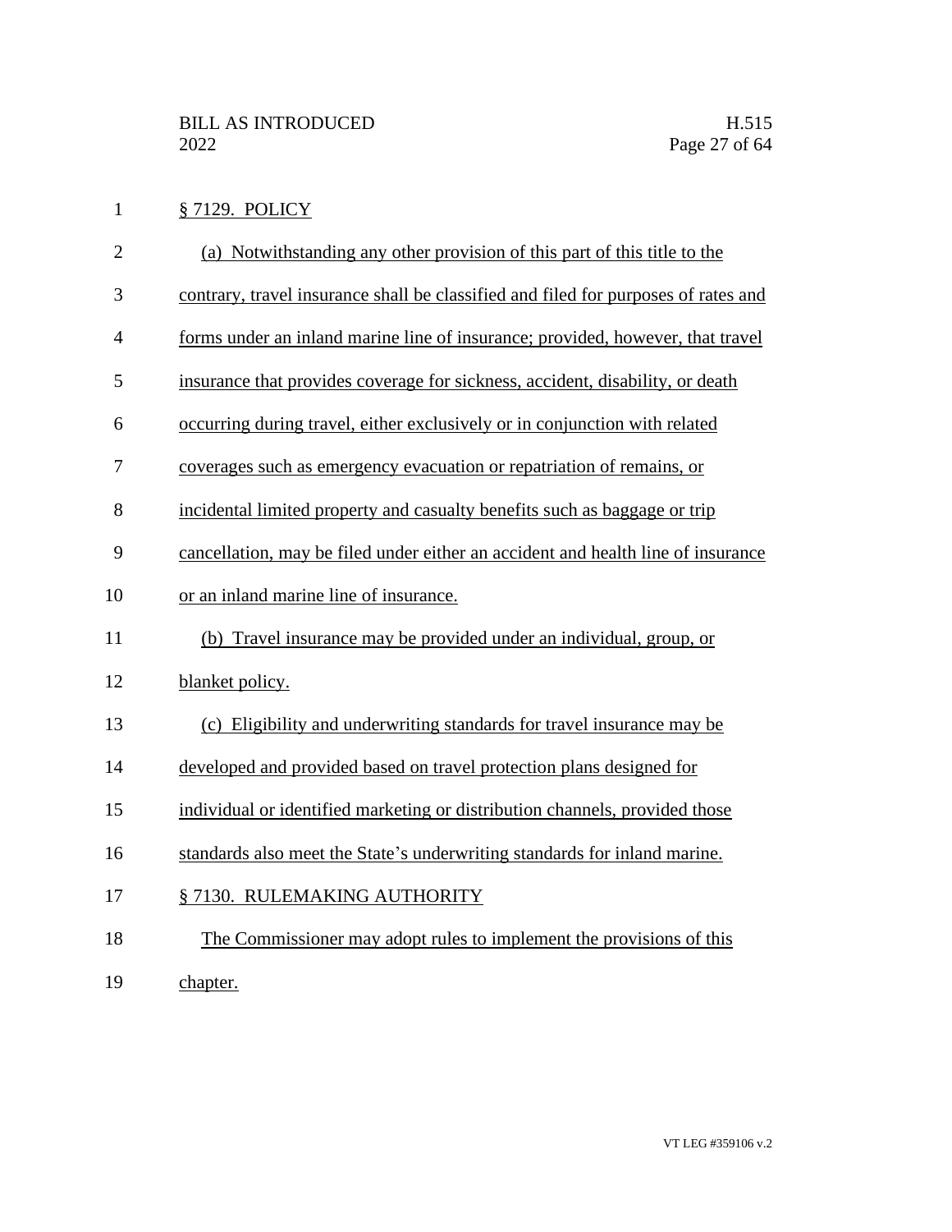§ 7129. POLICY

(a) Notwithstanding any other provision of this part of this title to the contrary, travel insurance shall be classified and filed for purposes of rates and forms under an inland marine line of insurance; provided, however, that travel insurance that provides coverage for sickness, accident, disability, or death occurring during travel, either exclusively or in conjunction with related coverages such as emergency evacuation or repatriation of remains, or incidental limited property and casualty benefits such as baggage or trip cancellation, may be filed under either an accident and health line of insurance or an inland marine line of insurance.

(b) Travel insurance may be provided under an individual, group, or blanket policy.

(c) Eligibility and underwriting standards for travel insurance may be developed and provided based on travel protection plans designed for individual or identified marketing or distribution channels, provided those standards also meet the State's underwriting standards for inland marine.

§ 7130. RULEMAKING AUTHORITY

The Commissioner may adopt rules to implement the provisions of this chapter.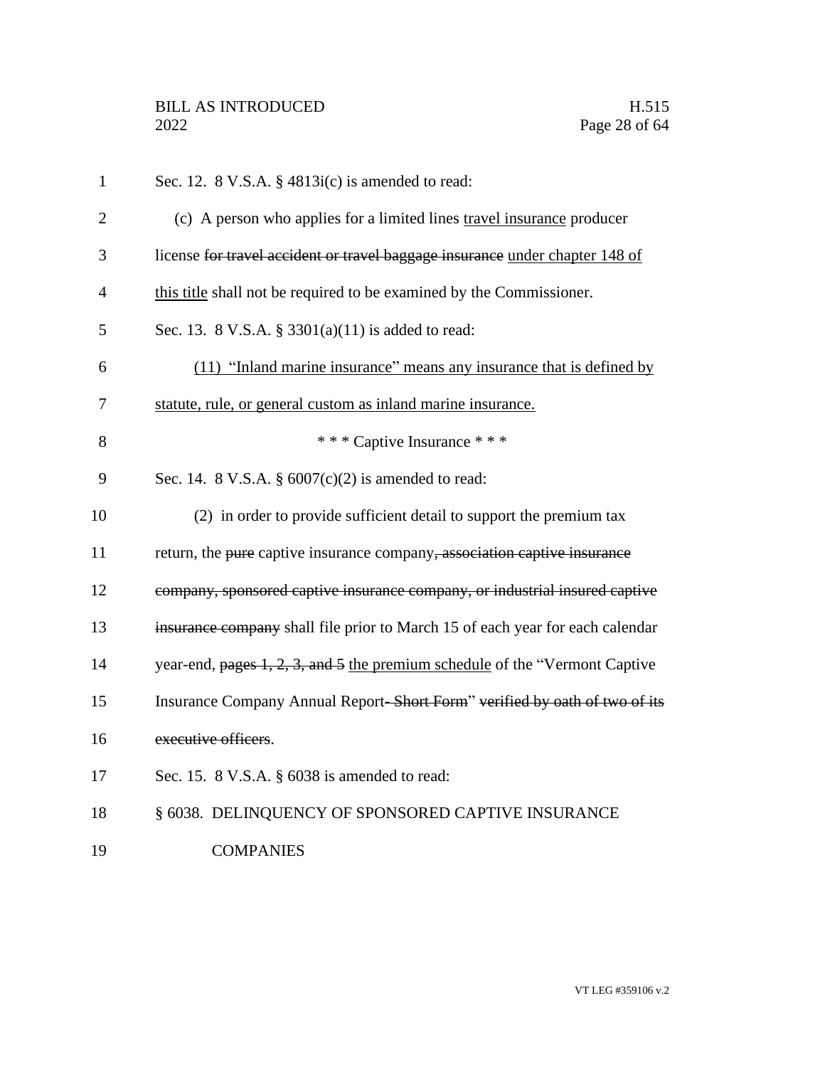Sec. 12. 8 V.S.A. § 4813i(c) is amended to read:

(c) A person who applies for a limited lines <u>travel insurance</u> producer license ~~for travel accident or travel baggage insurance~~ <u>under chapter 148 of this title</u> shall not be required to be examined by the Commissioner.

Sec. 13. 8 V.S.A. § 3301(a)(11) is added to read:

<u>(11) "Inland marine insurance" means any insurance that is defined by statute, rule, or general custom as inland marine insurance.</u>

\* \* \* Captive Insurance \* \* \*

Sec. 14. 8 V.S.A. § 6007(c)(2) is amended to read:

(2) in order to provide sufficient detail to support the premium tax return, the ~~pure~~ captive insurance company~~, association captive insurance company, sponsored captive insurance company, or industrial insured captive insurance company~~ shall file prior to March 15 of each year for each calendar year-end, ~~pages 1, 2, 3, and 5~~ <u>the premium schedule</u> of the "Vermont Captive Insurance Company Annual Report~~- Short Form~~" ~~verified by oath of two of its executive officers~~.

Sec. 15. 8 V.S.A. § 6038 is amended to read:

§ 6038. DELINQUENCY OF SPONSORED CAPTIVE INSURANCE COMPANIES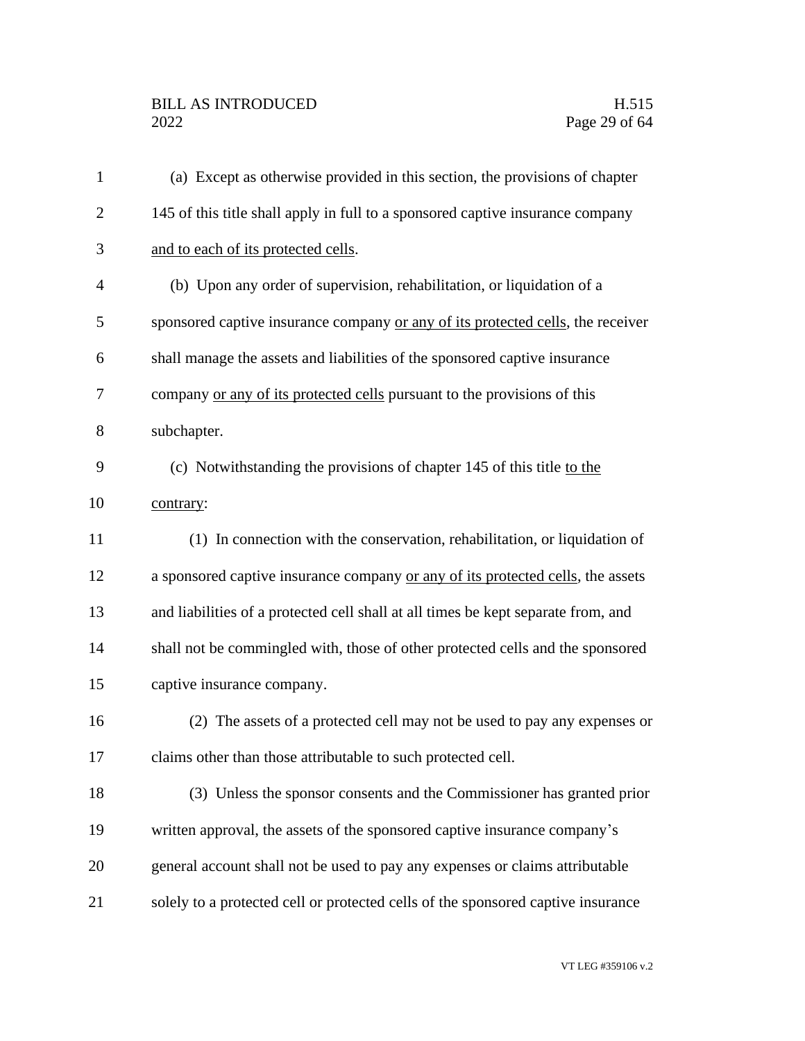(a) Except as otherwise provided in this section, the provisions of chapter 145 of this title shall apply in full to a sponsored captive insurance company <u>and to each of its protected cells</u>.

(b) Upon any order of supervision, rehabilitation, or liquidation of a sponsored captive insurance company <u>or any of its protected cells</u>, the receiver shall manage the assets and liabilities of the sponsored captive insurance company <u>or any of its protected cells</u> pursuant to the provisions of this subchapter.

(c) Notwithstanding the provisions of chapter 145 of this title <u>to the contrary</u>:

(1) In connection with the conservation, rehabilitation, or liquidation of a sponsored captive insurance company <u>or any of its protected cells</u>, the assets and liabilities of a protected cell shall at all times be kept separate from, and shall not be commingled with, those of other protected cells and the sponsored captive insurance company.

(2) The assets of a protected cell may not be used to pay any expenses or claims other than those attributable to such protected cell.

(3) Unless the sponsor consents and the Commissioner has granted prior written approval, the assets of the sponsored captive insurance company's general account shall not be used to pay any expenses or claims attributable solely to a protected cell or protected cells of the sponsored captive insurance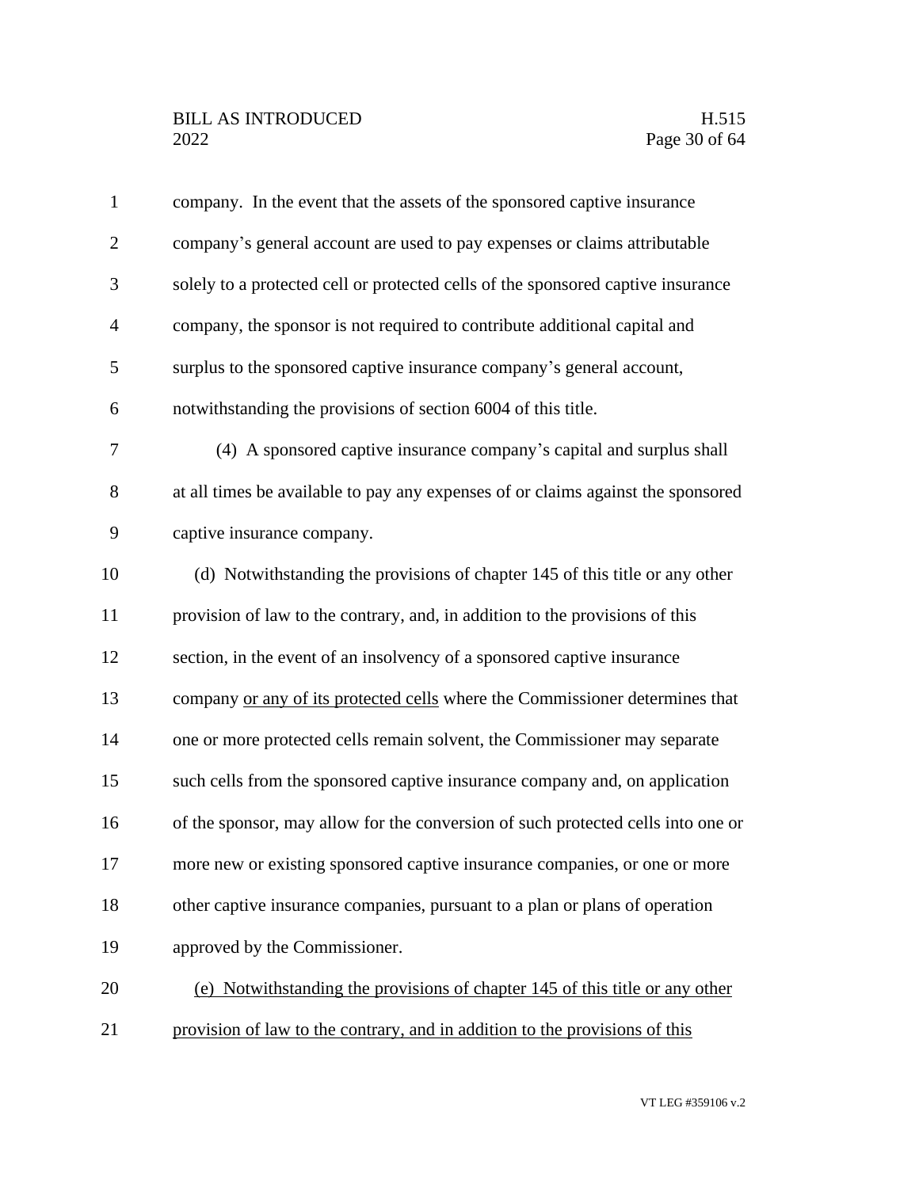company. In the event that the assets of the sponsored captive insurance company's general account are used to pay expenses or claims attributable solely to a protected cell or protected cells of the sponsored captive insurance company, the sponsor is not required to contribute additional capital and surplus to the sponsored captive insurance company's general account, notwithstanding the provisions of section 6004 of this title.

(4) A sponsored captive insurance company's capital and surplus shall at all times be available to pay any expenses of or claims against the sponsored captive insurance company.

(d) Notwithstanding the provisions of chapter 145 of this title or any other provision of law to the contrary, and, in addition to the provisions of this section, in the event of an insolvency of a sponsored captive insurance company <u>or any of its protected cells</u> where the Commissioner determines that one or more protected cells remain solvent, the Commissioner may separate such cells from the sponsored captive insurance company and, on application of the sponsor, may allow for the conversion of such protected cells into one or more new or existing sponsored captive insurance companies, or one or more other captive insurance companies, pursuant to a plan or plans of operation approved by the Commissioner.

<u>(e) Notwithstanding the provisions of chapter 145 of this title or any other provision of law to the contrary, and in addition to the provisions of this</u>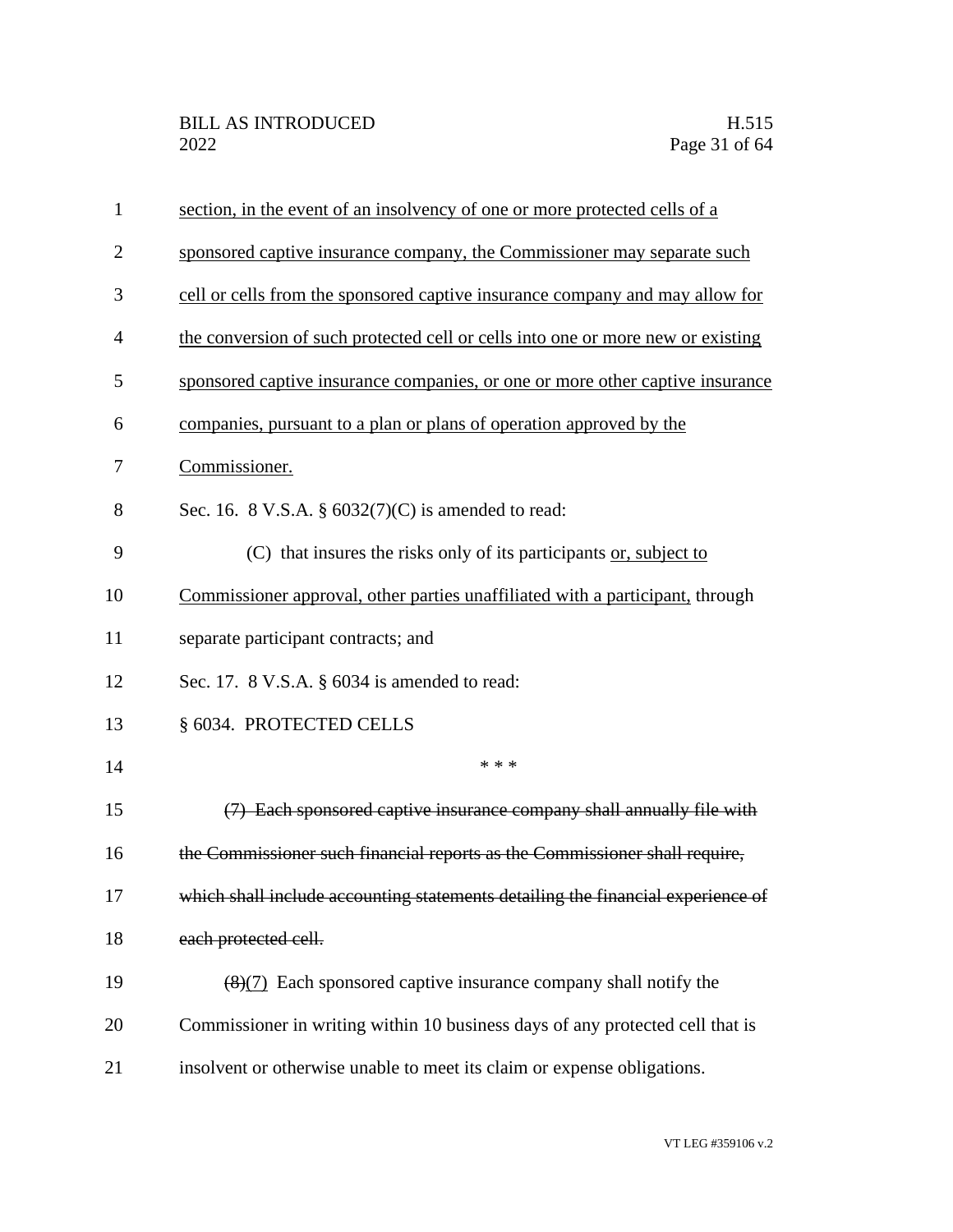section, in the event of an insolvency of one or more protected cells of a sponsored captive insurance company, the Commissioner may separate such cell or cells from the sponsored captive insurance company and may allow for the conversion of such protected cell or cells into one or more new or existing sponsored captive insurance companies, or one or more other captive insurance companies, pursuant to a plan or plans of operation approved by the Commissioner.

Sec. 16. 8 V.S.A. § 6032(7)(C) is amended to read:

(C) that insures the risks only of its participants or, subject to Commissioner approval, other parties unaffiliated with a participant, through separate participant contracts; and

Sec. 17. 8 V.S.A. § 6034 is amended to read:

§ 6034. PROTECTED CELLS

\* \* \*

~~(7) Each sponsored captive insurance company shall annually file with the Commissioner such financial reports as the Commissioner shall require, which shall include accounting statements detailing the financial experience of each protected cell.~~

~~(8)~~(7) Each sponsored captive insurance company shall notify the Commissioner in writing within 10 business days of any protected cell that is insolvent or otherwise unable to meet its claim or expense obligations.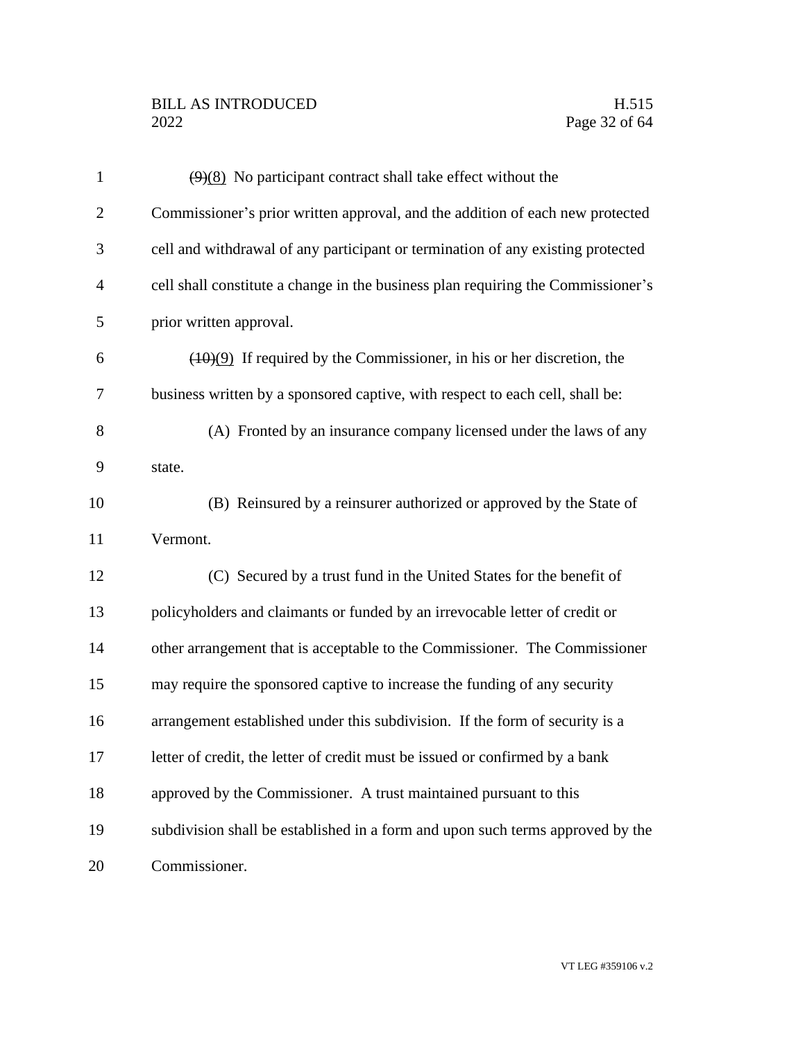~~(9)~~(8) No participant contract shall take effect without the Commissioner's prior written approval, and the addition of each new protected cell and withdrawal of any participant or termination of any existing protected cell shall constitute a change in the business plan requiring the Commissioner's prior written approval.

~~(10)~~(9) If required by the Commissioner, in his or her discretion, the business written by a sponsored captive, with respect to each cell, shall be:

(A) Fronted by an insurance company licensed under the laws of any state.

(B) Reinsured by a reinsurer authorized or approved by the State of Vermont.

(C) Secured by a trust fund in the United States for the benefit of policyholders and claimants or funded by an irrevocable letter of credit or other arrangement that is acceptable to the Commissioner. The Commissioner may require the sponsored captive to increase the funding of any security arrangement established under this subdivision. If the form of security is a letter of credit, the letter of credit must be issued or confirmed by a bank approved by the Commissioner. A trust maintained pursuant to this subdivision shall be established in a form and upon such terms approved by the Commissioner.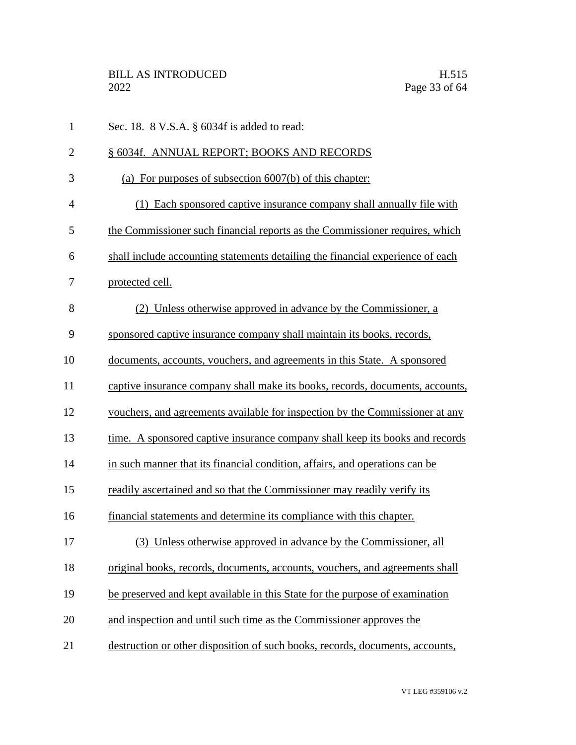Sec. 18. 8 V.S.A. § 6034f is added to read:

§ 6034f. ANNUAL REPORT; BOOKS AND RECORDS

(a) For purposes of subsection 6007(b) of this chapter:

(1) Each sponsored captive insurance company shall annually file with the Commissioner such financial reports as the Commissioner requires, which shall include accounting statements detailing the financial experience of each protected cell.

(2) Unless otherwise approved in advance by the Commissioner, a sponsored captive insurance company shall maintain its books, records, documents, accounts, vouchers, and agreements in this State. A sponsored captive insurance company shall make its books, records, documents, accounts, vouchers, and agreements available for inspection by the Commissioner at any time. A sponsored captive insurance company shall keep its books and records in such manner that its financial condition, affairs, and operations can be readily ascertained and so that the Commissioner may readily verify its financial statements and determine its compliance with this chapter.

(3) Unless otherwise approved in advance by the Commissioner, all original books, records, documents, accounts, vouchers, and agreements shall be preserved and kept available in this State for the purpose of examination and inspection and until such time as the Commissioner approves the destruction or other disposition of such books, records, documents, accounts,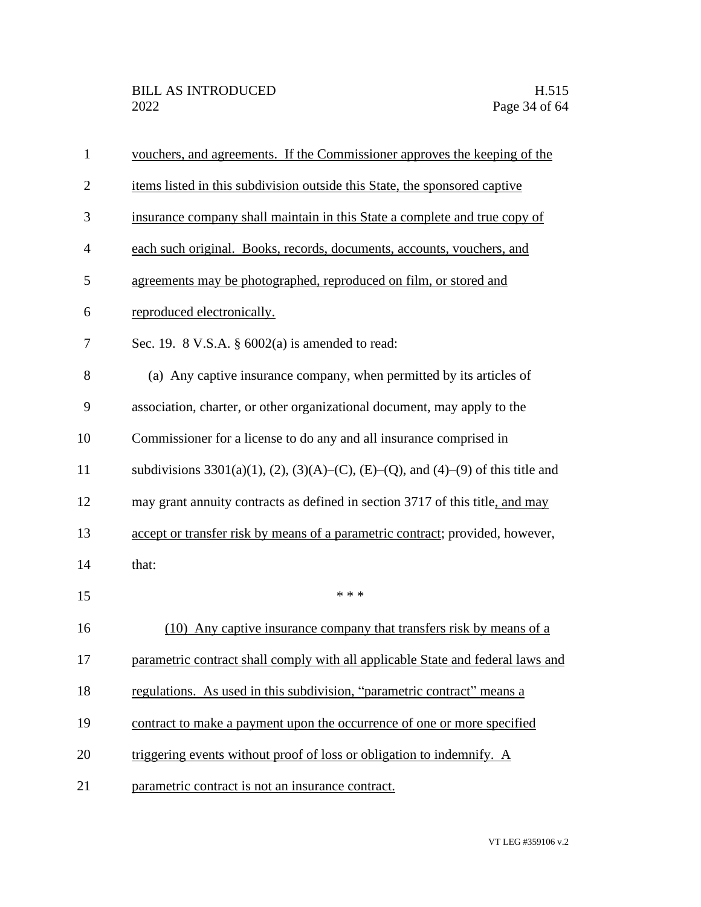vouchers, and agreements. If the Commissioner approves the keeping of the items listed in this subdivision outside this State, the sponsored captive insurance company shall maintain in this State a complete and true copy of each such original. Books, records, documents, accounts, vouchers, and agreements may be photographed, reproduced on film, or stored and reproduced electronically.

Sec. 19. 8 V.S.A. § 6002(a) is amended to read:

(a) Any captive insurance company, when permitted by its articles of association, charter, or other organizational document, may apply to the Commissioner for a license to do any and all insurance comprised in subdivisions 3301(a)(1), (2), (3)(A)–(C), (E)–(Q), and (4)–(9) of this title and may grant annuity contracts as defined in section 3717 of this title, and may accept or transfer risk by means of a parametric contract; provided, however, that:

\* \* \*

(10) Any captive insurance company that transfers risk by means of a parametric contract shall comply with all applicable State and federal laws and regulations. As used in this subdivision, "parametric contract" means a contract to make a payment upon the occurrence of one or more specified triggering events without proof of loss or obligation to indemnify. A parametric contract is not an insurance contract.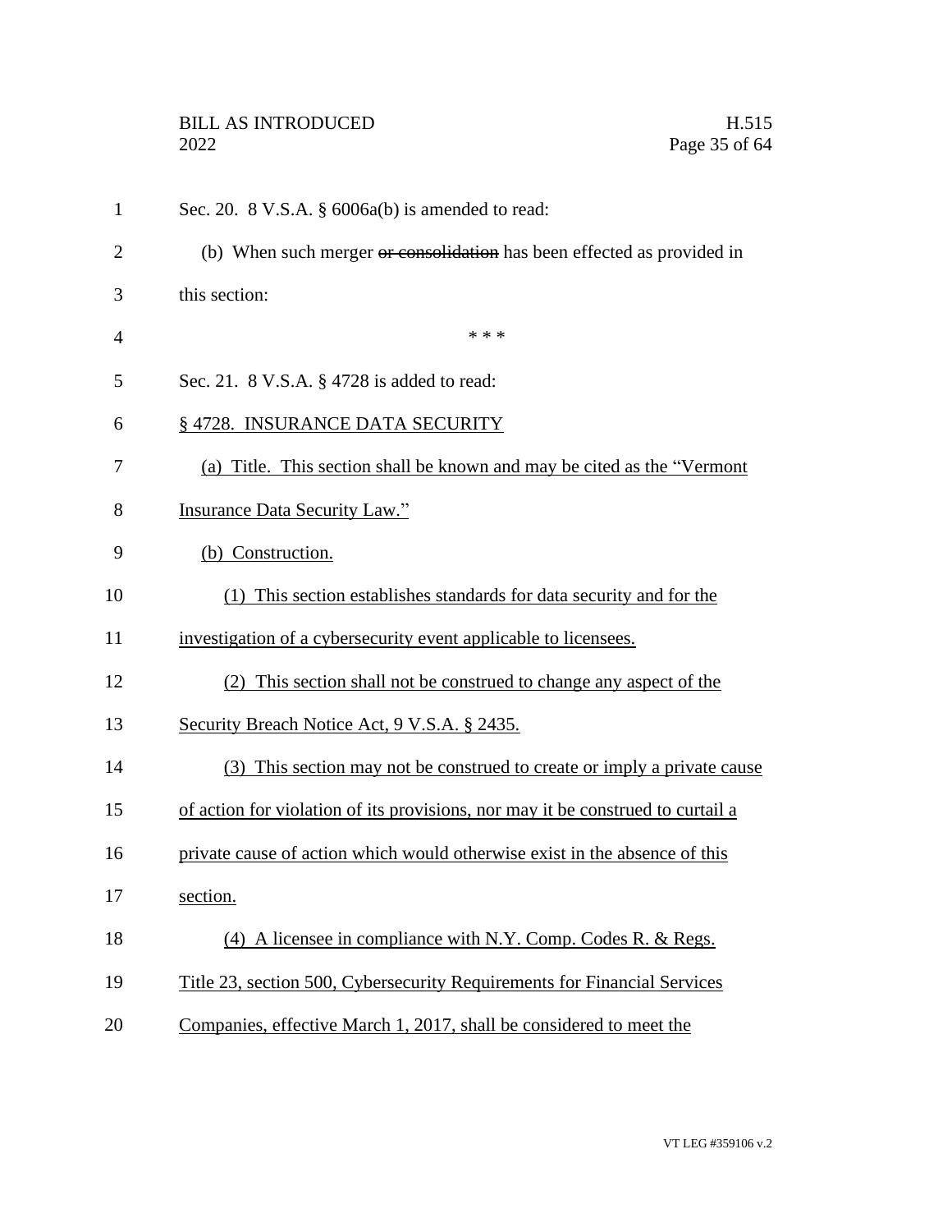Sec. 20. 8 V.S.A. § 6006a(b) is amended to read:

(b) When such merger ~~or consolidation~~ has been effected as provided in this section:

\* \* \*

Sec. 21. 8 V.S.A. § 4728 is added to read:

§ 4728. INSURANCE DATA SECURITY

(a) Title. This section shall be known and may be cited as the "Vermont Insurance Data Security Law."

(b) Construction.

(1) This section establishes standards for data security and for the investigation of a cybersecurity event applicable to licensees.

(2) This section shall not be construed to change any aspect of the Security Breach Notice Act, 9 V.S.A. § 2435.

(3) This section may not be construed to create or imply a private cause of action for violation of its provisions, nor may it be construed to curtail a private cause of action which would otherwise exist in the absence of this section.

(4) A licensee in compliance with N.Y. Comp. Codes R. & Regs. Title 23, section 500, Cybersecurity Requirements for Financial Services Companies, effective March 1, 2017, shall be considered to meet the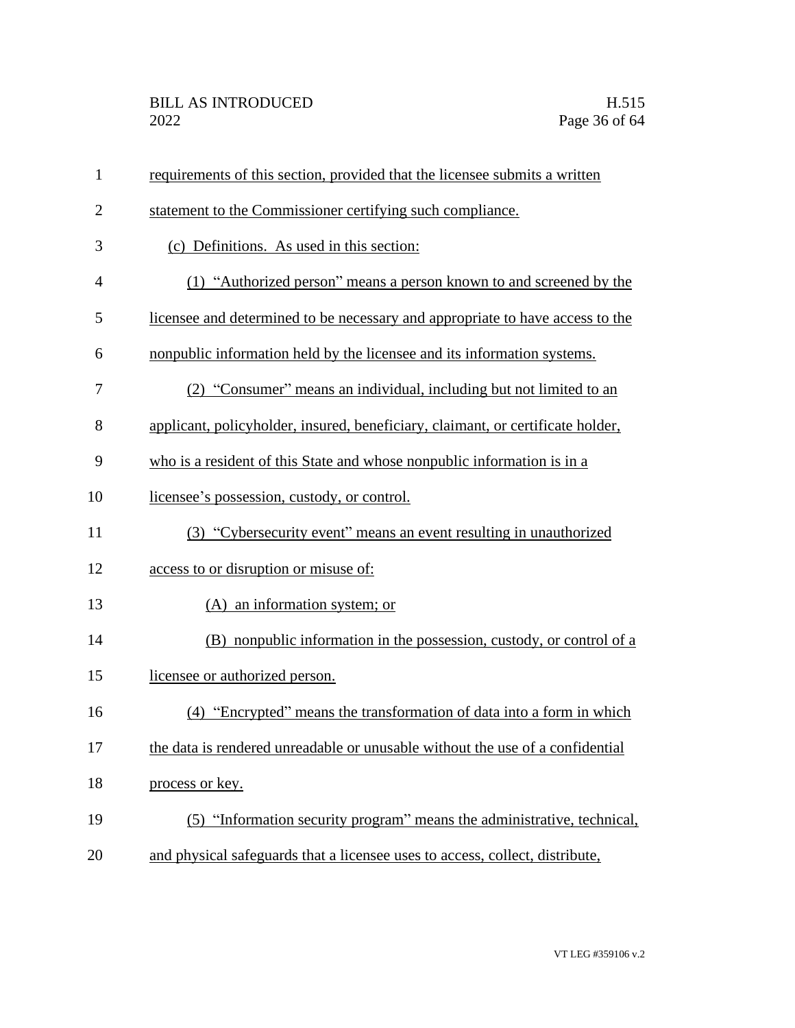requirements of this section, provided that the licensee submits a written statement to the Commissioner certifying such compliance.

(c) Definitions. As used in this section:

(1) "Authorized person" means a person known to and screened by the licensee and determined to be necessary and appropriate to have access to the nonpublic information held by the licensee and its information systems.

(2) "Consumer" means an individual, including but not limited to an applicant, policyholder, insured, beneficiary, claimant, or certificate holder, who is a resident of this State and whose nonpublic information is in a licensee's possession, custody, or control.

(3) "Cybersecurity event" means an event resulting in unauthorized access to or disruption or misuse of:

(A) an information system; or

(B) nonpublic information in the possession, custody, or control of a licensee or authorized person.

(4) "Encrypted" means the transformation of data into a form in which the data is rendered unreadable or unusable without the use of a confidential process or key.

(5) "Information security program" means the administrative, technical, and physical safeguards that a licensee uses to access, collect, distribute,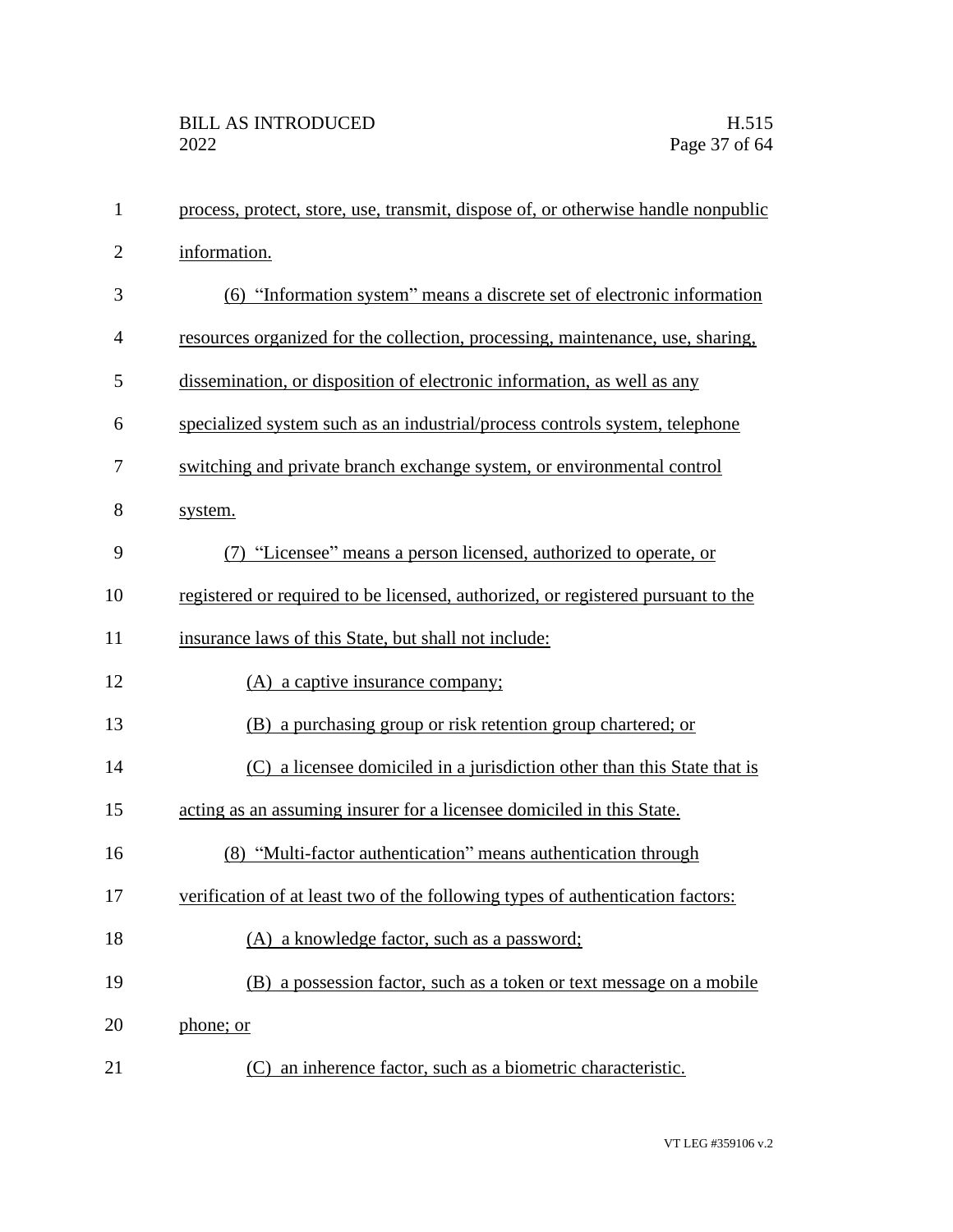process, protect, store, use, transmit, dispose of, or otherwise handle nonpublic information.

(6) "Information system" means a discrete set of electronic information resources organized for the collection, processing, maintenance, use, sharing, dissemination, or disposition of electronic information, as well as any specialized system such as an industrial/process controls system, telephone switching and private branch exchange system, or environmental control system.

(7) "Licensee" means a person licensed, authorized to operate, or registered or required to be licensed, authorized, or registered pursuant to the insurance laws of this State, but shall not include:

(A) a captive insurance company;

(B) a purchasing group or risk retention group chartered; or

(C) a licensee domiciled in a jurisdiction other than this State that is acting as an assuming insurer for a licensee domiciled in this State.

(8) "Multi-factor authentication" means authentication through verification of at least two of the following types of authentication factors:

(A) a knowledge factor, such as a password;

(B) a possession factor, such as a token or text message on a mobile phone; or

(C) an inherence factor, such as a biometric characteristic.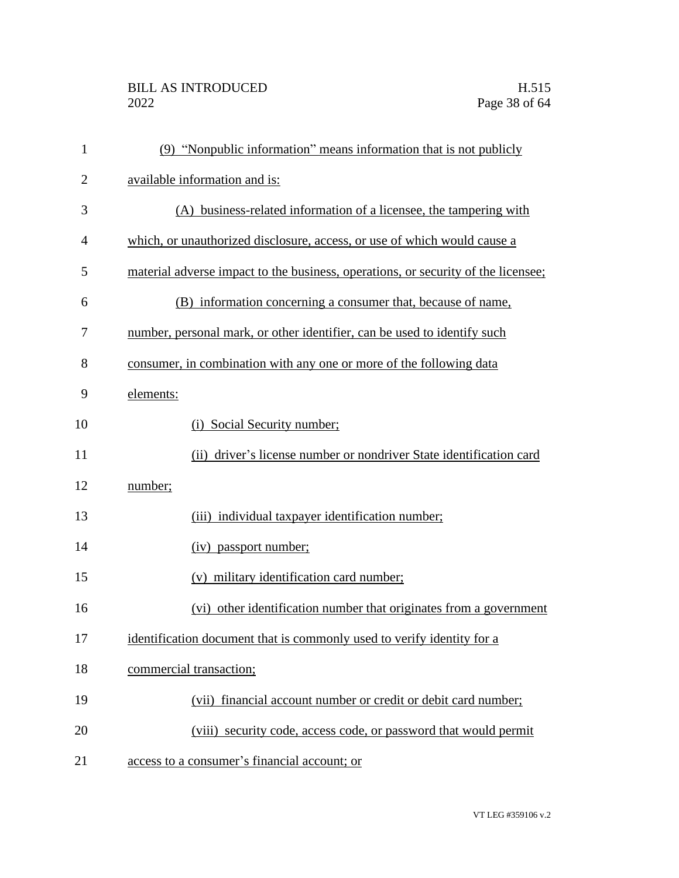(9) "Nonpublic information" means information that is not publicly available information and is:

(A) business-related information of a licensee, the tampering with which, or unauthorized disclosure, access, or use of which would cause a material adverse impact to the business, operations, or security of the licensee;

(B) information concerning a consumer that, because of name, number, personal mark, or other identifier, can be used to identify such consumer, in combination with any one or more of the following data elements:

(i) Social Security number;

(ii) driver's license number or nondriver State identification card number;

(iii) individual taxpayer identification number;

(iv) passport number;

(v) military identification card number;

(vi) other identification number that originates from a government identification document that is commonly used to verify identity for a commercial transaction;

(vii) financial account number or credit or debit card number;

(viii) security code, access code, or password that would permit access to a consumer's financial account; or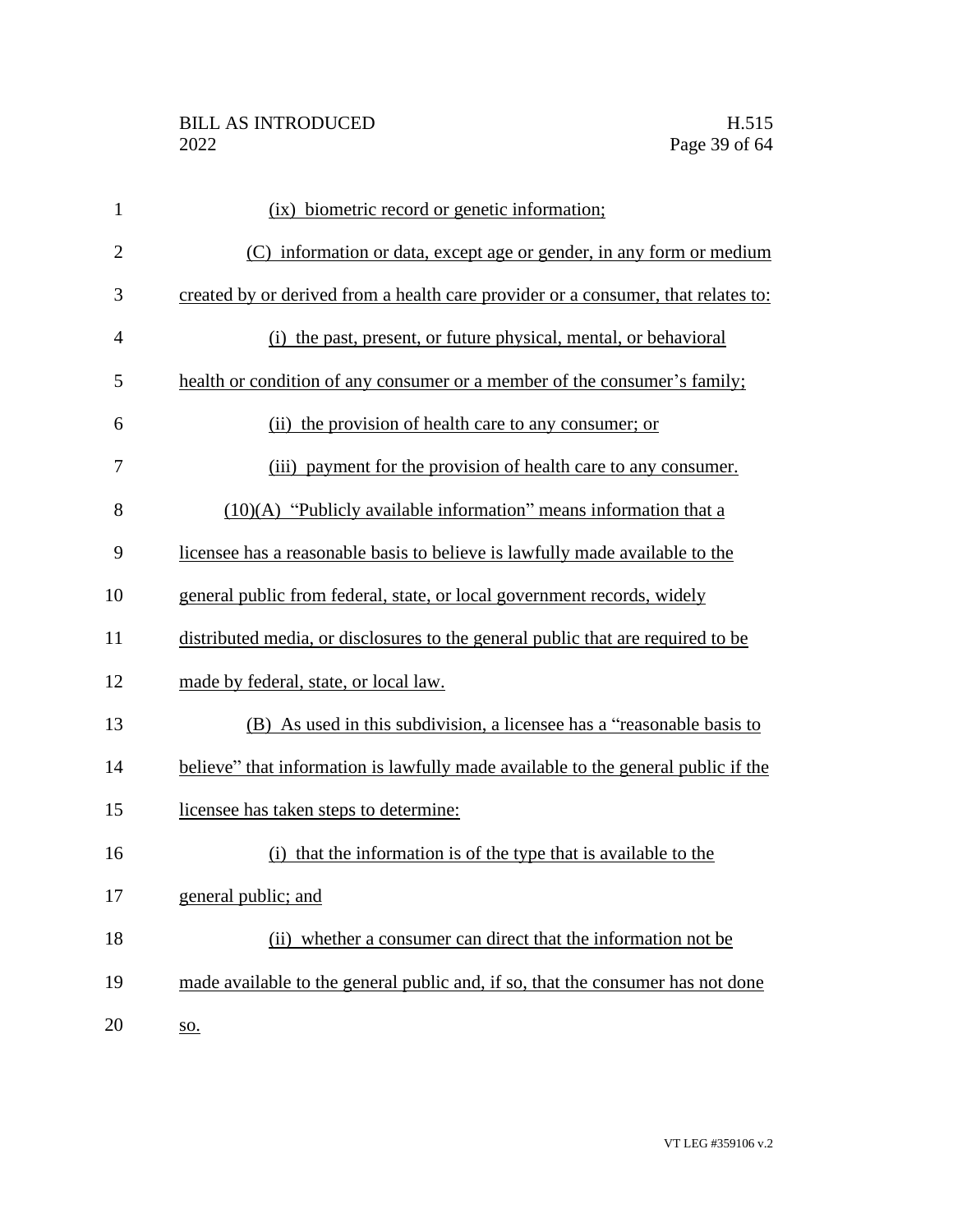(ix) biometric record or genetic information;

(C) information or data, except age or gender, in any form or medium created by or derived from a health care provider or a consumer, that relates to:

(i) the past, present, or future physical, mental, or behavioral health or condition of any consumer or a member of the consumer's family;

(ii) the provision of health care to any consumer; or

(iii) payment for the provision of health care to any consumer.

(10)(A) "Publicly available information" means information that a licensee has a reasonable basis to believe is lawfully made available to the general public from federal, state, or local government records, widely distributed media, or disclosures to the general public that are required to be made by federal, state, or local law.

(B) As used in this subdivision, a licensee has a "reasonable basis to believe" that information is lawfully made available to the general public if the licensee has taken steps to determine:

(i) that the information is of the type that is available to the general public; and

(ii) whether a consumer can direct that the information not be made available to the general public and, if so, that the consumer has not done so.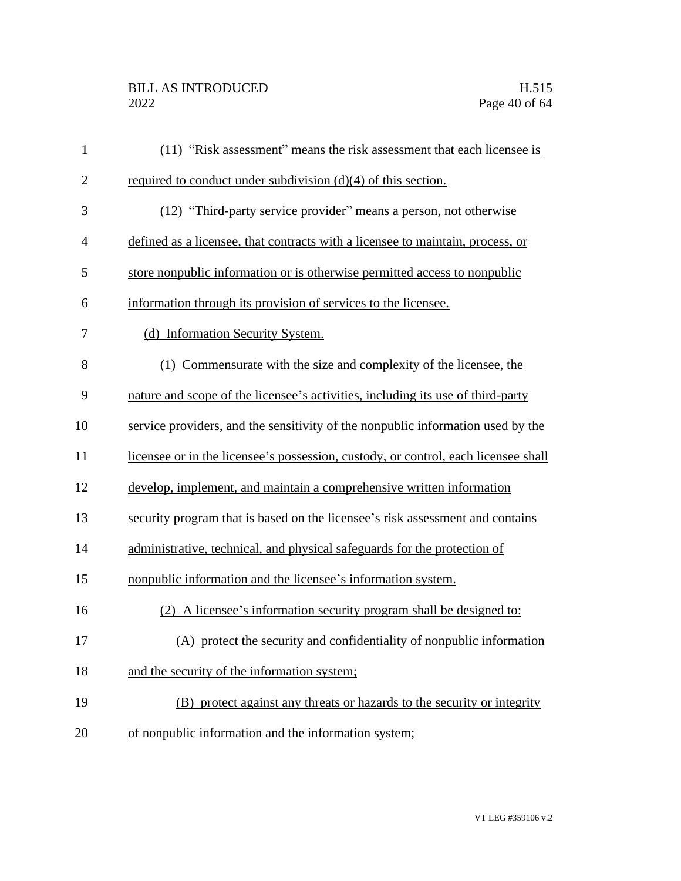(11) "Risk assessment" means the risk assessment that each licensee is required to conduct under subdivision (d)(4) of this section.

(12) "Third-party service provider" means a person, not otherwise defined as a licensee, that contracts with a licensee to maintain, process, or store nonpublic information or is otherwise permitted access to nonpublic information through its provision of services to the licensee.

(d) Information Security System.

(1) Commensurate with the size and complexity of the licensee, the nature and scope of the licensee's activities, including its use of third-party service providers, and the sensitivity of the nonpublic information used by the licensee or in the licensee's possession, custody, or control, each licensee shall develop, implement, and maintain a comprehensive written information security program that is based on the licensee's risk assessment and contains administrative, technical, and physical safeguards for the protection of nonpublic information and the licensee's information system.

(2) A licensee's information security program shall be designed to:

(A) protect the security and confidentiality of nonpublic information and the security of the information system;

(B) protect against any threats or hazards to the security or integrity of nonpublic information and the information system;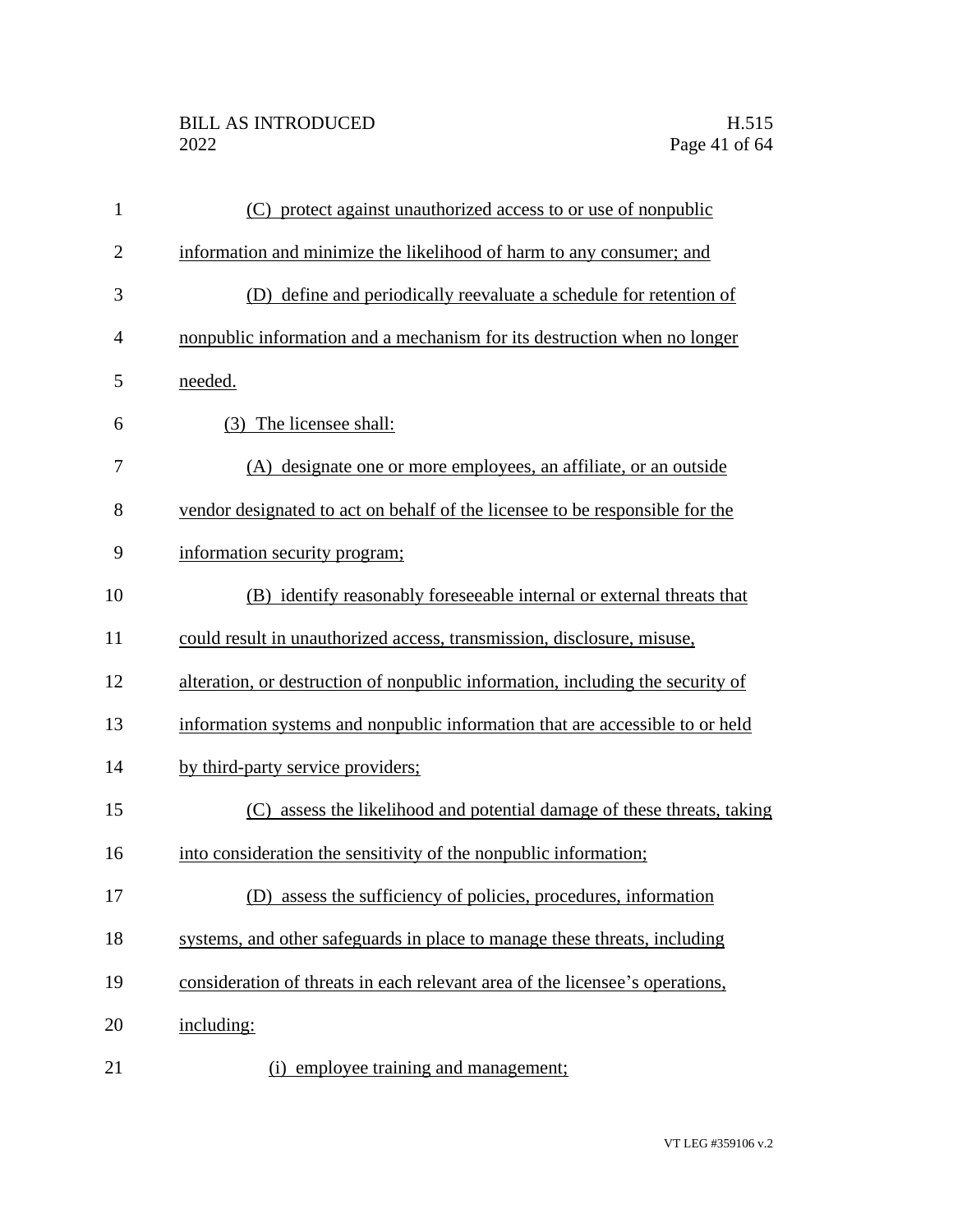(C) protect against unauthorized access to or use of nonpublic information and minimize the likelihood of harm to any consumer; and

(D) define and periodically reevaluate a schedule for retention of nonpublic information and a mechanism for its destruction when no longer needed.

(3) The licensee shall:

(A) designate one or more employees, an affiliate, or an outside vendor designated to act on behalf of the licensee to be responsible for the information security program;

(B) identify reasonably foreseeable internal or external threats that could result in unauthorized access, transmission, disclosure, misuse, alteration, or destruction of nonpublic information, including the security of information systems and nonpublic information that are accessible to or held by third-party service providers;

(C) assess the likelihood and potential damage of these threats, taking into consideration the sensitivity of the nonpublic information;

(D) assess the sufficiency of policies, procedures, information systems, and other safeguards in place to manage these threats, including consideration of threats in each relevant area of the licensee's operations, including:

(i) employee training and management;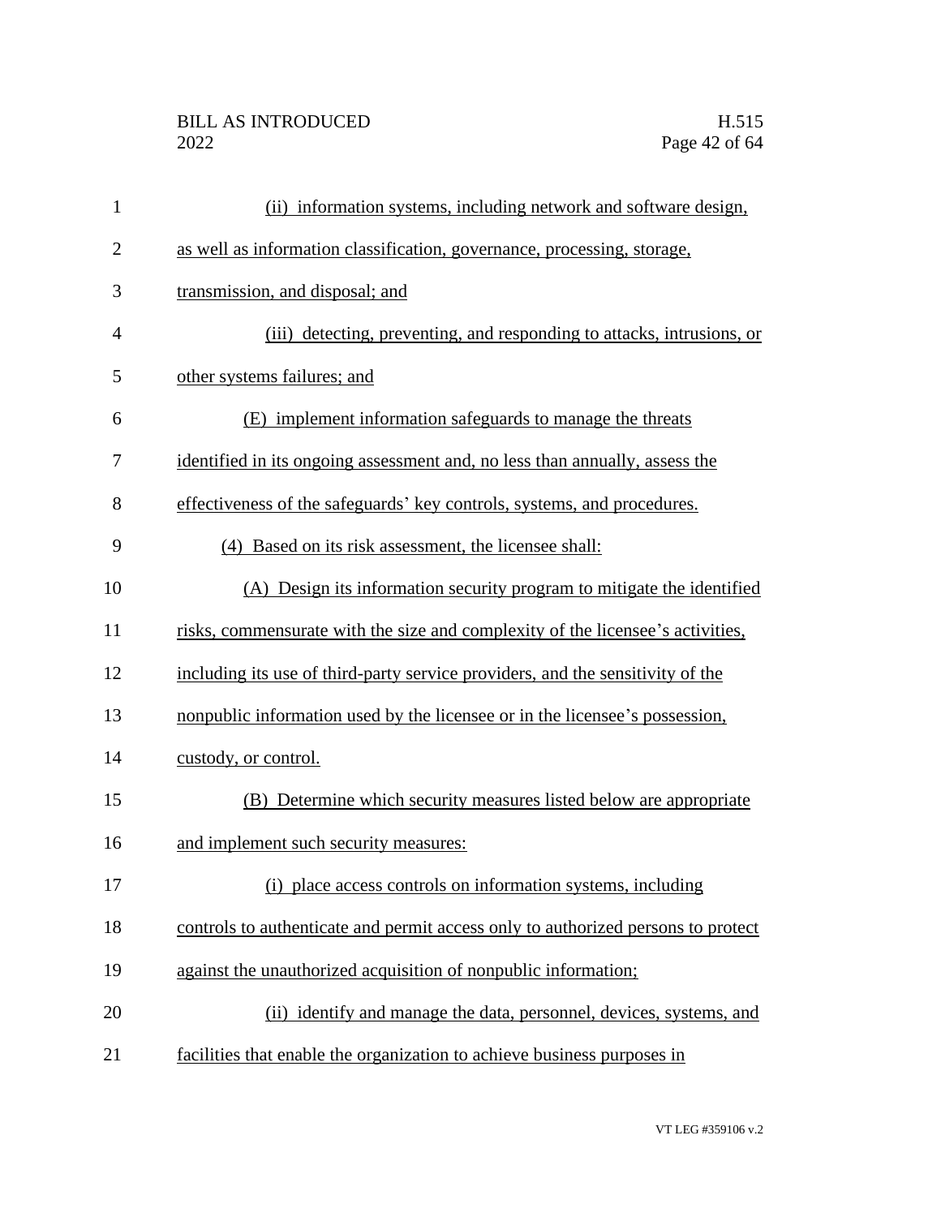(ii) information systems, including network and software design, as well as information classification, governance, processing, storage, transmission, and disposal; and

(iii) detecting, preventing, and responding to attacks, intrusions, or other systems failures; and

(E) implement information safeguards to manage the threats identified in its ongoing assessment and, no less than annually, assess the effectiveness of the safeguards' key controls, systems, and procedures.

(4) Based on its risk assessment, the licensee shall:

(A) Design its information security program to mitigate the identified risks, commensurate with the size and complexity of the licensee's activities, including its use of third-party service providers, and the sensitivity of the nonpublic information used by the licensee or in the licensee's possession, custody, or control.

(B) Determine which security measures listed below are appropriate and implement such security measures:

(i) place access controls on information systems, including controls to authenticate and permit access only to authorized persons to protect against the unauthorized acquisition of nonpublic information;

(ii) identify and manage the data, personnel, devices, systems, and facilities that enable the organization to achieve business purposes in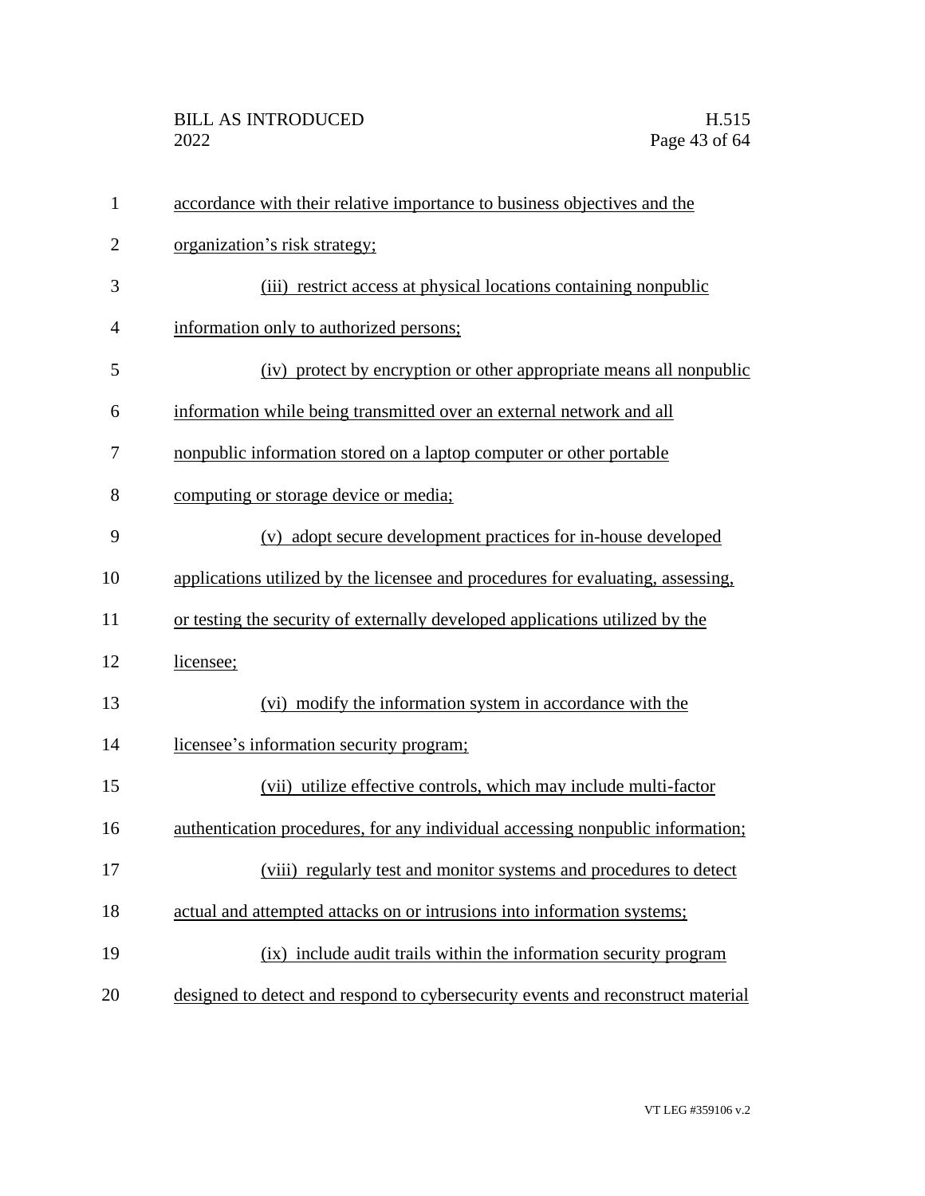accordance with their relative importance to business objectives and the organization's risk strategy;

(iii) restrict access at physical locations containing nonpublic information only to authorized persons;

(iv) protect by encryption or other appropriate means all nonpublic information while being transmitted over an external network and all nonpublic information stored on a laptop computer or other portable computing or storage device or media;

(v) adopt secure development practices for in-house developed applications utilized by the licensee and procedures for evaluating, assessing, or testing the security of externally developed applications utilized by the licensee;

(vi) modify the information system in accordance with the licensee's information security program;

(vii) utilize effective controls, which may include multi-factor authentication procedures, for any individual accessing nonpublic information;

(viii) regularly test and monitor systems and procedures to detect actual and attempted attacks on or intrusions into information systems;

(ix) include audit trails within the information security program designed to detect and respond to cybersecurity events and reconstruct material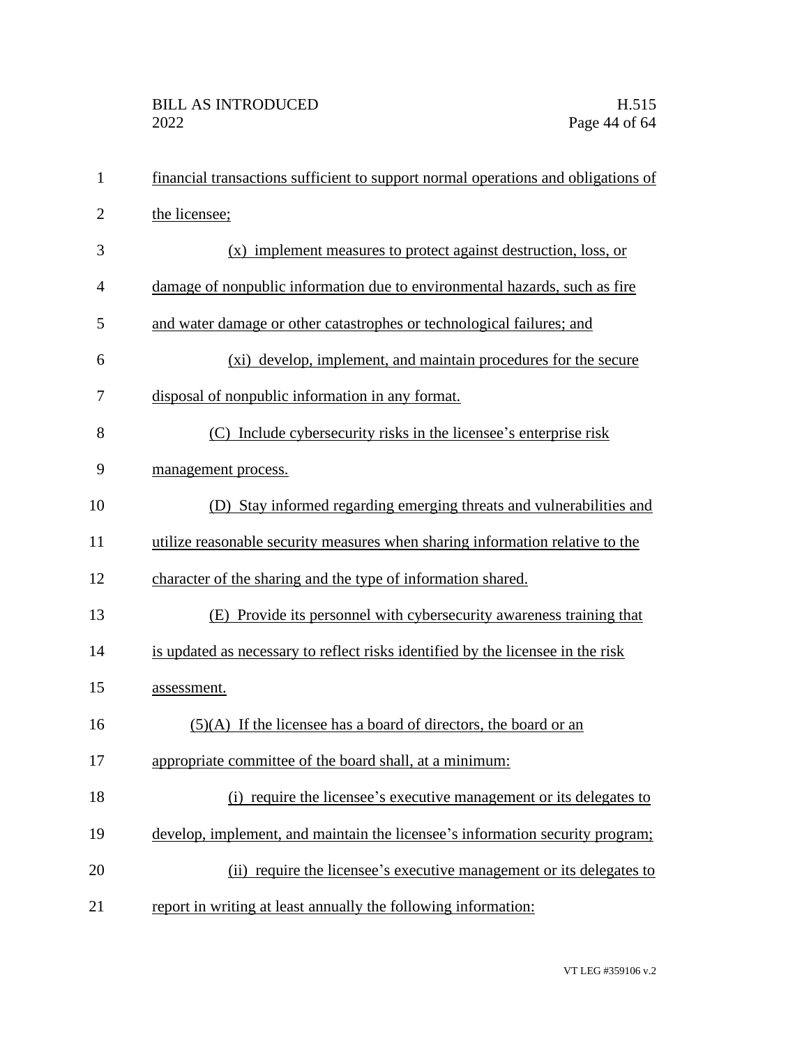financial transactions sufficient to support normal operations and obligations of the licensee;

(x) implement measures to protect against destruction, loss, or damage of nonpublic information due to environmental hazards, such as fire and water damage or other catastrophes or technological failures; and

(xi) develop, implement, and maintain procedures for the secure disposal of nonpublic information in any format.

(C) Include cybersecurity risks in the licensee's enterprise risk management process.

(D) Stay informed regarding emerging threats and vulnerabilities and utilize reasonable security measures when sharing information relative to the character of the sharing and the type of information shared.

(E) Provide its personnel with cybersecurity awareness training that is updated as necessary to reflect risks identified by the licensee in the risk assessment.

(5)(A) If the licensee has a board of directors, the board or an appropriate committee of the board shall, at a minimum:

(i) require the licensee's executive management or its delegates to develop, implement, and maintain the licensee's information security program;

(ii) require the licensee's executive management or its delegates to report in writing at least annually the following information: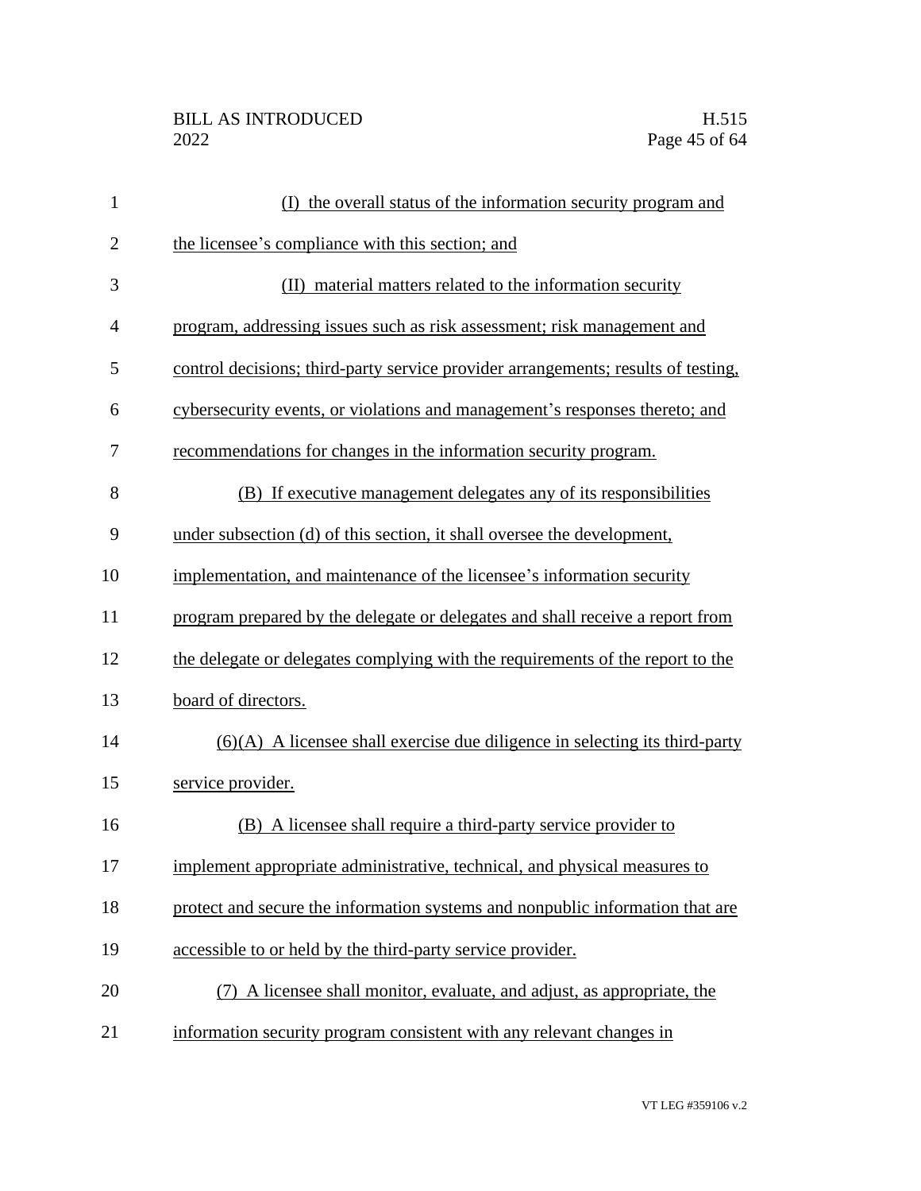(I) the overall status of the information security program and the licensee's compliance with this section; and

(II) material matters related to the information security program, addressing issues such as risk assessment; risk management and control decisions; third-party service provider arrangements; results of testing, cybersecurity events, or violations and management's responses thereto; and recommendations for changes in the information security program.

(B) If executive management delegates any of its responsibilities under subsection (d) of this section, it shall oversee the development, implementation, and maintenance of the licensee's information security program prepared by the delegate or delegates and shall receive a report from the delegate or delegates complying with the requirements of the report to the board of directors.

(6)(A) A licensee shall exercise due diligence in selecting its third-party service provider.

(B) A licensee shall require a third-party service provider to implement appropriate administrative, technical, and physical measures to protect and secure the information systems and nonpublic information that are accessible to or held by the third-party service provider.

(7) A licensee shall monitor, evaluate, and adjust, as appropriate, the information security program consistent with any relevant changes in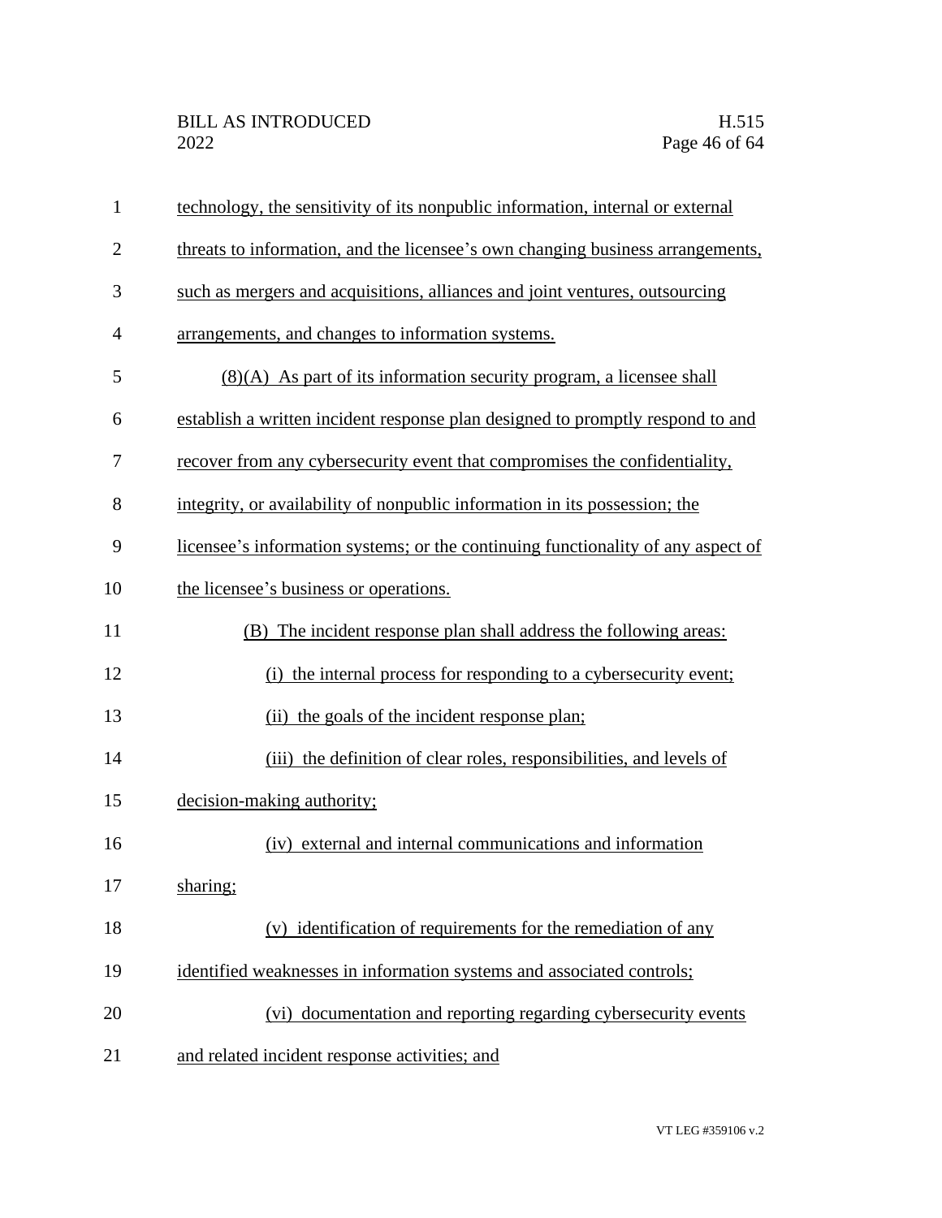technology, the sensitivity of its nonpublic information, internal or external threats to information, and the licensee's own changing business arrangements, such as mergers and acquisitions, alliances and joint ventures, outsourcing arrangements, and changes to information systems.

(8)(A) As part of its information security program, a licensee shall establish a written incident response plan designed to promptly respond to and recover from any cybersecurity event that compromises the confidentiality, integrity, or availability of nonpublic information in its possession; the licensee's information systems; or the continuing functionality of any aspect of the licensee's business or operations.

(B) The incident response plan shall address the following areas:

(i) the internal process for responding to a cybersecurity event;

(ii) the goals of the incident response plan;

(iii) the definition of clear roles, responsibilities, and levels of decision-making authority;

(iv) external and internal communications and information sharing;

(v) identification of requirements for the remediation of any identified weaknesses in information systems and associated controls;

(vi) documentation and reporting regarding cybersecurity events and related incident response activities; and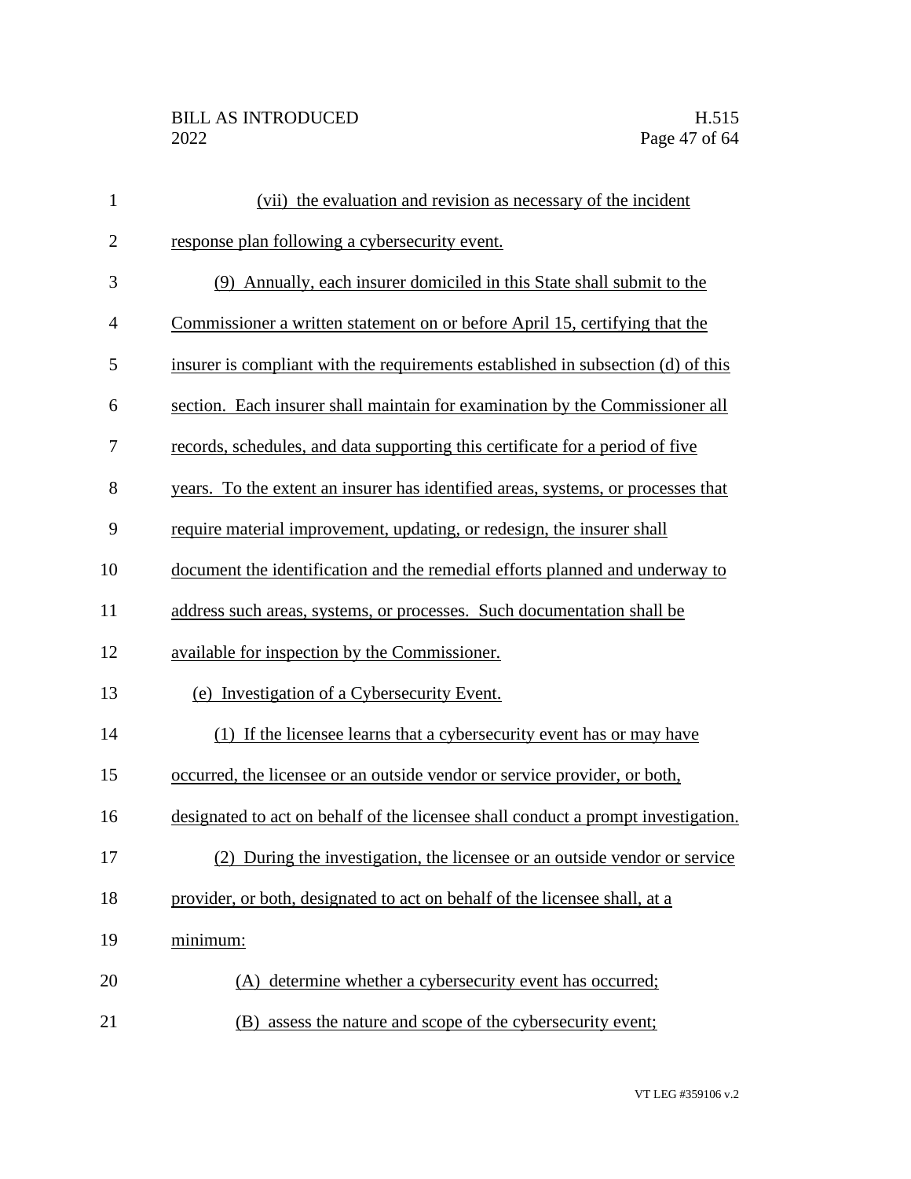(vii) the evaluation and revision as necessary of the incident response plan following a cybersecurity event.

(9) Annually, each insurer domiciled in this State shall submit to the Commissioner a written statement on or before April 15, certifying that the insurer is compliant with the requirements established in subsection (d) of this section. Each insurer shall maintain for examination by the Commissioner all records, schedules, and data supporting this certificate for a period of five years. To the extent an insurer has identified areas, systems, or processes that require material improvement, updating, or redesign, the insurer shall document the identification and the remedial efforts planned and underway to address such areas, systems, or processes. Such documentation shall be available for inspection by the Commissioner.

(e) Investigation of a Cybersecurity Event.

(1) If the licensee learns that a cybersecurity event has or may have occurred, the licensee or an outside vendor or service provider, or both, designated to act on behalf of the licensee shall conduct a prompt investigation.

(2) During the investigation, the licensee or an outside vendor or service provider, or both, designated to act on behalf of the licensee shall, at a minimum:

(A) determine whether a cybersecurity event has occurred;

(B) assess the nature and scope of the cybersecurity event;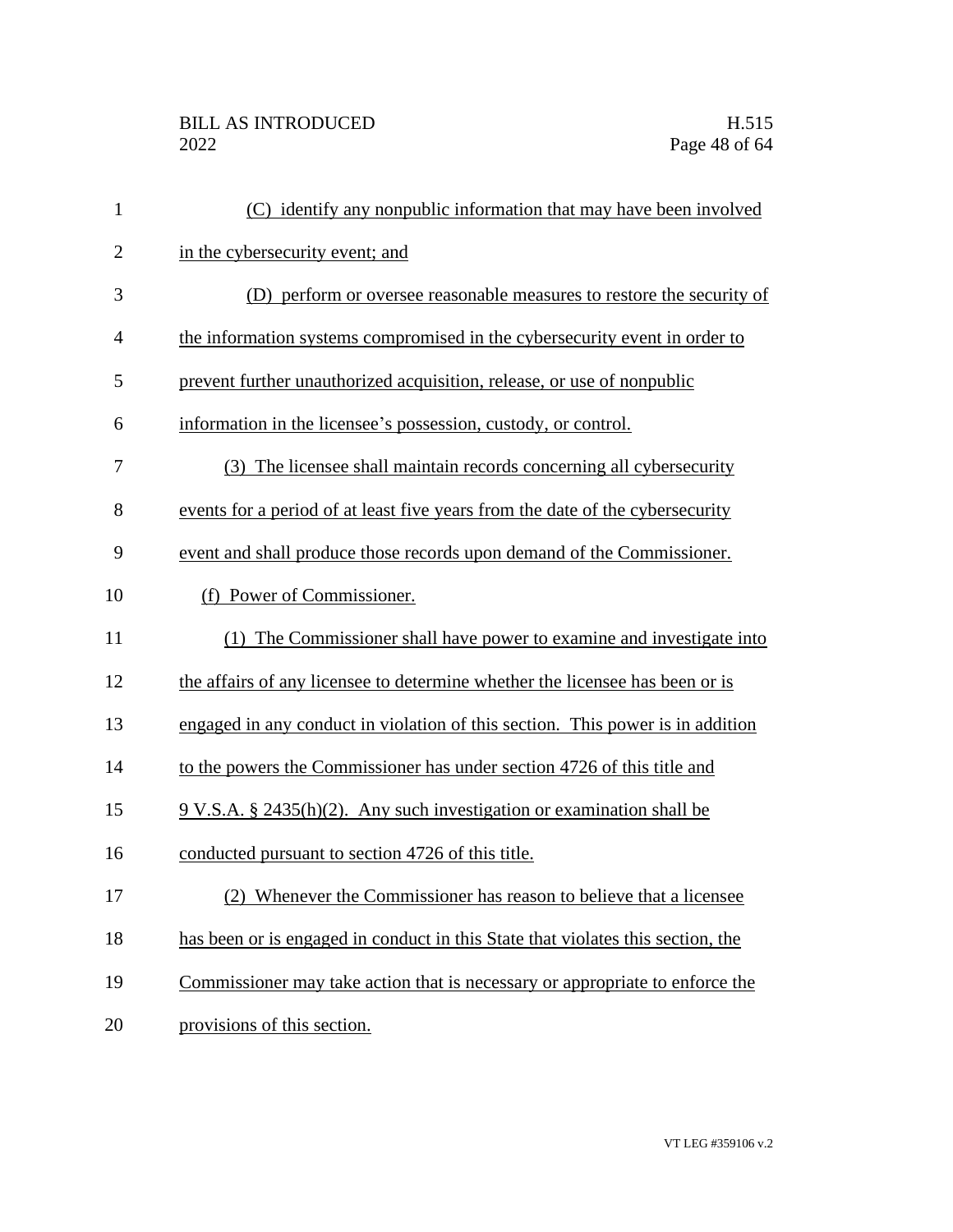(C) identify any nonpublic information that may have been involved in the cybersecurity event; and

(D) perform or oversee reasonable measures to restore the security of the information systems compromised in the cybersecurity event in order to prevent further unauthorized acquisition, release, or use of nonpublic information in the licensee's possession, custody, or control.

(3) The licensee shall maintain records concerning all cybersecurity events for a period of at least five years from the date of the cybersecurity event and shall produce those records upon demand of the Commissioner.

(f) Power of Commissioner.

(1) The Commissioner shall have power to examine and investigate into the affairs of any licensee to determine whether the licensee has been or is engaged in any conduct in violation of this section. This power is in addition to the powers the Commissioner has under section 4726 of this title and 9 V.S.A. § 2435(h)(2). Any such investigation or examination shall be conducted pursuant to section 4726 of this title.

(2) Whenever the Commissioner has reason to believe that a licensee has been or is engaged in conduct in this State that violates this section, the Commissioner may take action that is necessary or appropriate to enforce the provisions of this section.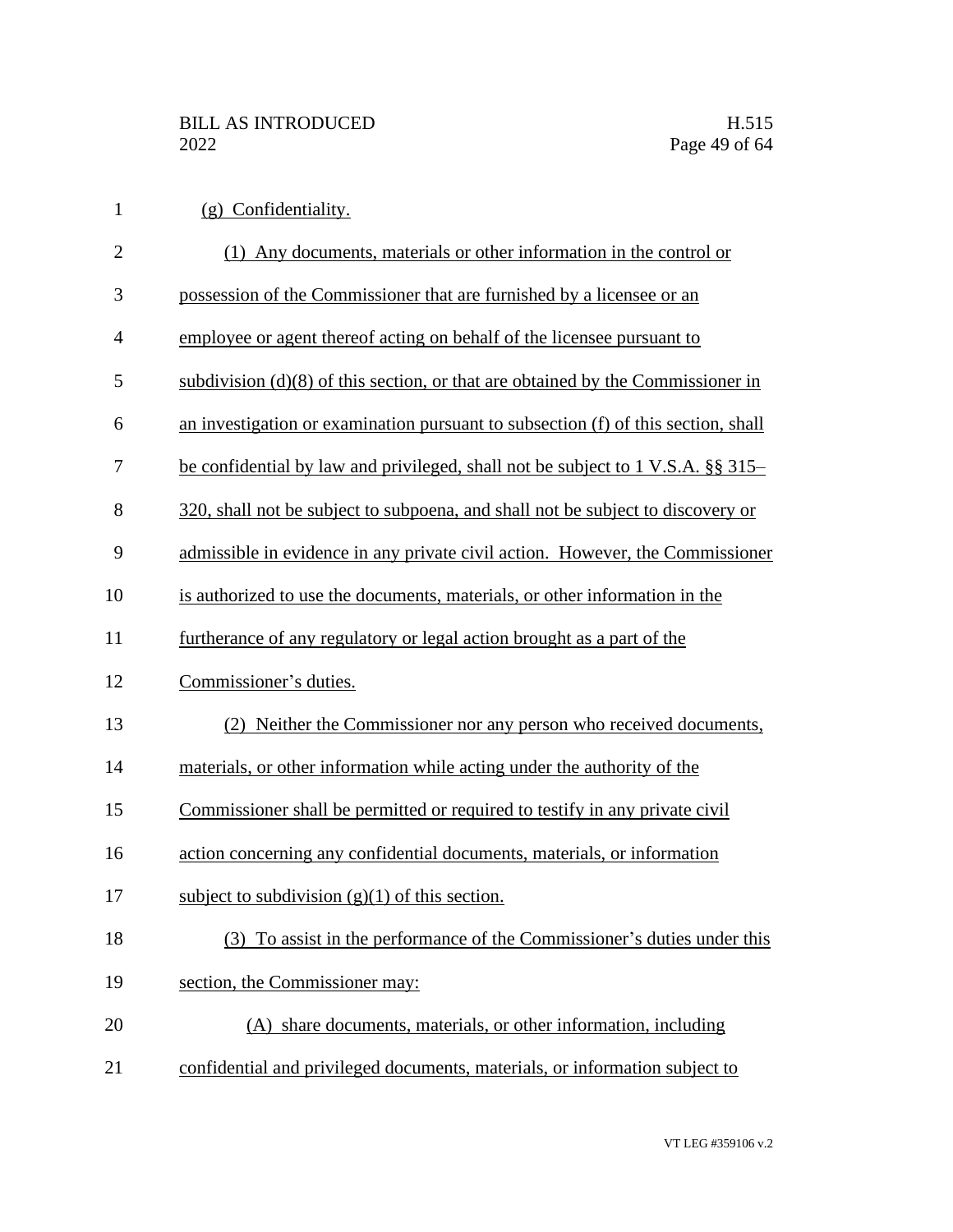(g) Confidentiality.

(1) Any documents, materials or other information in the control or possession of the Commissioner that are furnished by a licensee or an employee or agent thereof acting on behalf of the licensee pursuant to subdivision (d)(8) of this section, or that are obtained by the Commissioner in an investigation or examination pursuant to subsection (f) of this section, shall be confidential by law and privileged, shall not be subject to 1 V.S.A. §§ 315–320, shall not be subject to subpoena, and shall not be subject to discovery or admissible in evidence in any private civil action. However, the Commissioner is authorized to use the documents, materials, or other information in the furtherance of any regulatory or legal action brought as a part of the Commissioner's duties.

(2) Neither the Commissioner nor any person who received documents, materials, or other information while acting under the authority of the Commissioner shall be permitted or required to testify in any private civil action concerning any confidential documents, materials, or information subject to subdivision (g)(1) of this section.

(3) To assist in the performance of the Commissioner's duties under this section, the Commissioner may:

(A) share documents, materials, or other information, including confidential and privileged documents, materials, or information subject to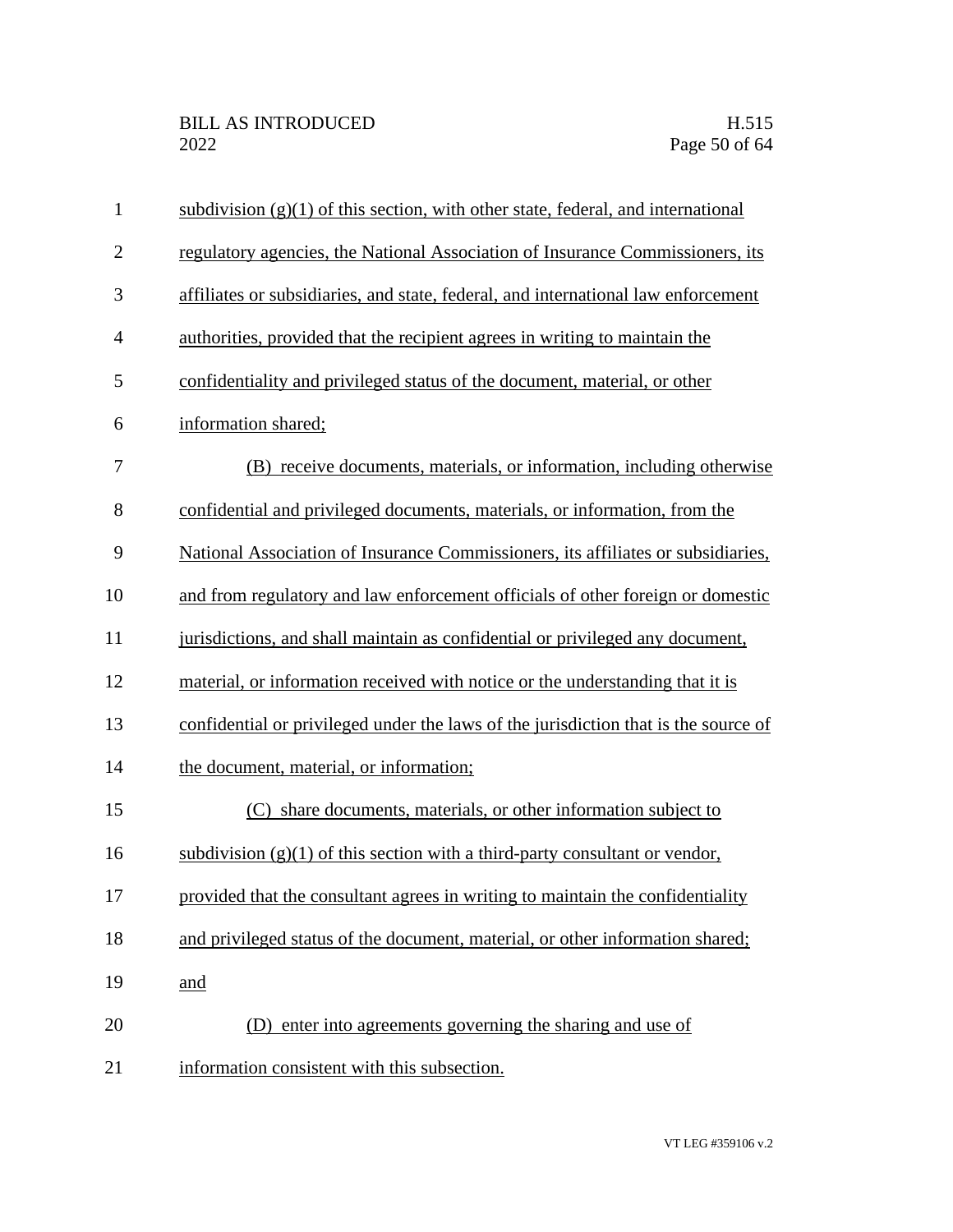subdivision (g)(1) of this section, with other state, federal, and international regulatory agencies, the National Association of Insurance Commissioners, its affiliates or subsidiaries, and state, federal, and international law enforcement authorities, provided that the recipient agrees in writing to maintain the confidentiality and privileged status of the document, material, or other information shared;

(B) receive documents, materials, or information, including otherwise confidential and privileged documents, materials, or information, from the National Association of Insurance Commissioners, its affiliates or subsidiaries, and from regulatory and law enforcement officials of other foreign or domestic jurisdictions, and shall maintain as confidential or privileged any document, material, or information received with notice or the understanding that it is confidential or privileged under the laws of the jurisdiction that is the source of the document, material, or information;

(C) share documents, materials, or other information subject to subdivision (g)(1) of this section with a third-party consultant or vendor, provided that the consultant agrees in writing to maintain the confidentiality and privileged status of the document, material, or other information shared; and

(D) enter into agreements governing the sharing and use of information consistent with this subsection.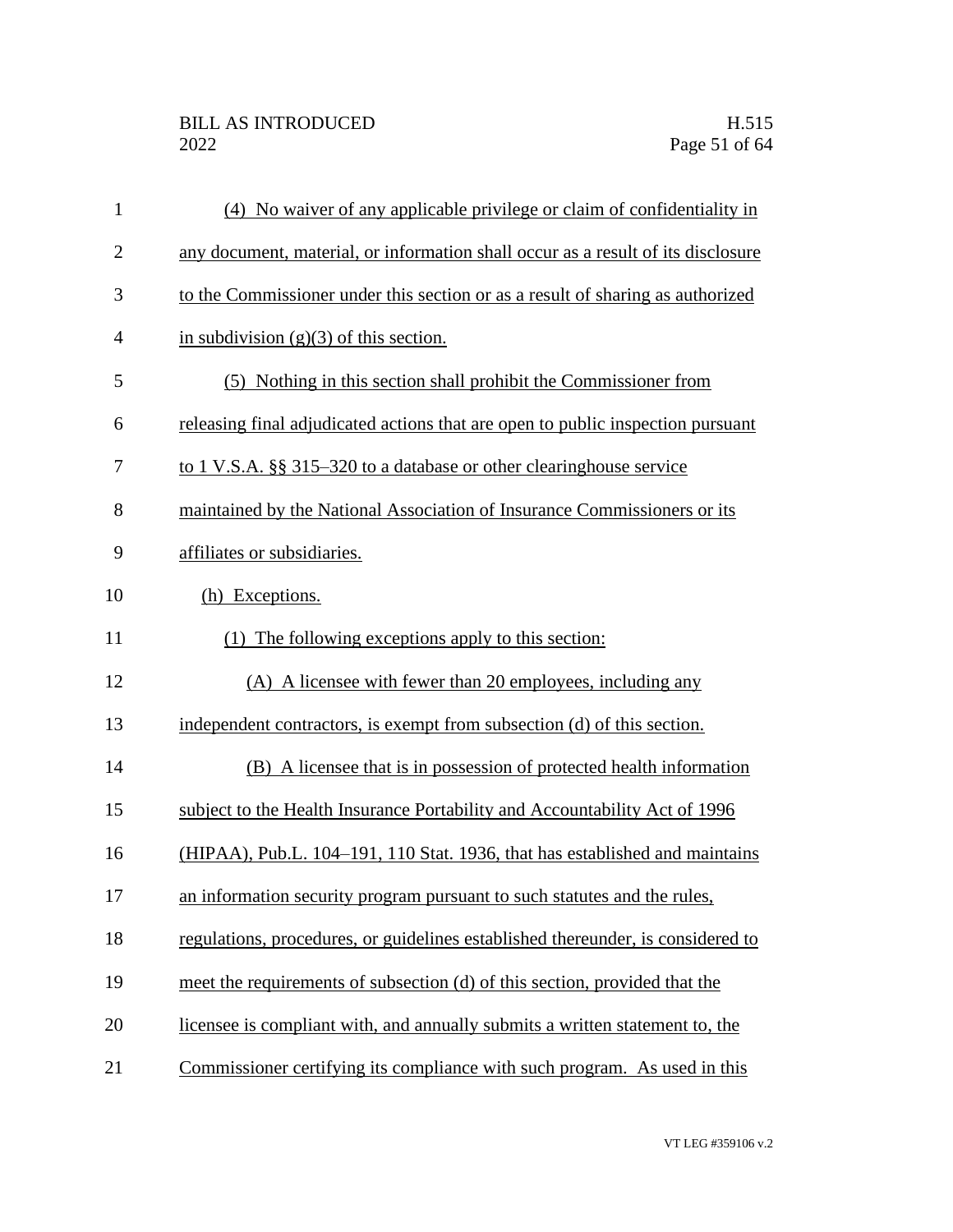(4) No waiver of any applicable privilege or claim of confidentiality in any document, material, or information shall occur as a result of its disclosure to the Commissioner under this section or as a result of sharing as authorized in subdivision (g)(3) of this section.

(5) Nothing in this section shall prohibit the Commissioner from releasing final adjudicated actions that are open to public inspection pursuant to 1 V.S.A. §§ 315–320 to a database or other clearinghouse service maintained by the National Association of Insurance Commissioners or its affiliates or subsidiaries.

(h) Exceptions.

(1) The following exceptions apply to this section:

(A) A licensee with fewer than 20 employees, including any independent contractors, is exempt from subsection (d) of this section.

(B) A licensee that is in possession of protected health information subject to the Health Insurance Portability and Accountability Act of 1996 (HIPAA), Pub.L. 104–191, 110 Stat. 1936, that has established and maintains an information security program pursuant to such statutes and the rules, regulations, procedures, or guidelines established thereunder, is considered to meet the requirements of subsection (d) of this section, provided that the licensee is compliant with, and annually submits a written statement to, the Commissioner certifying its compliance with such program. As used in this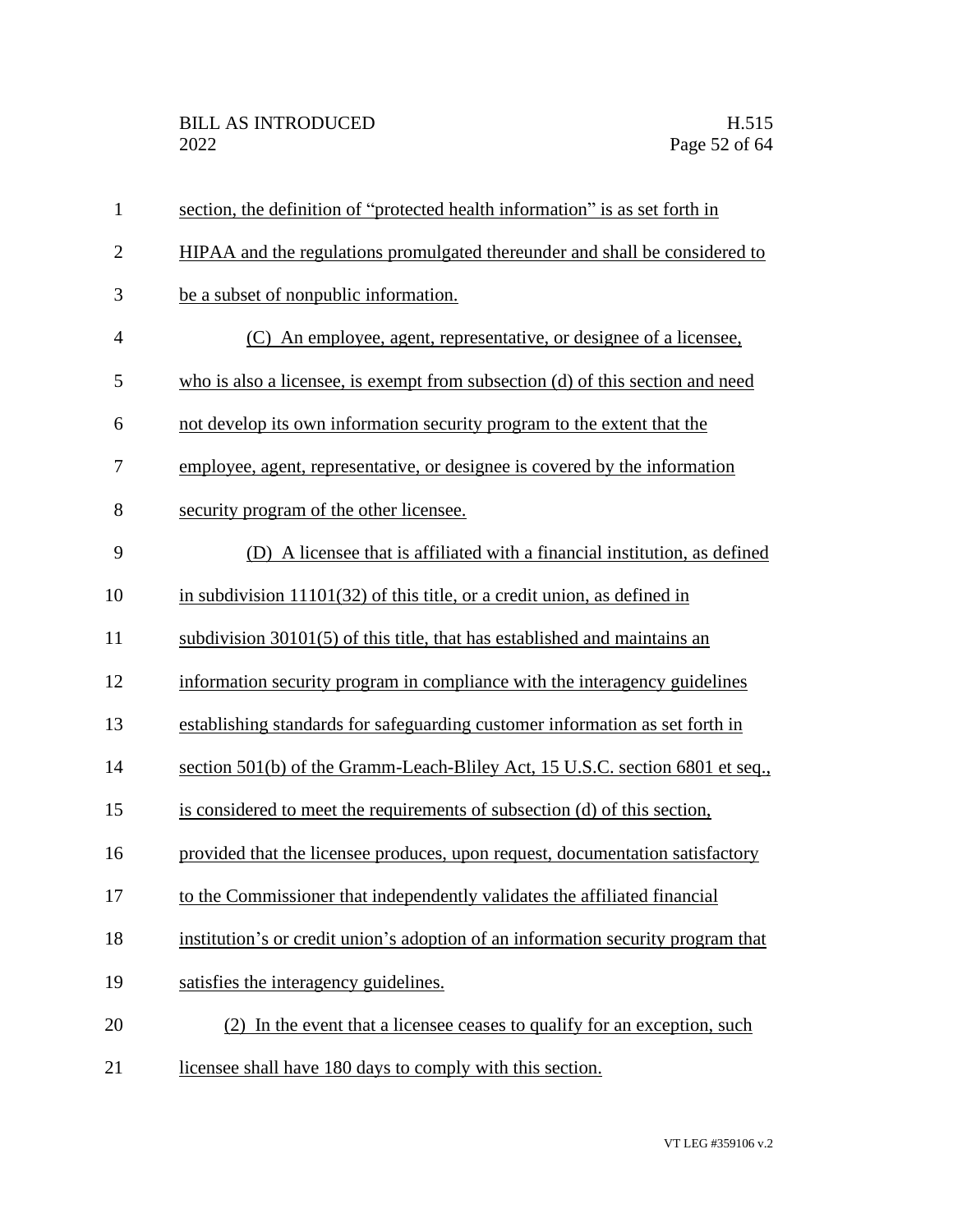section, the definition of "protected health information" is as set forth in HIPAA and the regulations promulgated thereunder and shall be considered to be a subset of nonpublic information.

(C) An employee, agent, representative, or designee of a licensee, who is also a licensee, is exempt from subsection (d) of this section and need not develop its own information security program to the extent that the employee, agent, representative, or designee is covered by the information security program of the other licensee.

(D) A licensee that is affiliated with a financial institution, as defined in subdivision 11101(32) of this title, or a credit union, as defined in subdivision 30101(5) of this title, that has established and maintains an information security program in compliance with the interagency guidelines establishing standards for safeguarding customer information as set forth in section 501(b) of the Gramm-Leach-Bliley Act, 15 U.S.C. section 6801 et seq., is considered to meet the requirements of subsection (d) of this section, provided that the licensee produces, upon request, documentation satisfactory to the Commissioner that independently validates the affiliated financial institution's or credit union's adoption of an information security program that satisfies the interagency guidelines.

(2) In the event that a licensee ceases to qualify for an exception, such licensee shall have 180 days to comply with this section.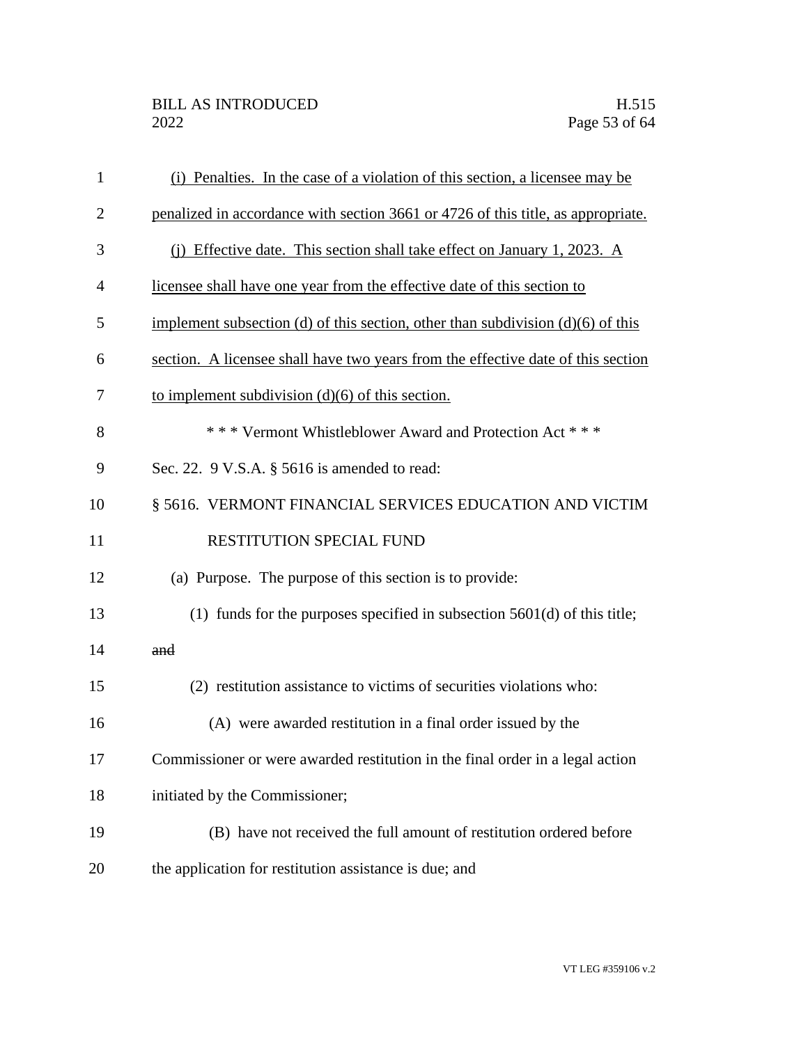(i) Penalties. In the case of a violation of this section, a licensee may be penalized in accordance with section 3661 or 4726 of this title, as appropriate.

(j) Effective date. This section shall take effect on January 1, 2023. A licensee shall have one year from the effective date of this section to implement subsection (d) of this section, other than subdivision (d)(6) of this section. A licensee shall have two years from the effective date of this section to implement subdivision (d)(6) of this section.

\* \* \* Vermont Whistleblower Award and Protection Act \* \* \*

Sec. 22. 9 V.S.A. § 5616 is amended to read:

§ 5616. VERMONT FINANCIAL SERVICES EDUCATION AND VICTIM RESTITUTION SPECIAL FUND

(a) Purpose. The purpose of this section is to provide:

(1) funds for the purposes specified in subsection 5601(d) of this title; ~~and~~

(2) restitution assistance to victims of securities violations who:

(A) were awarded restitution in a final order issued by the Commissioner or were awarded restitution in the final order in a legal action initiated by the Commissioner;

(B) have not received the full amount of restitution ordered before the application for restitution assistance is due; and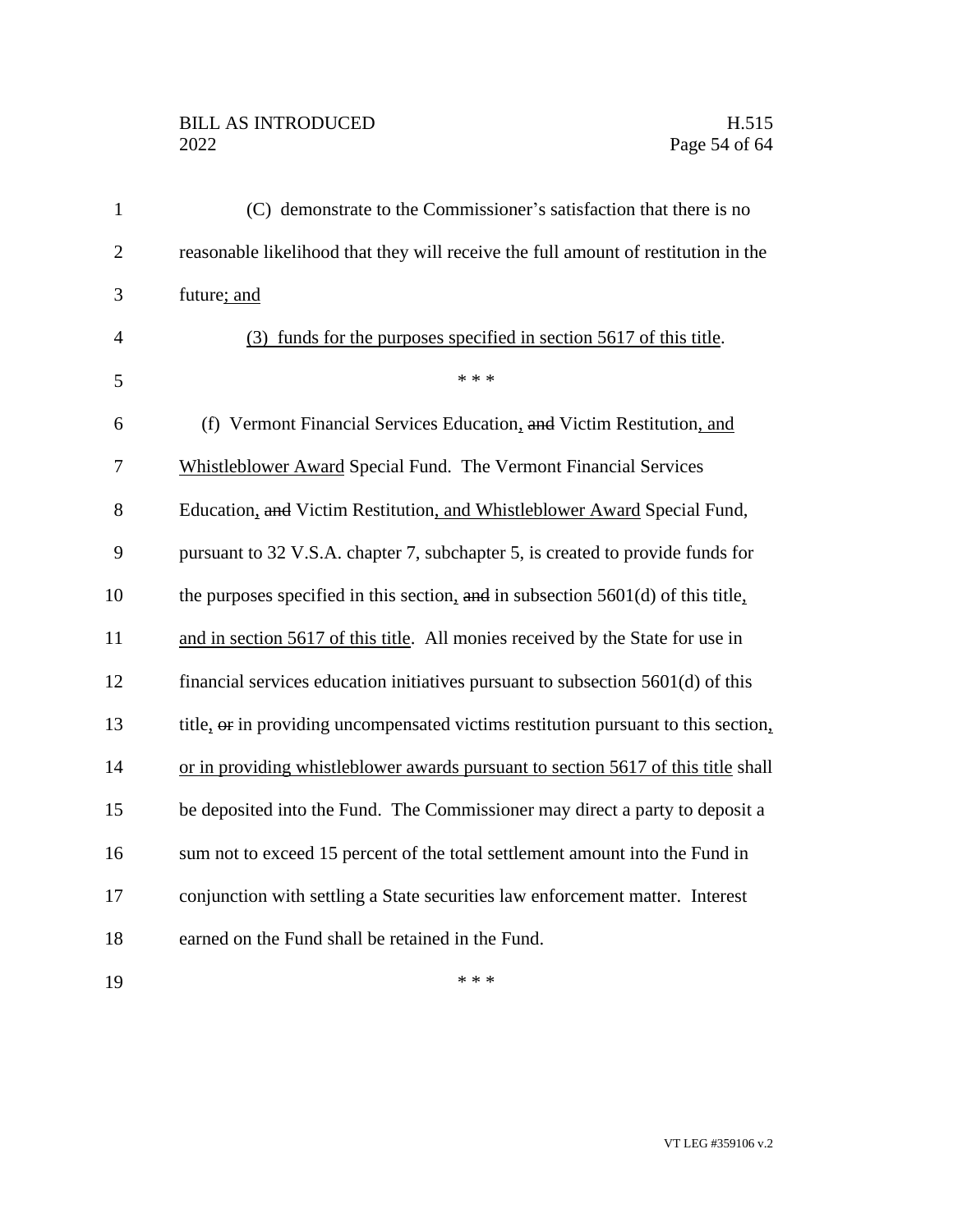(C) demonstrate to the Commissioner's satisfaction that there is no reasonable likelihood that they will receive the full amount of restitution in the future; and

(3) funds for the purposes specified in section 5617 of this title.

\* \* \*

(f) Vermont Financial Services Education, ~~and~~ Victim Restitution, and Whistleblower Award Special Fund. The Vermont Financial Services Education, ~~and~~ Victim Restitution, and Whistleblower Award Special Fund, pursuant to 32 V.S.A. chapter 7, subchapter 5, is created to provide funds for the purposes specified in this section, ~~and~~ in subsection 5601(d) of this title, and in section 5617 of this title. All monies received by the State for use in financial services education initiatives pursuant to subsection 5601(d) of this title, ~~or~~ in providing uncompensated victims restitution pursuant to this section, or in providing whistleblower awards pursuant to section 5617 of this title shall be deposited into the Fund. The Commissioner may direct a party to deposit a sum not to exceed 15 percent of the total settlement amount into the Fund in conjunction with settling a State securities law enforcement matter. Interest earned on the Fund shall be retained in the Fund.

\* \* \*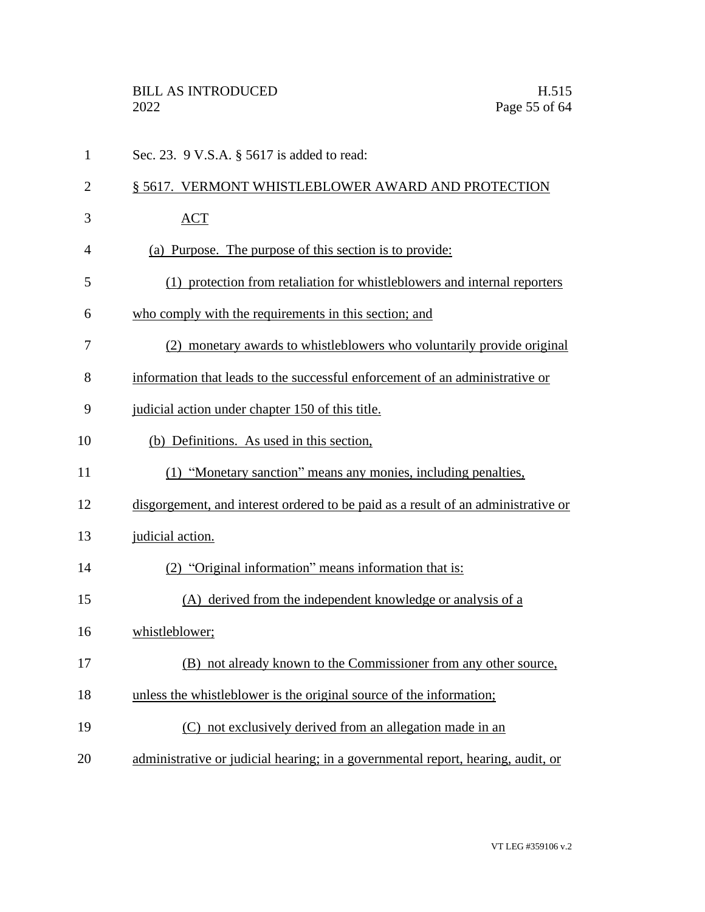Sec. 23. 9 V.S.A. § 5617 is added to read:

§ 5617. VERMONT WHISTLEBLOWER AWARD AND PROTECTION ACT

(a) Purpose. The purpose of this section is to provide:

(1) protection from retaliation for whistleblowers and internal reporters who comply with the requirements in this section; and

(2) monetary awards to whistleblowers who voluntarily provide original information that leads to the successful enforcement of an administrative or judicial action under chapter 150 of this title.

(b) Definitions. As used in this section,

(1) "Monetary sanction" means any monies, including penalties, disgorgement, and interest ordered to be paid as a result of an administrative or judicial action.

(2) "Original information" means information that is:

(A) derived from the independent knowledge or analysis of a whistleblower;

(B) not already known to the Commissioner from any other source, unless the whistleblower is the original source of the information;

(C) not exclusively derived from an allegation made in an administrative or judicial hearing; in a governmental report, hearing, audit, or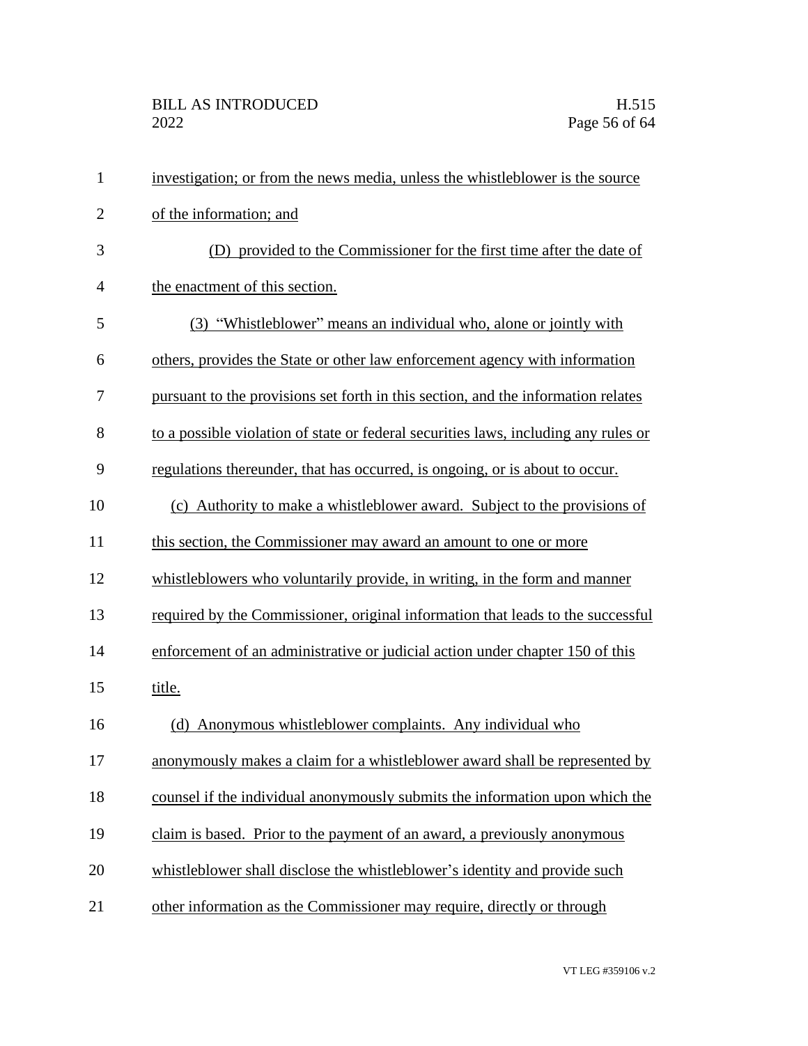investigation; or from the news media, unless the whistleblower is the source of the information; and

(D) provided to the Commissioner for the first time after the date of the enactment of this section.

(3) "Whistleblower" means an individual who, alone or jointly with others, provides the State or other law enforcement agency with information pursuant to the provisions set forth in this section, and the information relates to a possible violation of state or federal securities laws, including any rules or regulations thereunder, that has occurred, is ongoing, or is about to occur.

(c) Authority to make a whistleblower award. Subject to the provisions of this section, the Commissioner may award an amount to one or more whistleblowers who voluntarily provide, in writing, in the form and manner required by the Commissioner, original information that leads to the successful enforcement of an administrative or judicial action under chapter 150 of this title.

(d) Anonymous whistleblower complaints. Any individual who anonymously makes a claim for a whistleblower award shall be represented by counsel if the individual anonymously submits the information upon which the claim is based. Prior to the payment of an award, a previously anonymous whistleblower shall disclose the whistleblower's identity and provide such other information as the Commissioner may require, directly or through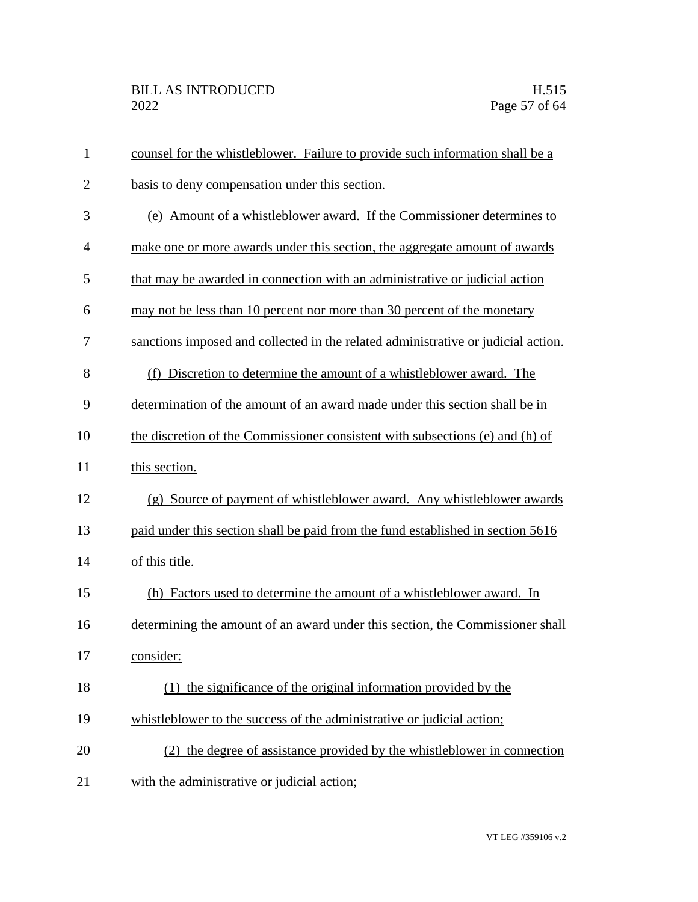counsel for the whistleblower. Failure to provide such information shall be a basis to deny compensation under this section.

(e) Amount of a whistleblower award. If the Commissioner determines to make one or more awards under this section, the aggregate amount of awards that may be awarded in connection with an administrative or judicial action may not be less than 10 percent nor more than 30 percent of the monetary sanctions imposed and collected in the related administrative or judicial action.

(f) Discretion to determine the amount of a whistleblower award. The determination of the amount of an award made under this section shall be in the discretion of the Commissioner consistent with subsections (e) and (h) of this section.

(g) Source of payment of whistleblower award. Any whistleblower awards paid under this section shall be paid from the fund established in section 5616 of this title.

(h) Factors used to determine the amount of a whistleblower award. In determining the amount of an award under this section, the Commissioner shall consider:

(1) the significance of the original information provided by the whistleblower to the success of the administrative or judicial action;

(2) the degree of assistance provided by the whistleblower in connection with the administrative or judicial action;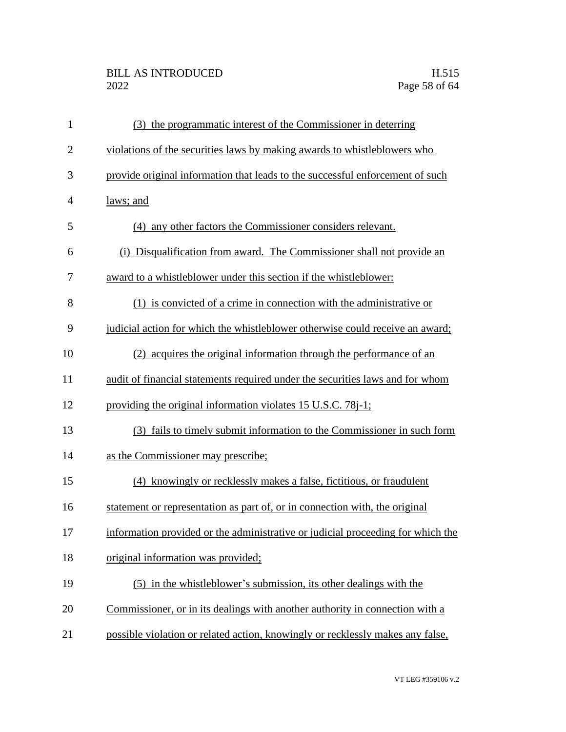(3) the programmatic interest of the Commissioner in deterring violations of the securities laws by making awards to whistleblowers who provide original information that leads to the successful enforcement of such laws; and

(4) any other factors the Commissioner considers relevant.

(i) Disqualification from award. The Commissioner shall not provide an award to a whistleblower under this section if the whistleblower:

(1) is convicted of a crime in connection with the administrative or judicial action for which the whistleblower otherwise could receive an award;

(2) acquires the original information through the performance of an audit of financial statements required under the securities laws and for whom providing the original information violates 15 U.S.C. 78j-1;

(3) fails to timely submit information to the Commissioner in such form as the Commissioner may prescribe;

(4) knowingly or recklessly makes a false, fictitious, or fraudulent statement or representation as part of, or in connection with, the original information provided or the administrative or judicial proceeding for which the original information was provided;

(5) in the whistleblower's submission, its other dealings with the Commissioner, or in its dealings with another authority in connection with a possible violation or related action, knowingly or recklessly makes any false,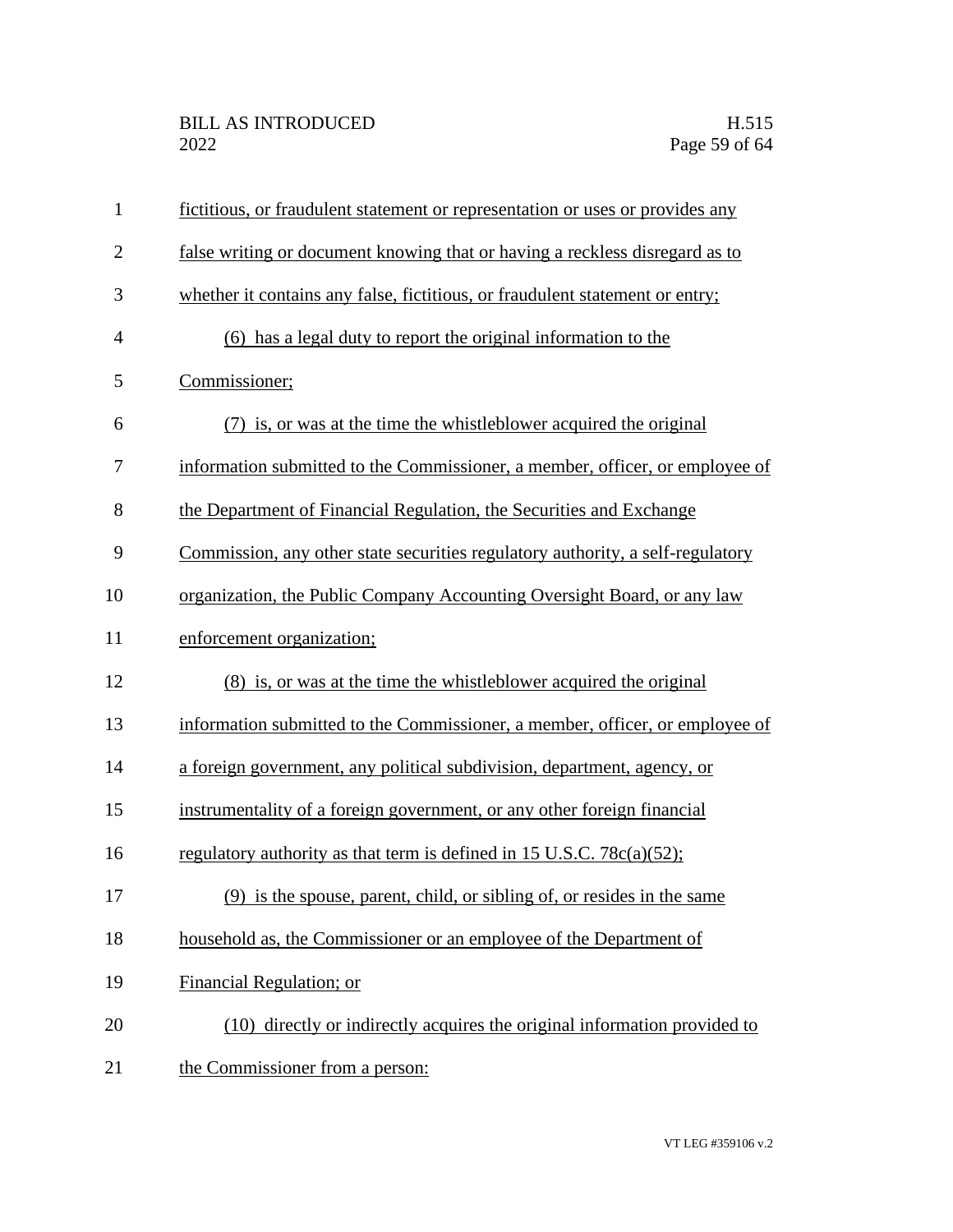fictitious, or fraudulent statement or representation or uses or provides any false writing or document knowing that or having a reckless disregard as to whether it contains any false, fictitious, or fraudulent statement or entry;

(6) has a legal duty to report the original information to the Commissioner;

(7) is, or was at the time the whistleblower acquired the original information submitted to the Commissioner, a member, officer, or employee of the Department of Financial Regulation, the Securities and Exchange Commission, any other state securities regulatory authority, a self-regulatory organization, the Public Company Accounting Oversight Board, or any law enforcement organization;

(8) is, or was at the time the whistleblower acquired the original information submitted to the Commissioner, a member, officer, or employee of a foreign government, any political subdivision, department, agency, or instrumentality of a foreign government, or any other foreign financial regulatory authority as that term is defined in 15 U.S.C. 78c(a)(52);

(9) is the spouse, parent, child, or sibling of, or resides in the same household as, the Commissioner or an employee of the Department of Financial Regulation; or

(10) directly or indirectly acquires the original information provided to the Commissioner from a person: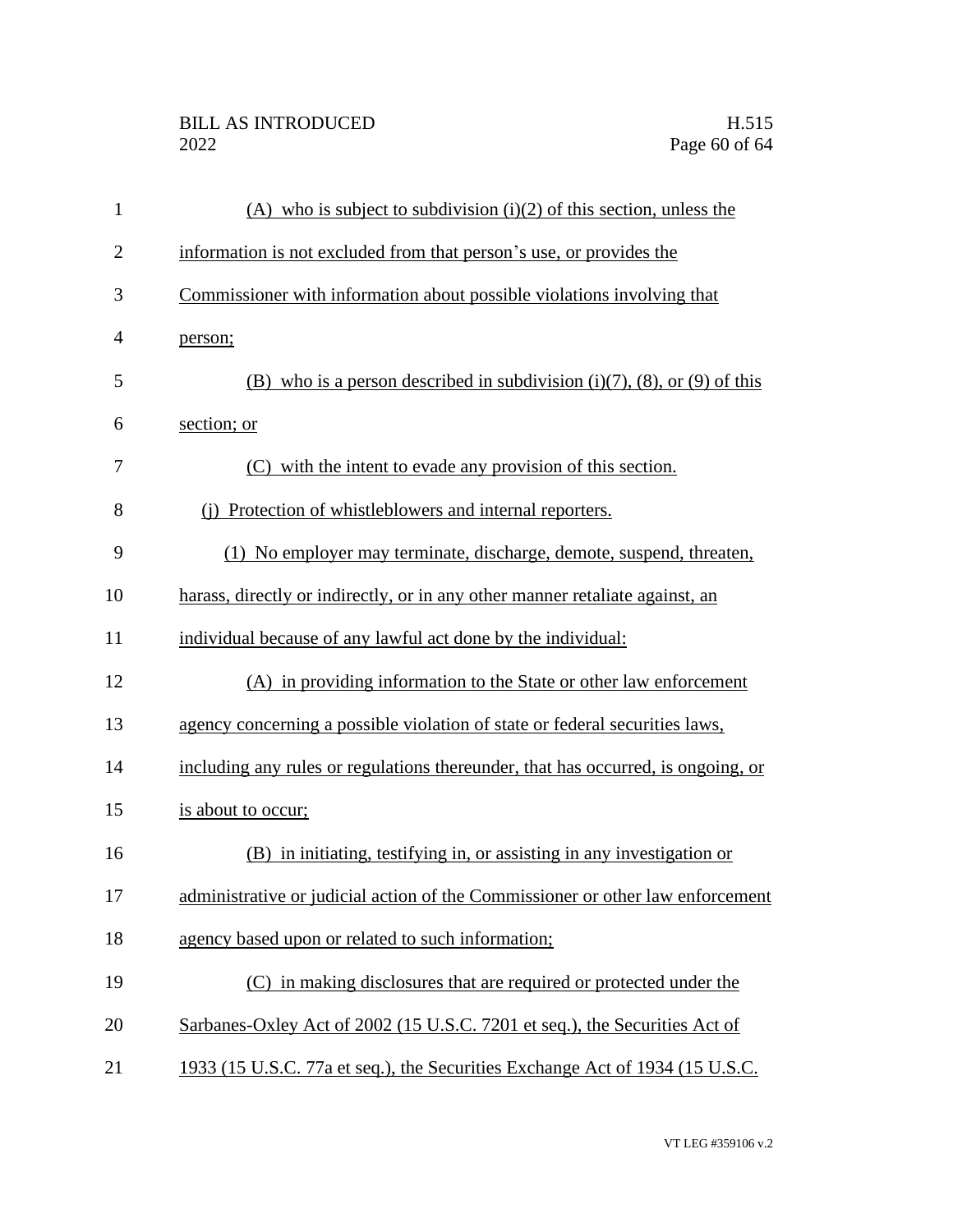(A) who is subject to subdivision (i)(2) of this section, unless the information is not excluded from that person's use, or provides the Commissioner with information about possible violations involving that person;

(B) who is a person described in subdivision (i)(7), (8), or (9) of this section; or

(C) with the intent to evade any provision of this section.

(j) Protection of whistleblowers and internal reporters.

(1) No employer may terminate, discharge, demote, suspend, threaten, harass, directly or indirectly, or in any other manner retaliate against, an individual because of any lawful act done by the individual:

(A) in providing information to the State or other law enforcement agency concerning a possible violation of state or federal securities laws, including any rules or regulations thereunder, that has occurred, is ongoing, or is about to occur;

(B) in initiating, testifying in, or assisting in any investigation or administrative or judicial action of the Commissioner or other law enforcement agency based upon or related to such information;

(C) in making disclosures that are required or protected under the Sarbanes-Oxley Act of 2002 (15 U.S.C. 7201 et seq.), the Securities Act of 1933 (15 U.S.C. 77a et seq.), the Securities Exchange Act of 1934 (15 U.S.C.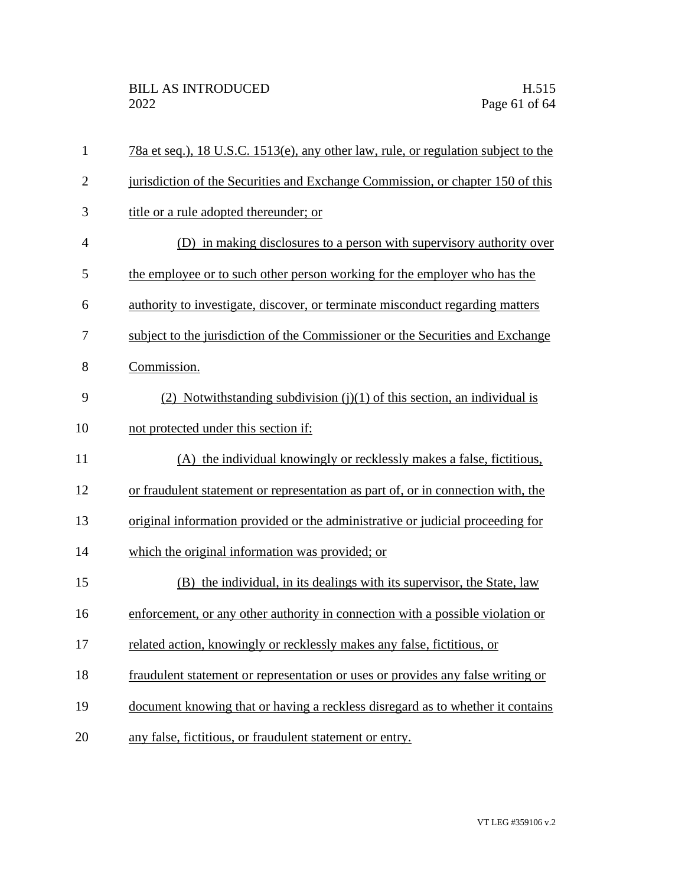78a et seq.), 18 U.S.C. 1513(e), any other law, rule, or regulation subject to the jurisdiction of the Securities and Exchange Commission, or chapter 150 of this title or a rule adopted thereunder; or

(D) in making disclosures to a person with supervisory authority over the employee or to such other person working for the employer who has the authority to investigate, discover, or terminate misconduct regarding matters subject to the jurisdiction of the Commissioner or the Securities and Exchange Commission.

(2) Notwithstanding subdivision (j)(1) of this section, an individual is not protected under this section if:

(A) the individual knowingly or recklessly makes a false, fictitious, or fraudulent statement or representation as part of, or in connection with, the original information provided or the administrative or judicial proceeding for which the original information was provided; or

(B) the individual, in its dealings with its supervisor, the State, law enforcement, or any other authority in connection with a possible violation or related action, knowingly or recklessly makes any false, fictitious, or fraudulent statement or representation or uses or provides any false writing or document knowing that or having a reckless disregard as to whether it contains any false, fictitious, or fraudulent statement or entry.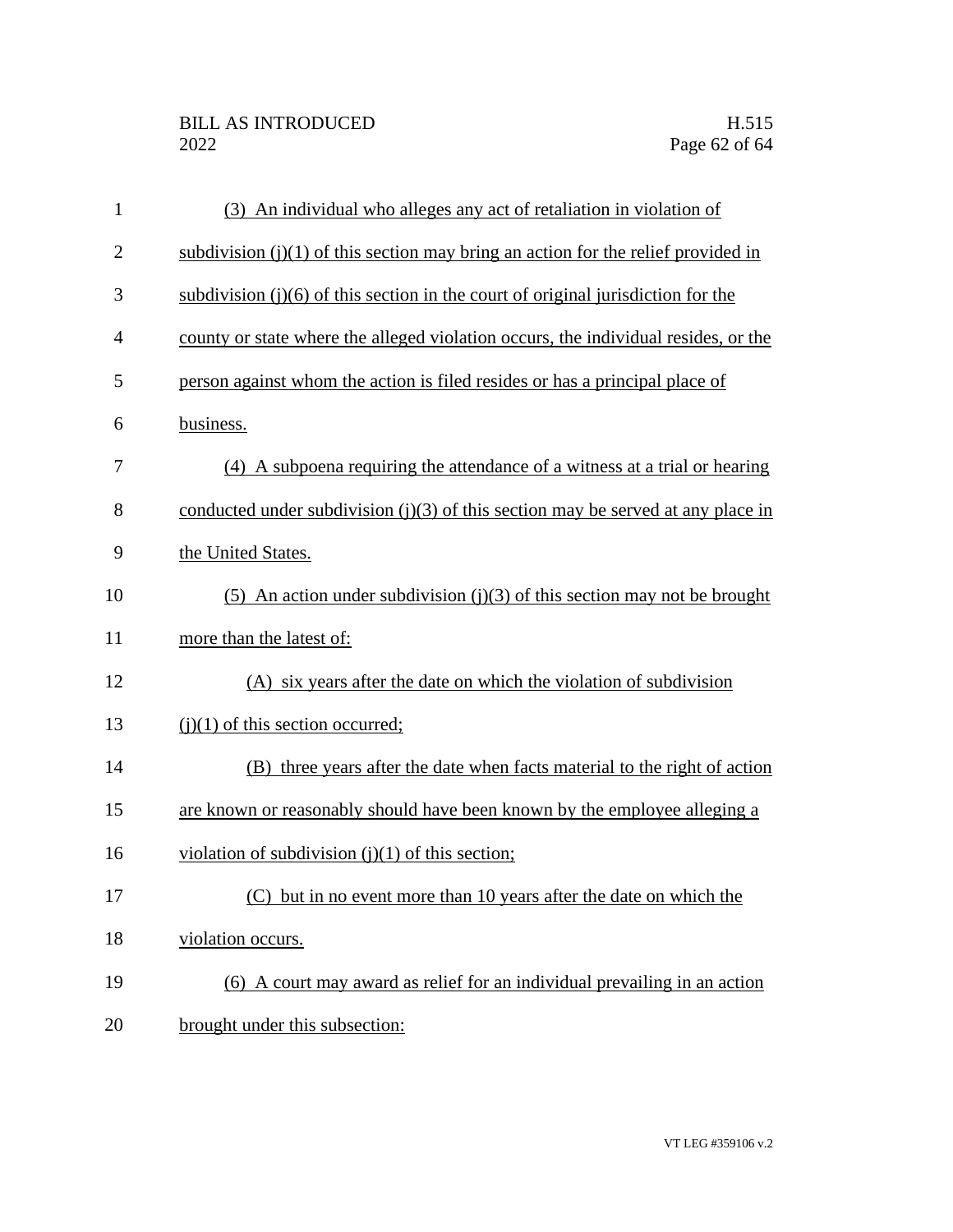(3) An individual who alleges any act of retaliation in violation of subdivision (j)(1) of this section may bring an action for the relief provided in subdivision (j)(6) of this section in the court of original jurisdiction for the county or state where the alleged violation occurs, the individual resides, or the person against whom the action is filed resides or has a principal place of business.

(4) A subpoena requiring the attendance of a witness at a trial or hearing conducted under subdivision (j)(3) of this section may be served at any place in the United States.

(5) An action under subdivision (j)(3) of this section may not be brought more than the latest of:

(A) six years after the date on which the violation of subdivision (j)(1) of this section occurred;

(B) three years after the date when facts material to the right of action are known or reasonably should have been known by the employee alleging a violation of subdivision (j)(1) of this section;

(C) but in no event more than 10 years after the date on which the violation occurs.

(6) A court may award as relief for an individual prevailing in an action brought under this subsection: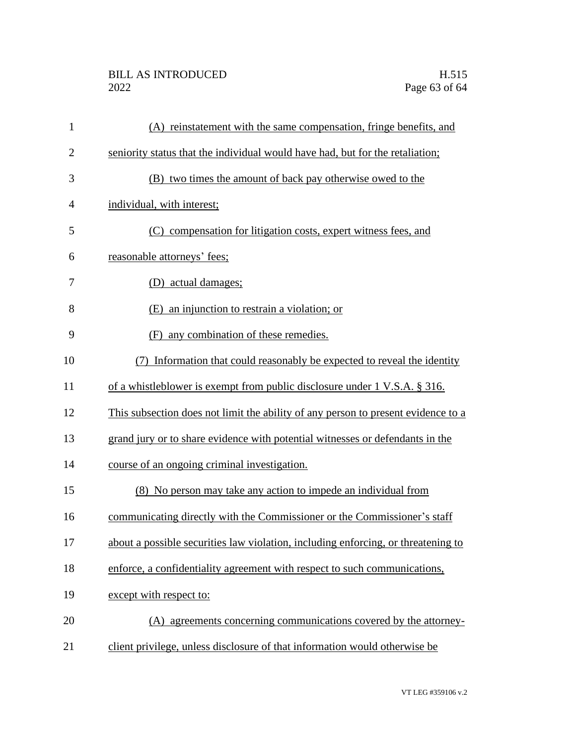(A) reinstatement with the same compensation, fringe benefits, and seniority status that the individual would have had, but for the retaliation;

(B) two times the amount of back pay otherwise owed to the individual, with interest;

(C) compensation for litigation costs, expert witness fees, and reasonable attorneys' fees;

(D) actual damages;

(E) an injunction to restrain a violation; or

(F) any combination of these remedies.

(7) Information that could reasonably be expected to reveal the identity of a whistleblower is exempt from public disclosure under 1 V.S.A. § 316. This subsection does not limit the ability of any person to present evidence to a grand jury or to share evidence with potential witnesses or defendants in the course of an ongoing criminal investigation.

(8) No person may take any action to impede an individual from communicating directly with the Commissioner or the Commissioner's staff about a possible securities law violation, including enforcing, or threatening to enforce, a confidentiality agreement with respect to such communications, except with respect to:

(A) agreements concerning communications covered by the attorney-client privilege, unless disclosure of that information would otherwise be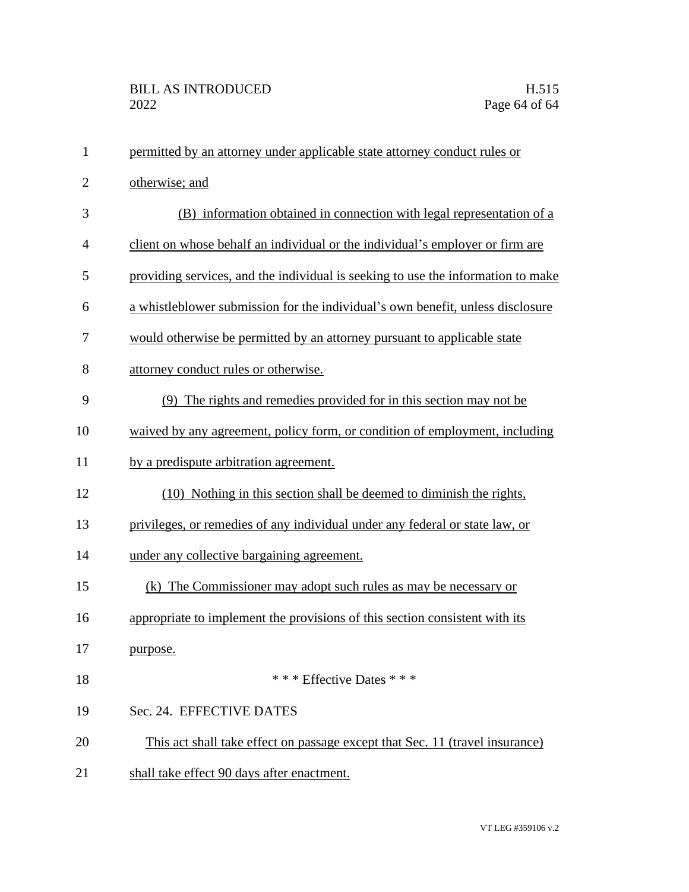permitted by an attorney under applicable state attorney conduct rules or otherwise; and

(B) information obtained in connection with legal representation of a client on whose behalf an individual or the individual's employer or firm are providing services, and the individual is seeking to use the information to make a whistleblower submission for the individual's own benefit, unless disclosure would otherwise be permitted by an attorney pursuant to applicable state attorney conduct rules or otherwise.

(9) The rights and remedies provided for in this section may not be waived by any agreement, policy form, or condition of employment, including by a predispute arbitration agreement.

(10) Nothing in this section shall be deemed to diminish the rights, privileges, or remedies of any individual under any federal or state law, or under any collective bargaining agreement.

(k) The Commissioner may adopt such rules as may be necessary or appropriate to implement the provisions of this section consistent with its purpose.

\* \* \* Effective Dates \* \* \*

Sec. 24. EFFECTIVE DATES

This act shall take effect on passage except that Sec. 11 (travel insurance) shall take effect 90 days after enactment.